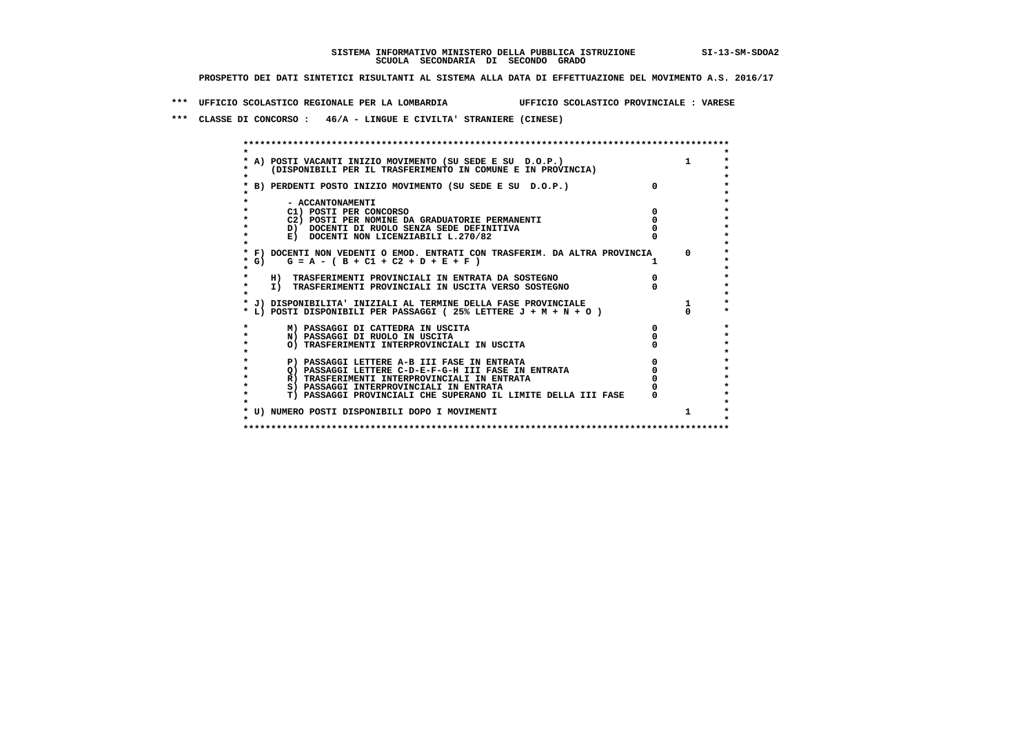**SISTEMA INFORMATIVO MINISTERO DELLA PUBBLICA ISTRUZIONE SI-13-SM-SDOA2**
**SCUOLA SECONDARIA DI SECONDO GRADO**

**PROSPETTO DEI DATI SINTETICI RISULTANTI AL SISTEMA ALLA DATA DI EFFETTUAZIONE DEL MOVIMENTO A.S. 2016/17**

**\*\*\* UFFICIO SCOLASTICO REGIONALE PER LA LOMBARDIA UFFICIO SCOLASTICO PROVINCIALE : VARESE**

**\*\*\* CLASSE DI CONCORSO : 46/A - LINGUE E CIVILTA' STRANIERE (CINESE)**

| Voce | | |
|---|---|---|
| A) POSTI VACANTI INIZIO MOVIMENTO (SU SEDE E SU D.O.P.) (DISPONIBILI PER IL TRASFERIMENTO IN COMUNE E IN PROVINCIA) | | 1 |
| B) PERDENTI POSTO INIZIO MOVIMENTO (SU SEDE E SU D.O.P.) | 0 | |
| - ACCANTONAMENTI | | |
| C1) POSTI PER CONCORSO | 0 | |
| C2) POSTI PER NOMINE DA GRADUATORIE PERMANENTI | 0 | |
| D) DOCENTI DI RUOLO SENZA SEDE DEFINITIVA | 0 | |
| E) DOCENTI NON LICENZIABILI L.270/82 | 0 | |
| F) DOCENTI NON VEDENTI O EMOD. ENTRATI CON TRASFERIM. DA ALTRA PROVINCIA | | 0 |
| G) G = A - ( B + C1 + C2 + D + E + F ) | 1 | |
| H) TRASFERIMENTI PROVINCIALI IN ENTRATA DA SOSTEGNO | 0 | |
| I) TRASFERIMENTI PROVINCIALI IN USCITA VERSO SOSTEGNO | 0 | |
| J) DISPONIBILITA' INIZIALI AL TERMINE DELLA FASE PROVINCIALE | | 1 |
| L) POSTI DISPONIBILI PER PASSAGGI ( 25% LETTERE J + M + N + O ) | | 0 |
| M) PASSAGGI DI CATTEDRA IN USCITA | 0 | |
| N) PASSAGGI DI RUOLO IN USCITA | 0 | |
| O) TRASFERIMENTI INTERPROVINCIALI IN USCITA | 0 | |
| P) PASSAGGI LETTERE A-B III FASE IN ENTRATA | 0 | |
| Q) PASSAGGI LETTERE C-D-E-F-G-H III FASE IN ENTRATA | 0 | |
| R) TRASFERIMENTI INTERPROVINCIALI IN ENTRATA | 0 | |
| S) PASSAGGI INTERPROVINCIALI IN ENTRATA | 0 | |
| T) PASSAGGI PROVINCIALI CHE SUPERANO IL LIMITE DELLA III FASE | 0 | |
| U) NUMERO POSTI DISPONIBILI DOPO I MOVIMENTI | | 1 |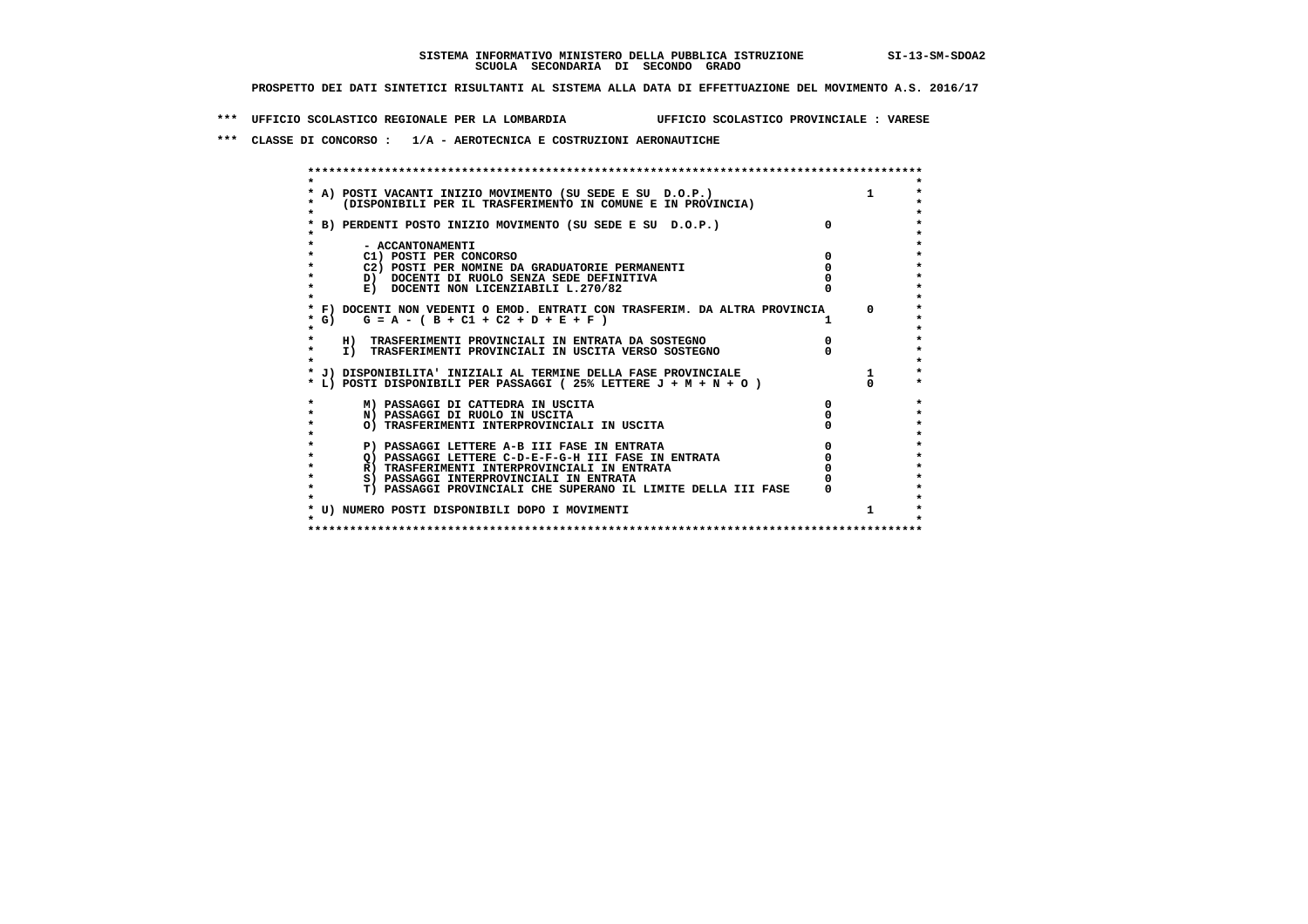**SISTEMA INFORMATIVO MINISTERO DELLA PUBBLICA ISTRUZIONE** SI-13-SM-SDOA2
**SCUOLA SECONDARIA DI SECONDO GRADO**

**PROSPETTO DEI DATI SINTETICI RISULTANTI AL SISTEMA ALLA DATA DI EFFETTUAZIONE DEL MOVIMENTO A.S. 2016/17**

**\*\*\* UFFICIO SCOLASTICO REGIONALE PER LA LOMBARDIA UFFICIO SCOLASTICO PROVINCIALE : VARESE**

**\*\*\* CLASSE DI CONCORSO : 1/A - AEROTECNICA E COSTRUZIONI AERONAUTICHE**

| Voce | | |
|---|---|---|
| A) POSTI VACANTI INIZIO MOVIMENTO (SU SEDE E SU D.O.P.) (DISPONIBILI PER IL TRASFERIMENTO IN COMUNE E IN PROVINCIA) | | 1 |
| B) PERDENTI POSTO INIZIO MOVIMENTO (SU SEDE E SU D.O.P.) | 0 | |
| - ACCANTONAMENTI | | |
| C1) POSTI PER CONCORSO | 0 | |
| C2) POSTI PER NOMINE DA GRADUATORIE PERMANENTI | 0 | |
| D) DOCENTI DI RUOLO SENZA SEDE DEFINITIVA | 0 | |
| E) DOCENTI NON LICENZIABILI L.270/82 | 0 | |
| F) DOCENTI NON VEDENTI O EMOD. ENTRATI CON TRASFERIM. DA ALTRA PROVINCIA | | 0 |
| G) G = A - ( B + C1 + C2 + D + E + F ) | 1 | |
| H) TRASFERIMENTI PROVINCIALI IN ENTRATA DA SOSTEGNO | 0 | |
| I) TRASFERIMENTI PROVINCIALI IN USCITA VERSO SOSTEGNO | 0 | |
| J) DISPONIBILITA' INIZIALI AL TERMINE DELLA FASE PROVINCIALE | | 1 |
| L) POSTI DISPONIBILI PER PASSAGGI ( 25% LETTERE J + M + N + O ) | | 0 |
| M) PASSAGGI DI CATTEDRA IN USCITA | 0 | |
| N) PASSAGGI DI RUOLO IN USCITA | 0 | |
| O) TRASFERIMENTI INTERPROVINCIALI IN USCITA | 0 | |
| P) PASSAGGI LETTERE A-B III FASE IN ENTRATA | 0 | |
| Q) PASSAGGI LETTERE C-D-E-F-G-H III FASE IN ENTRATA | 0 | |
| R) TRASFERIMENTI INTERPROVINCIALI IN ENTRATA | 0 | |
| S) PASSAGGI INTERPROVINCIALI IN ENTRATA | 0 | |
| T) PASSAGGI PROVINCIALI CHE SUPERANO IL LIMITE DELLA III FASE | 0 | |
| U) NUMERO POSTI DISPONIBILI DOPO I MOVIMENTI | | 1 |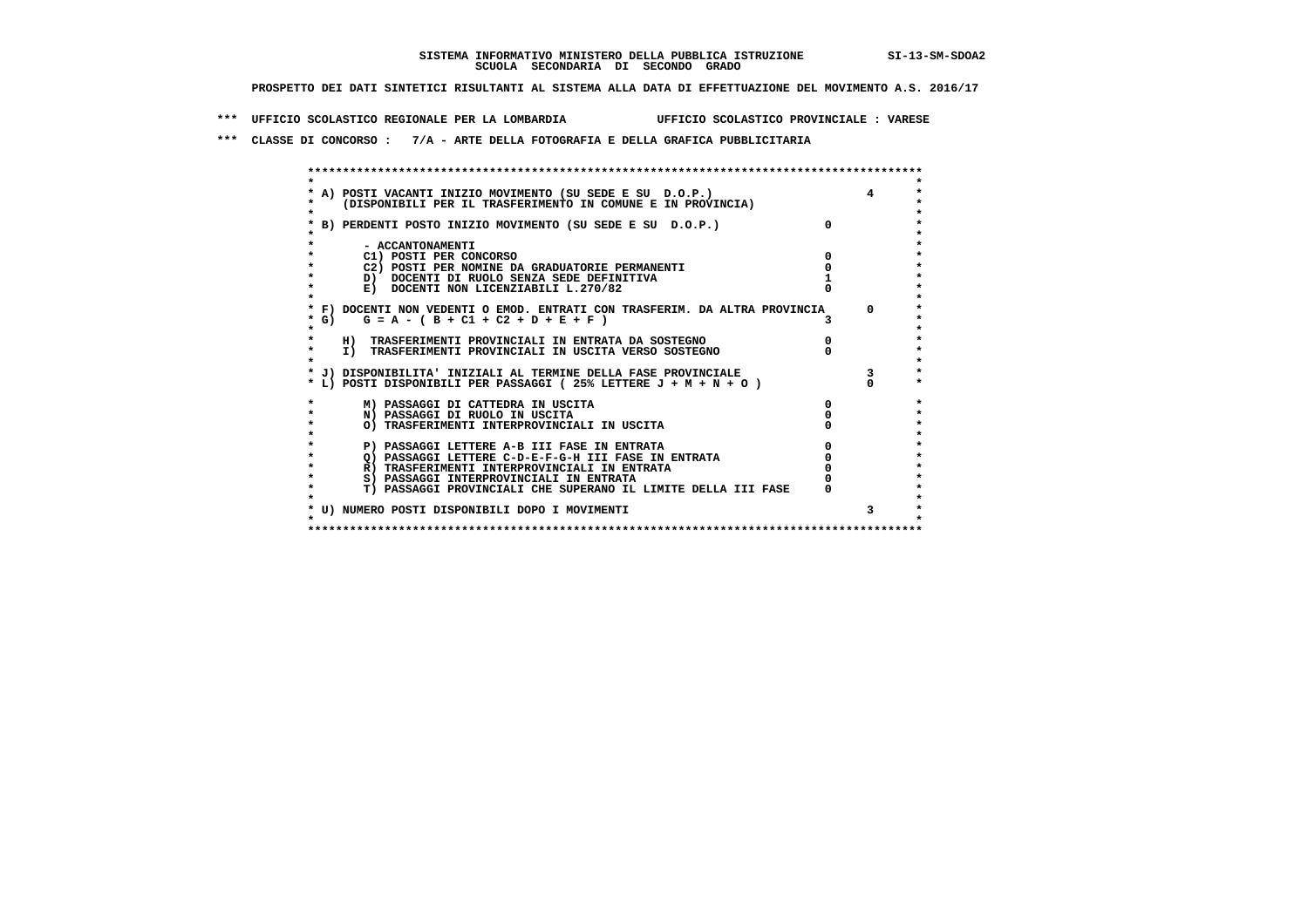**SISTEMA INFORMATIVO MINISTERO DELLA PUBBLICA ISTRUZIONE SI-13-SM-SDOA2**
**SCUOLA SECONDARIA DI SECONDO GRADO**

**PROSPETTO DEI DATI SINTETICI RISULTANTI AL SISTEMA ALLA DATA DI EFFETTUAZIONE DEL MOVIMENTO A.S. 2016/17**

**\*\*\* UFFICIO SCOLASTICO REGIONALE PER LA LOMBARDIA UFFICIO SCOLASTICO PROVINCIALE : VARESE**

**\*\*\* CLASSE DI CONCORSO : 7/A - ARTE DELLA FOTOGRAFIA E DELLA GRAFICA PUBBLICITARIA**

| Voce | | |
|---|---|---|
| A) POSTI VACANTI INIZIO MOVIMENTO (SU SEDE E SU D.O.P.) (DISPONIBILI PER IL TRASFERIMENTO IN COMUNE E IN PROVINCIA) | | 4 |
| B) PERDENTI POSTO INIZIO MOVIMENTO (SU SEDE E SU D.O.P.) | 0 | |
| - ACCANTONAMENTI | | |
| C1) POSTI PER CONCORSO | 0 | |
| C2) POSTI PER NOMINE DA GRADUATORIE PERMANENTI | 0 | |
| D) DOCENTI DI RUOLO SENZA SEDE DEFINITIVA | 1 | |
| E) DOCENTI NON LICENZIABILI L.270/82 | 0 | |
| F) DOCENTI NON VEDENTI O EMOD. ENTRATI CON TRASFERIM. DA ALTRA PROVINCIA | | 0 |
| G) G = A - ( B + C1 + C2 + D + E + F ) | 3 | |
| H) TRASFERIMENTI PROVINCIALI IN ENTRATA DA SOSTEGNO | 0 | |
| I) TRASFERIMENTI PROVINCIALI IN USCITA VERSO SOSTEGNO | 0 | |
| J) DISPONIBILITA' INIZIALI AL TERMINE DELLA FASE PROVINCIALE | | 3 |
| L) POSTI DISPONIBILI PER PASSAGGI ( 25% LETTERE J + M + N + O ) | | 0 |
| M) PASSAGGI DI CATTEDRA IN USCITA | 0 | |
| N) PASSAGGI DI RUOLO IN USCITA | 0 | |
| O) TRASFERIMENTI INTERPROVINCIALI IN USCITA | 0 | |
| P) PASSAGGI LETTERE A-B III FASE IN ENTRATA | 0 | |
| Q) PASSAGGI LETTERE C-D-E-F-G-H III FASE IN ENTRATA | 0 | |
| R) TRASFERIMENTI INTERPROVINCIALI IN ENTRATA | 0 | |
| S) PASSAGGI INTERPROVINCIALI IN ENTRATA | 0 | |
| T) PASSAGGI PROVINCIALI CHE SUPERANO IL LIMITE DELLA III FASE | 0 | |
| U) NUMERO POSTI DISPONIBILI DOPO I MOVIMENTI | | 3 |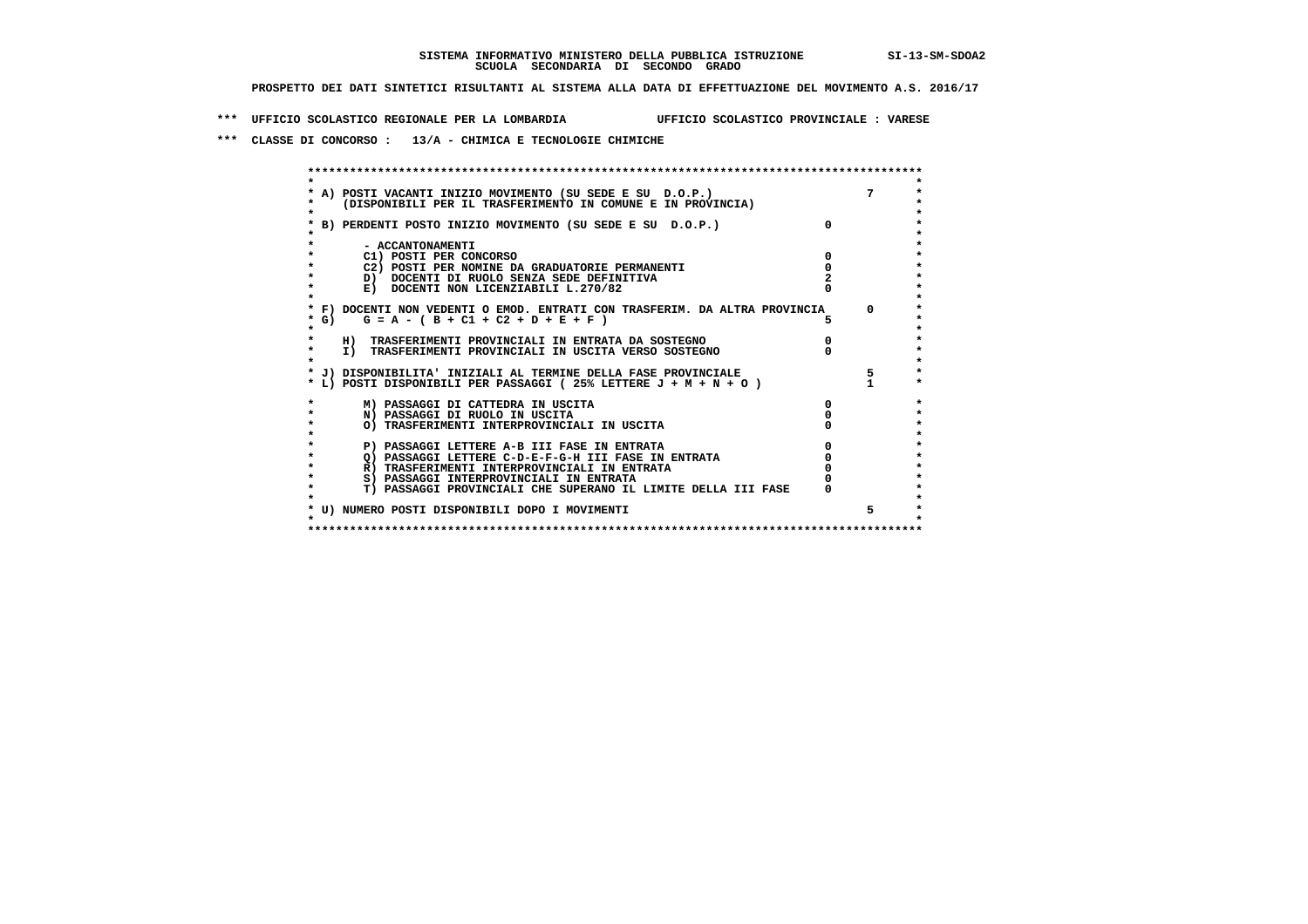**SISTEMA INFORMATIVO MINISTERO DELLA PUBBLICA ISTRUZIONE SI-13-SM-SDOA2**
**SCUOLA SECONDARIA DI SECONDO GRADO**

**PROSPETTO DEI DATI SINTETICI RISULTANTI AL SISTEMA ALLA DATA DI EFFETTUAZIONE DEL MOVIMENTO A.S. 2016/17**

**\*\*\* UFFICIO SCOLASTICO REGIONALE PER LA LOMBARDIA UFFICIO SCOLASTICO PROVINCIALE : VARESE**

**\*\*\* CLASSE DI CONCORSO : 13/A - CHIMICA E TECNOLOGIE CHIMICHE**

| Voce | | |
|---|---|---|
| A) POSTI VACANTI INIZIO MOVIMENTO (SU SEDE E SU D.O.P.) (DISPONIBILI PER IL TRASFERIMENTO IN COMUNE E IN PROVINCIA) | | 7 |
| B) PERDENTI POSTO INIZIO MOVIMENTO (SU SEDE E SU D.O.P.) | 0 | |
| - ACCANTONAMENTI | | |
| C1) POSTI PER CONCORSO | 0 | |
| C2) POSTI PER NOMINE DA GRADUATORIE PERMANENTI | 0 | |
| D) DOCENTI DI RUOLO SENZA SEDE DEFINITIVA | 2 | |
| E) DOCENTI NON LICENZIABILI L.270/82 | 0 | |
| F) DOCENTI NON VEDENTI O EMOD. ENTRATI CON TRASFERIM. DA ALTRA PROVINCIA | | 0 |
| G) G = A - ( B + C1 + C2 + D + E + F ) | 5 | |
| H) TRASFERIMENTI PROVINCIALI IN ENTRATA DA SOSTEGNO | 0 | |
| I) TRASFERIMENTI PROVINCIALI IN USCITA VERSO SOSTEGNO | 0 | |
| J) DISPONIBILITA' INIZIALI AL TERMINE DELLA FASE PROVINCIALE | | 5 |
| L) POSTI DISPONIBILI PER PASSAGGI ( 25% LETTERE J + M + N + O ) | | 1 |
| M) PASSAGGI DI CATTEDRA IN USCITA | 0 | |
| N) PASSAGGI DI RUOLO IN USCITA | 0 | |
| O) TRASFERIMENTI INTERPROVINCIALI IN USCITA | 0 | |
| P) PASSAGGI LETTERE A-B III FASE IN ENTRATA | 0 | |
| Q) PASSAGGI LETTERE C-D-E-F-G-H III FASE IN ENTRATA | 0 | |
| R) TRASFERIMENTI INTERPROVINCIALI IN ENTRATA | 0 | |
| S) PASSAGGI INTERPROVINCIALI IN ENTRATA | 0 | |
| T) PASSAGGI PROVINCIALI CHE SUPERANO IL LIMITE DELLA III FASE | 0 | |
| U) NUMERO POSTI DISPONIBILI DOPO I MOVIMENTI | | 5 |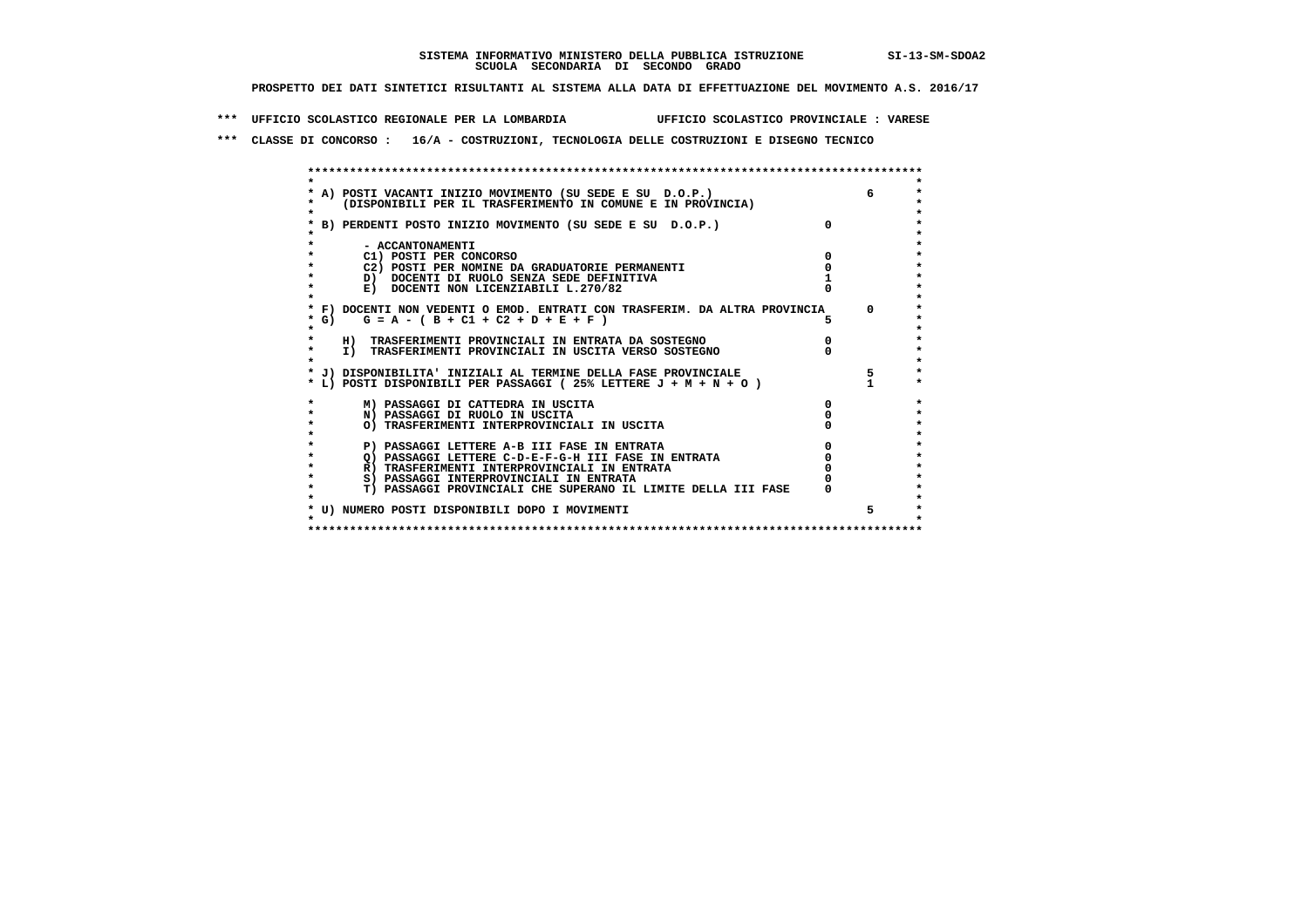SISTEMA INFORMATIVO MINISTERO DELLA PUBBLICA ISTRUZIONE SI-13-SM-SDOA2
SCUOLA SECONDARIA DI SECONDO GRADO

PROSPETTO DEI DATI SINTETICI RISULTANTI AL SISTEMA ALLA DATA DI EFFETTUAZIONE DEL MOVIMENTO A.S. 2016/17

*** UFFICIO SCOLASTICO REGIONALE PER LA LOMBARDIA UFFICIO SCOLASTICO PROVINCIALE : VARESE

*** CLASSE DI CONCORSO : 16/A - COSTRUZIONI, TECNOLOGIA DELLE COSTRUZIONI E DISEGNO TECNICO

| Voce | | |
|---|---|---|
| A) POSTI VACANTI INIZIO MOVIMENTO (SU SEDE E SU D.O.P.) (DISPONIBILI PER IL TRASFERIMENTO IN COMUNE E IN PROVINCIA) | | 6 |
| B) PERDENTI POSTO INIZIO MOVIMENTO (SU SEDE E SU D.O.P.) | 0 | |
| - ACCANTONAMENTI | | |
| C1) POSTI PER CONCORSO | 0 | |
| C2) POSTI PER NOMINE DA GRADUATORIE PERMANENTI | 0 | |
| D) DOCENTI DI RUOLO SENZA SEDE DEFINITIVA | 1 | |
| E) DOCENTI NON LICENZIABILI L.270/82 | 0 | |
| F) DOCENTI NON VEDENTI O EMOD. ENTRATI CON TRASFERIM. DA ALTRA PROVINCIA | | 0 |
| G) G = A - ( B + C1 + C2 + D + E + F ) | 5 | |
| H) TRASFERIMENTI PROVINCIALI IN ENTRATA DA SOSTEGNO | 0 | |
| I) TRASFERIMENTI PROVINCIALI IN USCITA VERSO SOSTEGNO | 0 | |
| J) DISPONIBILITA' INIZIALI AL TERMINE DELLA FASE PROVINCIALE | | 5 |
| L) POSTI DISPONIBILI PER PASSAGGI ( 25% LETTERE J + M + N + O ) | | 1 |
| M) PASSAGGI DI CATTEDRA IN USCITA | 0 | |
| N) PASSAGGI DI RUOLO IN USCITA | 0 | |
| O) TRASFERIMENTI INTERPROVINCIALI IN USCITA | 0 | |
| P) PASSAGGI LETTERE A-B III FASE IN ENTRATA | 0 | |
| Q) PASSAGGI LETTERE C-D-E-F-G-H III FASE IN ENTRATA | 0 | |
| R) TRASFERIMENTI INTERPROVINCIALI IN ENTRATA | 0 | |
| S) PASSAGGI INTERPROVINCIALI IN ENTRATA | 0 | |
| T) PASSAGGI PROVINCIALI CHE SUPERANO IL LIMITE DELLA III FASE | 0 | |
| U) NUMERO POSTI DISPONIBILI DOPO I MOVIMENTI | | 5 |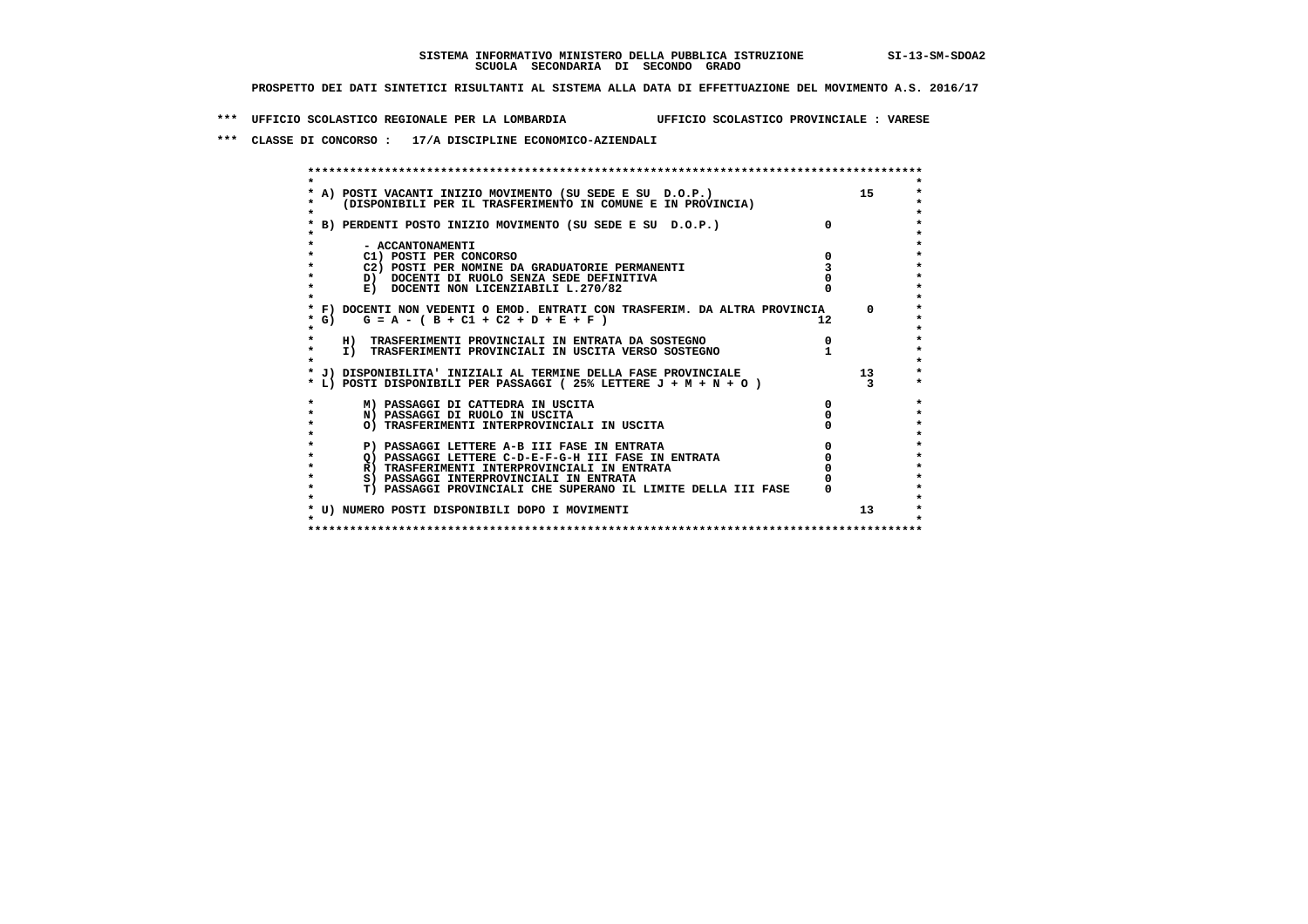**SISTEMA INFORMATIVO MINISTERO DELLA PUBBLICA ISTRUZIONE SI-13-SM-SDOA2**
**SCUOLA SECONDARIA DI SECONDO GRADO**

**PROSPETTO DEI DATI SINTETICI RISULTANTI AL SISTEMA ALLA DATA DI EFFETTUAZIONE DEL MOVIMENTO A.S. 2016/17**

**\*\*\* UFFICIO SCOLASTICO REGIONALE PER LA LOMBARDIA UFFICIO SCOLASTICO PROVINCIALE : VARESE**

**\*\*\* CLASSE DI CONCORSO : 17/A DISCIPLINE ECONOMICO-AZIENDALI**

| Voce | | |
|---|---|---|
| A) POSTI VACANTI INIZIO MOVIMENTO (SU SEDE E SU D.O.P.) (DISPONIBILI PER IL TRASFERIMENTO IN COMUNE E IN PROVINCIA) | | 15 |
| B) PERDENTI POSTO INIZIO MOVIMENTO (SU SEDE E SU D.O.P.) | 0 | |
| - ACCANTONAMENTI | | |
| C1) POSTI PER CONCORSO | 0 | |
| C2) POSTI PER NOMINE DA GRADUATORIE PERMANENTI | 3 | |
| D) DOCENTI DI RUOLO SENZA SEDE DEFINITIVA | 0 | |
| E) DOCENTI NON LICENZIABILI L.270/82 | 0 | |
| F) DOCENTI NON VEDENTI O EMOD. ENTRATI CON TRASFERIM. DA ALTRA PROVINCIA | | 0 |
| G) G = A - ( B + C1 + C2 + D + E + F ) | 12 | |
| H) TRASFERIMENTI PROVINCIALI IN ENTRATA DA SOSTEGNO | 0 | |
| I) TRASFERIMENTI PROVINCIALI IN USCITA VERSO SOSTEGNO | 1 | |
| J) DISPONIBILITA' INIZIALI AL TERMINE DELLA FASE PROVINCIALE | | 13 |
| L) POSTI DISPONIBILI PER PASSAGGI ( 25% LETTERE J + M + N + O ) | | 3 |
| M) PASSAGGI DI CATTEDRA IN USCITA | 0 | |
| N) PASSAGGI DI RUOLO IN USCITA | 0 | |
| O) TRASFERIMENTI INTERPROVINCIALI IN USCITA | 0 | |
| P) PASSAGGI LETTERE A-B III FASE IN ENTRATA | 0 | |
| Q) PASSAGGI LETTERE C-D-E-F-G-H III FASE IN ENTRATA | 0 | |
| R) TRASFERIMENTI INTERPROVINCIALI IN ENTRATA | 0 | |
| S) PASSAGGI INTERPROVINCIALI IN ENTRATA | 0 | |
| T) PASSAGGI PROVINCIALI CHE SUPERANO IL LIMITE DELLA III FASE | 0 | |
| U) NUMERO POSTI DISPONIBILI DOPO I MOVIMENTI | | 13 |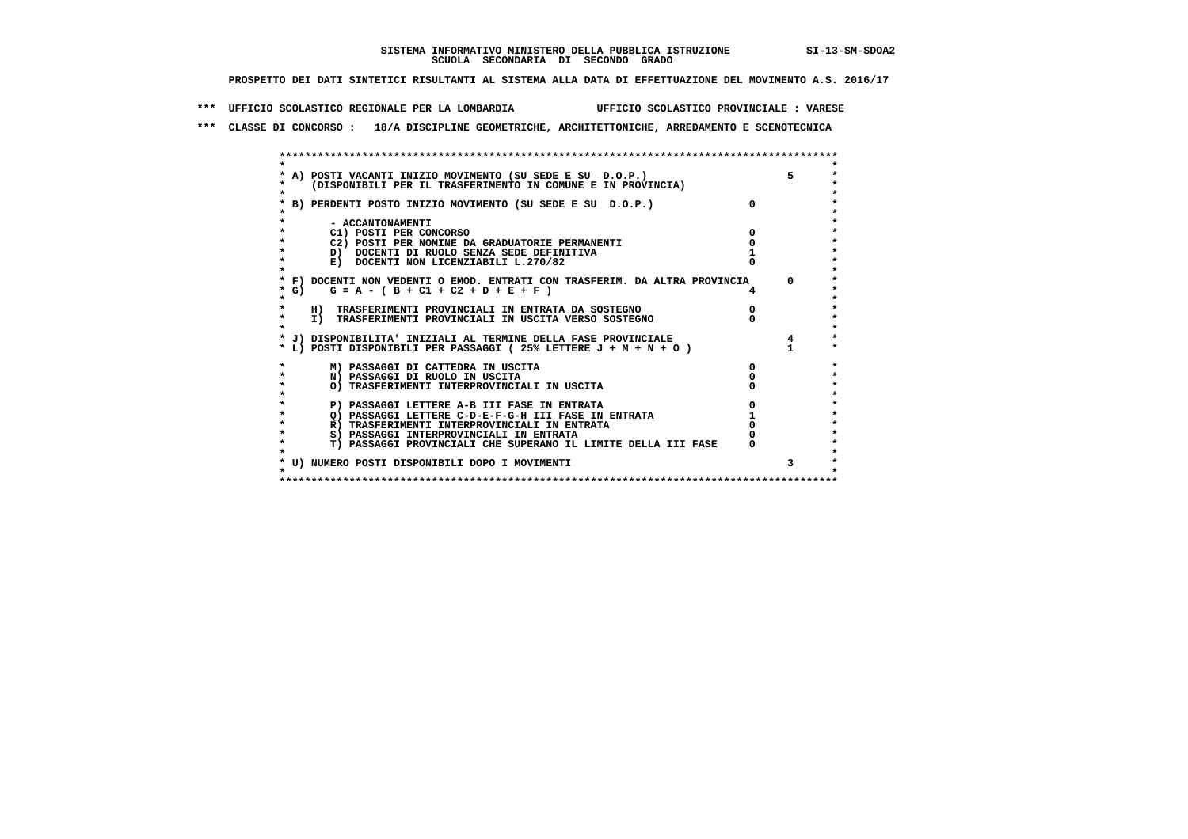**SISTEMA INFORMATIVO MINISTERO DELLA PUBBLICA ISTRUZIONE SI-13-SM-SDOA2**
**SCUOLA SECONDARIA DI SECONDO GRADO**

**PROSPETTO DEI DATI SINTETICI RISULTANTI AL SISTEMA ALLA DATA DI EFFETTUAZIONE DEL MOVIMENTO A.S. 2016/17**

**\*\*\* UFFICIO SCOLASTICO REGIONALE PER LA LOMBARDIA UFFICIO SCOLASTICO PROVINCIALE : VARESE**

**\*\*\* CLASSE DI CONCORSO : 18/A DISCIPLINE GEOMETRICHE, ARCHITETTONICHE, ARREDAMENTO E SCENOTECNICA**

| Voce | | |
|---|---|---|
| A) POSTI VACANTI INIZIO MOVIMENTO (SU SEDE E SU D.O.P.) (DISPONIBILI PER IL TRASFERIMENTO IN COMUNE E IN PROVINCIA) | | 5 |
| B) PERDENTI POSTO INIZIO MOVIMENTO (SU SEDE E SU D.O.P.) | 0 | |
| - ACCANTONAMENTI | | |
| C1) POSTI PER CONCORSO | 0 | |
| C2) POSTI PER NOMINE DA GRADUATORIE PERMANENTI | 0 | |
| D) DOCENTI DI RUOLO SENZA SEDE DEFINITIVA | 1 | |
| E) DOCENTI NON LICENZIABILI L.270/82 | 0 | |
| F) DOCENTI NON VEDENTI O EMOD. ENTRATI CON TRASFERIM. DA ALTRA PROVINCIA | | 0 |
| G) G = A - ( B + C1 + C2 + D + E + F ) | 4 | |
| H) TRASFERIMENTI PROVINCIALI IN ENTRATA DA SOSTEGNO | 0 | |
| I) TRASFERIMENTI PROVINCIALI IN USCITA VERSO SOSTEGNO | 0 | |
| J) DISPONIBILITA' INIZIALI AL TERMINE DELLA FASE PROVINCIALE | | 4 |
| L) POSTI DISPONIBILI PER PASSAGGI ( 25% LETTERE J + M + N + O ) | | 1 |
| M) PASSAGGI DI CATTEDRA IN USCITA | 0 | |
| N) PASSAGGI DI RUOLO IN USCITA | 0 | |
| O) TRASFERIMENTI INTERPROVINCIALI IN USCITA | 0 | |
| P) PASSAGGI LETTERE A-B III FASE IN ENTRATA | 0 | |
| Q) PASSAGGI LETTERE C-D-E-F-G-H III FASE IN ENTRATA | 1 | |
| R) TRASFERIMENTI INTERPROVINCIALI IN ENTRATA | 0 | |
| S) PASSAGGI INTERPROVINCIALI IN ENTRATA | 0 | |
| T) PASSAGGI PROVINCIALI CHE SUPERANO IL LIMITE DELLA III FASE | 0 | |
| U) NUMERO POSTI DISPONIBILI DOPO I MOVIMENTI | | 3 |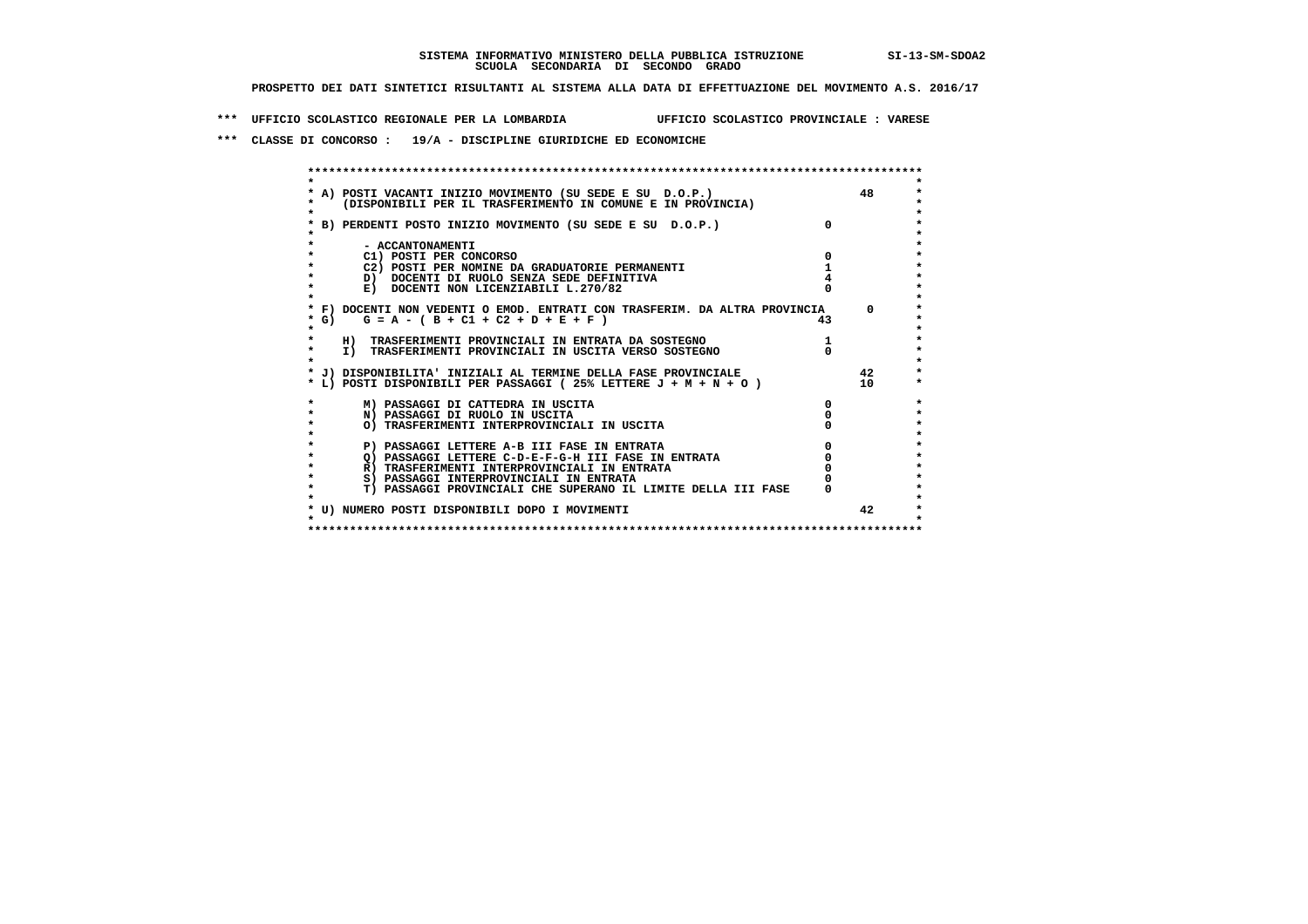**SISTEMA INFORMATIVO MINISTERO DELLA PUBBLICA ISTRUZIONE** SI-13-SM-SDOA2
**SCUOLA SECONDARIA DI SECONDO GRADO**

**PROSPETTO DEI DATI SINTETICI RISULTANTI AL SISTEMA ALLA DATA DI EFFETTUAZIONE DEL MOVIMENTO A.S. 2016/17**

**\*\*\* UFFICIO SCOLASTICO REGIONALE PER LA LOMBARDIA UFFICIO SCOLASTICO PROVINCIALE : VARESE**

**\*\*\* CLASSE DI CONCORSO : 19/A - DISCIPLINE GIURIDICHE ED ECONOMICHE**

| Voce | Valore | Totale |
|---|---|---|
| A) POSTI VACANTI INIZIO MOVIMENTO (SU SEDE E SU D.O.P.) (DISPONIBILI PER IL TRASFERIMENTO IN COMUNE E IN PROVINCIA) | | 48 |
| B) PERDENTI POSTO INIZIO MOVIMENTO (SU SEDE E SU D.O.P.) | 0 | |
| - ACCANTONAMENTI | | |
| C1) POSTI PER CONCORSO | 0 | |
| C2) POSTI PER NOMINE DA GRADUATORIE PERMANENTI | 1 | |
| D) DOCENTI DI RUOLO SENZA SEDE DEFINITIVA | 4 | |
| E) DOCENTI NON LICENZIABILI L.270/82 | 0 | |
| F) DOCENTI NON VEDENTI O EMOD. ENTRATI CON TRASFERIM. DA ALTRA PROVINCIA | | 0 |
| G) G = A - ( B + C1 + C2 + D + E + F ) | 43 | |
| H) TRASFERIMENTI PROVINCIALI IN ENTRATA DA SOSTEGNO | 1 | |
| I) TRASFERIMENTI PROVINCIALI IN USCITA VERSO SOSTEGNO | 0 | |
| J) DISPONIBILITA' INIZIALI AL TERMINE DELLA FASE PROVINCIALE | | 42 |
| L) POSTI DISPONIBILI PER PASSAGGI ( 25% LETTERE J + M + N + O ) | | 10 |
| M) PASSAGGI DI CATTEDRA IN USCITA | 0 | |
| N) PASSAGGI DI RUOLO IN USCITA | 0 | |
| O) TRASFERIMENTI INTERPROVINCIALI IN USCITA | 0 | |
| P) PASSAGGI LETTERE A-B III FASE IN ENTRATA | 0 | |
| Q) PASSAGGI LETTERE C-D-E-F-G-H III FASE IN ENTRATA | 0 | |
| R) TRASFERIMENTI INTERPROVINCIALI IN ENTRATA | 0 | |
| S) PASSAGGI INTERPROVINCIALI IN ENTRATA | 0 | |
| T) PASSAGGI PROVINCIALI CHE SUPERANO IL LIMITE DELLA III FASE | 0 | |
| U) NUMERO POSTI DISPONIBILI DOPO I MOVIMENTI | | 42 |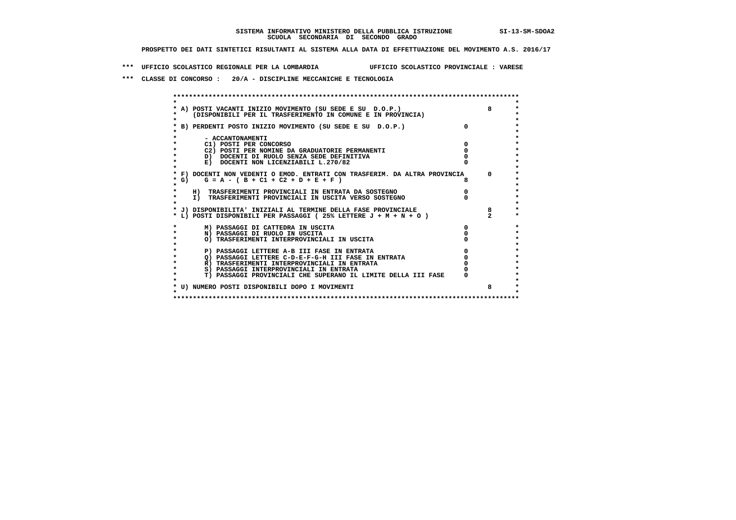**SISTEMA INFORMATIVO MINISTERO DELLA PUBBLICA ISTRUZIONE SI-13-SM-SDOA2**
**SCUOLA SECONDARIA DI SECONDO GRADO**

**PROSPETTO DEI DATI SINTETICI RISULTANTI AL SISTEMA ALLA DATA DI EFFETTUAZIONE DEL MOVIMENTO A.S. 2016/17**

**\*\*\* UFFICIO SCOLASTICO REGIONALE PER LA LOMBARDIA UFFICIO SCOLASTICO PROVINCIALE : VARESE**

**\*\*\* CLASSE DI CONCORSO : 20/A - DISCIPLINE MECCANICHE E TECNOLOGIA**

| Voce | | |
|---|---|---|
| A) POSTI VACANTI INIZIO MOVIMENTO (SU SEDE E SU D.O.P.) (DISPONIBILI PER IL TRASFERIMENTO IN COMUNE E IN PROVINCIA) | | 8 |
| B) PERDENTI POSTO INIZIO MOVIMENTO (SU SEDE E SU D.O.P.) | 0 | |
| - ACCANTONAMENTI | | |
| C1) POSTI PER CONCORSO | 0 | |
| C2) POSTI PER NOMINE DA GRADUATORIE PERMANENTI | 0 | |
| D) DOCENTI DI RUOLO SENZA SEDE DEFINITIVA | 0 | |
| E) DOCENTI NON LICENZIABILI L.270/82 | 0 | |
| F) DOCENTI NON VEDENTI O EMOD. ENTRATI CON TRASFERIM. DA ALTRA PROVINCIA | | 0 |
| G) G = A - ( B + C1 + C2 + D + E + F ) | 8 | |
| H) TRASFERIMENTI PROVINCIALI IN ENTRATA DA SOSTEGNO | 0 | |
| I) TRASFERIMENTI PROVINCIALI IN USCITA VERSO SOSTEGNO | 0 | |
| J) DISPONIBILITA' INIZIALI AL TERMINE DELLA FASE PROVINCIALE | | 8 |
| L) POSTI DISPONIBILI PER PASSAGGI ( 25% LETTERE J + M + N + O ) | | 2 |
| M) PASSAGGI DI CATTEDRA IN USCITA | 0 | |
| N) PASSAGGI DI RUOLO IN USCITA | 0 | |
| O) TRASFERIMENTI INTERPROVINCIALI IN USCITA | 0 | |
| P) PASSAGGI LETTERE A-B III FASE IN ENTRATA | 0 | |
| Q) PASSAGGI LETTERE C-D-E-F-G-H III FASE IN ENTRATA | 0 | |
| R) TRASFERIMENTI INTERPROVINCIALI IN ENTRATA | 0 | |
| S) PASSAGGI INTERPROVINCIALI IN ENTRATA | 0 | |
| T) PASSAGGI PROVINCIALI CHE SUPERANO IL LIMITE DELLA III FASE | 0 | |
| U) NUMERO POSTI DISPONIBILI DOPO I MOVIMENTI | | 8 |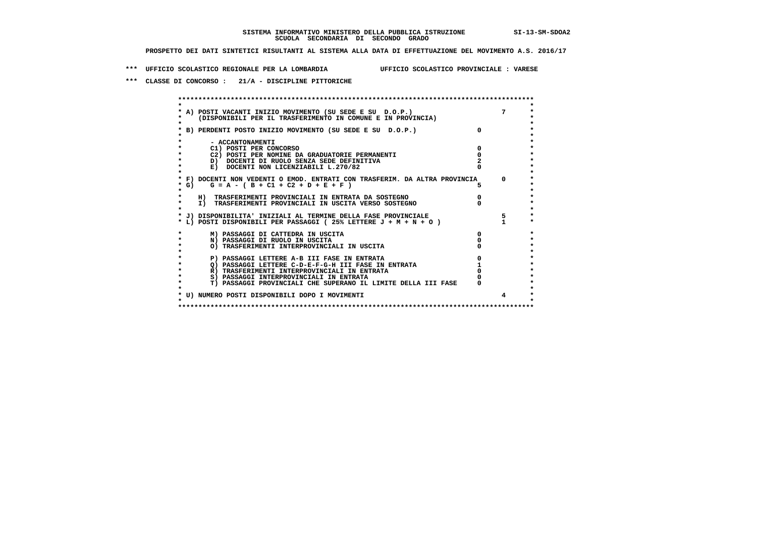SISTEMA INFORMATIVO MINISTERO DELLA PUBBLICA ISTRUZIONE SI-13-SM-SDOA2
SCUOLA SECONDARIA DI SECONDO GRADO

PROSPETTO DEI DATI SINTETICI RISULTANTI AL SISTEMA ALLA DATA DI EFFETTUAZIONE DEL MOVIMENTO A.S. 2016/17

*** UFFICIO SCOLASTICO REGIONALE PER LA LOMBARDIA UFFICIO SCOLASTICO PROVINCIALE : VARESE

*** CLASSE DI CONCORSO : 21/A - DISCIPLINE PITTORICHE

| Voce | | |
|---|---|---|
| A) POSTI VACANTI INIZIO MOVIMENTO (SU SEDE E SU D.O.P.) (DISPONIBILI PER IL TRASFERIMENTO IN COMUNE E IN PROVINCIA) | | 7 |
| B) PERDENTI POSTO INIZIO MOVIMENTO (SU SEDE E SU D.O.P.) | 0 | |
| - ACCANTONAMENTI | | |
| C1) POSTI PER CONCORSO | 0 | |
| C2) POSTI PER NOMINE DA GRADUATORIE PERMANENTI | 0 | |
| D) DOCENTI DI RUOLO SENZA SEDE DEFINITIVA | 2 | |
| E) DOCENTI NON LICENZIABILI L.270/82 | 0 | |
| F) DOCENTI NON VEDENTI O EMOD. ENTRATI CON TRASFERIM. DA ALTRA PROVINCIA | | 0 |
| G) G = A - ( B + C1 + C2 + D + E + F ) | 5 | |
| H) TRASFERIMENTI PROVINCIALI IN ENTRATA DA SOSTEGNO | 0 | |
| I) TRASFERIMENTI PROVINCIALI IN USCITA VERSO SOSTEGNO | 0 | |
| J) DISPONIBILITA' INIZIALI AL TERMINE DELLA FASE PROVINCIALE | | 5 |
| L) POSTI DISPONIBILI PER PASSAGGI ( 25% LETTERE J + M + N + O ) | | 1 |
| M) PASSAGGI DI CATTEDRA IN USCITA | 0 | |
| N) PASSAGGI DI RUOLO IN USCITA | 0 | |
| O) TRASFERIMENTI INTERPROVINCIALI IN USCITA | 0 | |
| P) PASSAGGI LETTERE A-B III FASE IN ENTRATA | 0 | |
| Q) PASSAGGI LETTERE C-D-E-F-G-H III FASE IN ENTRATA | 1 | |
| R) TRASFERIMENTI INTERPROVINCIALI IN ENTRATA | 0 | |
| S) PASSAGGI INTERPROVINCIALI IN ENTRATA | 0 | |
| T) PASSAGGI PROVINCIALI CHE SUPERANO IL LIMITE DELLA III FASE | 0 | |
| U) NUMERO POSTI DISPONIBILI DOPO I MOVIMENTI | | 4 |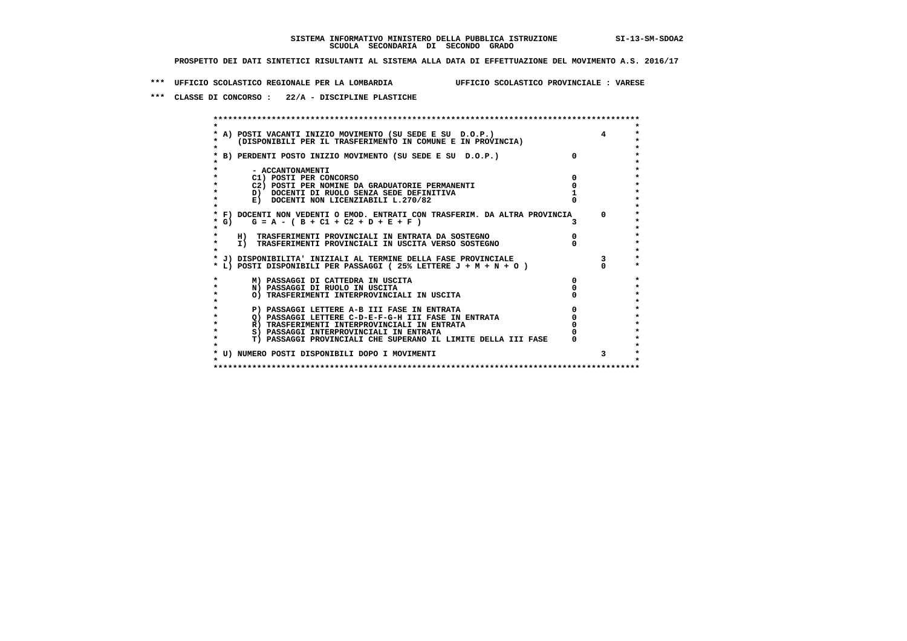SISTEMA INFORMATIVO MINISTERO DELLA PUBBLICA ISTRUZIONE SI-13-SM-SDOA2
SCUOLA SECONDARIA DI SECONDO GRADO

PROSPETTO DEI DATI SINTETICI RISULTANTI AL SISTEMA ALLA DATA DI EFFETTUAZIONE DEL MOVIMENTO A.S. 2016/17

*** UFFICIO SCOLASTICO REGIONALE PER LA LOMBARDIA UFFICIO SCOLASTICO PROVINCIALE : VARESE

*** CLASSE DI CONCORSO : 22/A - DISCIPLINE PLASTICHE

| Voce | | |
|---|---|---|
| A) POSTI VACANTI INIZIO MOVIMENTO (SU SEDE E SU D.O.P.) (DISPONIBILI PER IL TRASFERIMENTO IN COMUNE E IN PROVINCIA) | | 4 |
| B) PERDENTI POSTO INIZIO MOVIMENTO (SU SEDE E SU D.O.P.) | 0 | |
| - ACCANTONAMENTI | | |
| C1) POSTI PER CONCORSO | 0 | |
| C2) POSTI PER NOMINE DA GRADUATORIE PERMANENTI | 0 | |
| D) DOCENTI DI RUOLO SENZA SEDE DEFINITIVA | 1 | |
| E) DOCENTI NON LICENZIABILI L.270/82 | 0 | |
| F) DOCENTI NON VEDENTI O EMOD. ENTRATI CON TRASFERIM. DA ALTRA PROVINCIA | | 0 |
| G) G = A - ( B + C1 + C2 + D + E + F ) | 3 | |
| H) TRASFERIMENTI PROVINCIALI IN ENTRATA DA SOSTEGNO | 0 | |
| I) TRASFERIMENTI PROVINCIALI IN USCITA VERSO SOSTEGNO | 0 | |
| J) DISPONIBILITA' INIZIALI AL TERMINE DELLA FASE PROVINCIALE | | 3 |
| L) POSTI DISPONIBILI PER PASSAGGI ( 25% LETTERE J + M + N + O ) | | 0 |
| M) PASSAGGI DI CATTEDRA IN USCITA | 0 | |
| N) PASSAGGI DI RUOLO IN USCITA | 0 | |
| O) TRASFERIMENTI INTERPROVINCIALI IN USCITA | 0 | |
| P) PASSAGGI LETTERE A-B III FASE IN ENTRATA | 0 | |
| Q) PASSAGGI LETTERE C-D-E-F-G-H III FASE IN ENTRATA | 0 | |
| R) TRASFERIMENTI INTERPROVINCIALI IN ENTRATA | 0 | |
| S) PASSAGGI INTERPROVINCIALI IN ENTRATA | 0 | |
| T) PASSAGGI PROVINCIALI CHE SUPERANO IL LIMITE DELLA III FASE | 0 | |
| U) NUMERO POSTI DISPONIBILI DOPO I MOVIMENTI | | 3 |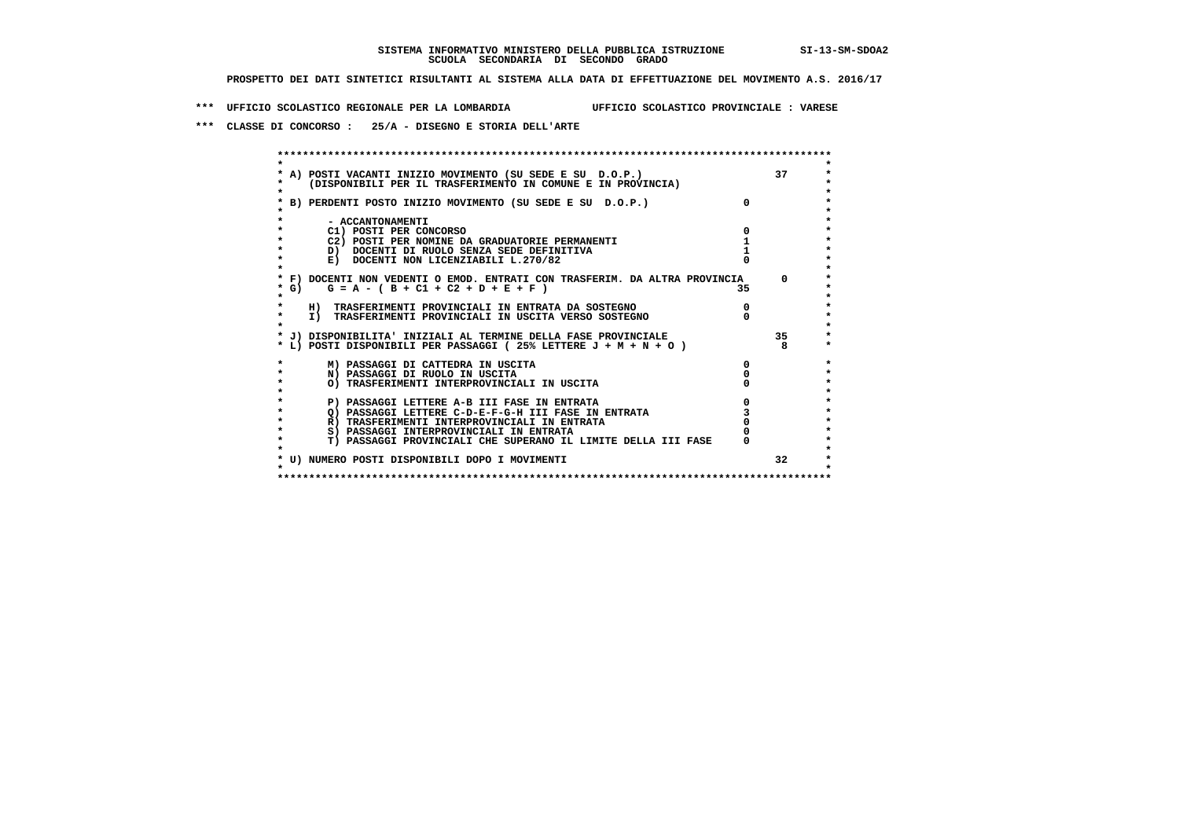**SISTEMA INFORMATIVO MINISTERO DELLA PUBBLICA ISTRUZIONE** SI-13-SM-SDOA2
**SCUOLA SECONDARIA DI SECONDO GRADO**

**PROSPETTO DEI DATI SINTETICI RISULTANTI AL SISTEMA ALLA DATA DI EFFETTUAZIONE DEL MOVIMENTO A.S. 2016/17**

**\*\*\* UFFICIO SCOLASTICO REGIONALE PER LA LOMBARDIA UFFICIO SCOLASTICO PROVINCIALE : VARESE**

**\*\*\* CLASSE DI CONCORSO : 25/A - DISEGNO E STORIA DELL'ARTE**

| Voce | | |
|---|---|---|
| A) POSTI VACANTI INIZIO MOVIMENTO (SU SEDE E SU D.O.P.) (DISPONIBILI PER IL TRASFERIMENTO IN COMUNE E IN PROVINCIA) | | 37 |
| B) PERDENTI POSTO INIZIO MOVIMENTO (SU SEDE E SU D.O.P.) | 0 | |
| - ACCANTONAMENTI | | |
| C1) POSTI PER CONCORSO | 0 | |
| C2) POSTI PER NOMINE DA GRADUATORIE PERMANENTI | 1 | |
| D) DOCENTI DI RUOLO SENZA SEDE DEFINITIVA | 1 | |
| E) DOCENTI NON LICENZIABILI L.270/82 | 0 | |
| F) DOCENTI NON VEDENTI O EMOD. ENTRATI CON TRASFERIM. DA ALTRA PROVINCIA | | 0 |
| G) G = A - ( B + C1 + C2 + D + E + F ) | 35 | |
| H) TRASFERIMENTI PROVINCIALI IN ENTRATA DA SOSTEGNO | 0 | |
| I) TRASFERIMENTI PROVINCIALI IN USCITA VERSO SOSTEGNO | 0 | |
| J) DISPONIBILITA' INIZIALI AL TERMINE DELLA FASE PROVINCIALE | | 35 |
| L) POSTI DISPONIBILI PER PASSAGGI ( 25% LETTERE J + M + N + O ) | | 8 |
| M) PASSAGGI DI CATTEDRA IN USCITA | 0 | |
| N) PASSAGGI DI RUOLO IN USCITA | 0 | |
| O) TRASFERIMENTI INTERPROVINCIALI IN USCITA | 0 | |
| P) PASSAGGI LETTERE A-B III FASE IN ENTRATA | 0 | |
| Q) PASSAGGI LETTERE C-D-E-F-G-H III FASE IN ENTRATA | 3 | |
| R) TRASFERIMENTI INTERPROVINCIALI IN ENTRATA | 0 | |
| S) PASSAGGI INTERPROVINCIALI IN ENTRATA | 0 | |
| T) PASSAGGI PROVINCIALI CHE SUPERANO IL LIMITE DELLA III FASE | 0 | |
| U) NUMERO POSTI DISPONIBILI DOPO I MOVIMENTI | | 32 |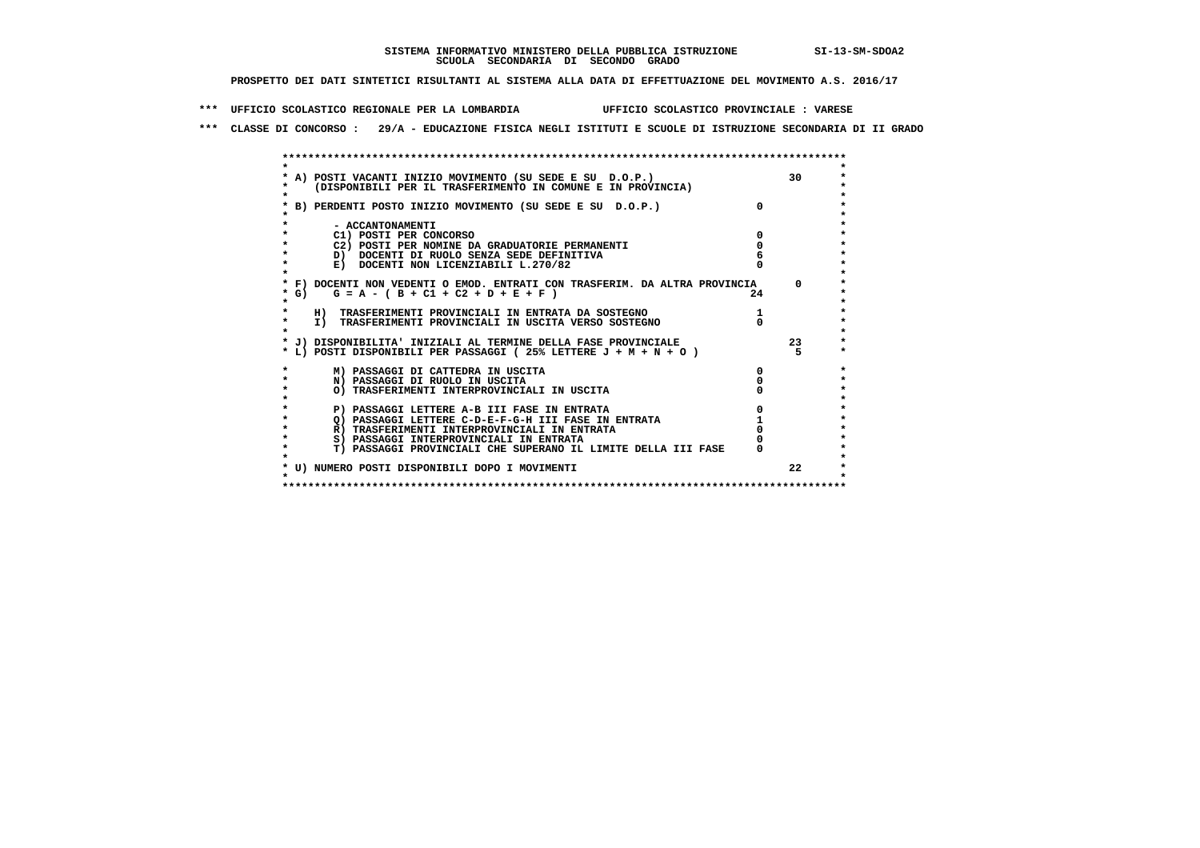**SISTEMA INFORMATIVO MINISTERO DELLA PUBBLICA ISTRUZIONE SI-13-SM-SDOA2**
**SCUOLA SECONDARIA DI SECONDO GRADO**

**PROSPETTO DEI DATI SINTETICI RISULTANTI AL SISTEMA ALLA DATA DI EFFETTUAZIONE DEL MOVIMENTO A.S. 2016/17**

**\*\*\* UFFICIO SCOLASTICO REGIONALE PER LA LOMBARDIA UFFICIO SCOLASTICO PROVINCIALE : VARESE**

**\*\*\* CLASSE DI CONCORSO : 29/A - EDUCAZIONE FISICA NEGLI ISTITUTI E SCUOLE DI ISTRUZIONE SECONDARIA DI II GRADO**

| Voce | | |
|---|---|---|
| A) POSTI VACANTI INIZIO MOVIMENTO (SU SEDE E SU D.O.P.) (DISPONIBILI PER IL TRASFERIMENTO IN COMUNE E IN PROVINCIA) | | 30 |
| B) PERDENTI POSTO INIZIO MOVIMENTO (SU SEDE E SU D.O.P.) | 0 | |
| - ACCANTONAMENTI | | |
| C1) POSTI PER CONCORSO | 0 | |
| C2) POSTI PER NOMINE DA GRADUATORIE PERMANENTI | 0 | |
| D) DOCENTI DI RUOLO SENZA SEDE DEFINITIVA | 6 | |
| E) DOCENTI NON LICENZIABILI L.270/82 | 0 | |
| F) DOCENTI NON VEDENTI O EMOD. ENTRATI CON TRASFERIM. DA ALTRA PROVINCIA | | 0 |
| G) G = A - ( B + C1 + C2 + D + E + F ) | 24 | |
| H) TRASFERIMENTI PROVINCIALI IN ENTRATA DA SOSTEGNO | 1 | |
| I) TRASFERIMENTI PROVINCIALI IN USCITA VERSO SOSTEGNO | 0 | |
| J) DISPONIBILITA' INIZIALI AL TERMINE DELLA FASE PROVINCIALE | | 23 |
| L) POSTI DISPONIBILI PER PASSAGGI ( 25% LETTERE J + M + N + O ) | | 5 |
| M) PASSAGGI DI CATTEDRA IN USCITA | 0 | |
| N) PASSAGGI DI RUOLO IN USCITA | 0 | |
| O) TRASFERIMENTI INTERPROVINCIALI IN USCITA | 0 | |
| P) PASSAGGI LETTERE A-B III FASE IN ENTRATA | 0 | |
| Q) PASSAGGI LETTERE C-D-E-F-G-H III FASE IN ENTRATA | 1 | |
| R) TRASFERIMENTI INTERPROVINCIALI IN ENTRATA | 0 | |
| S) PASSAGGI INTERPROVINCIALI IN ENTRATA | 0 | |
| T) PASSAGGI PROVINCIALI CHE SUPERANO IL LIMITE DELLA III FASE | 0 | |
| U) NUMERO POSTI DISPONIBILI DOPO I MOVIMENTI | | 22 |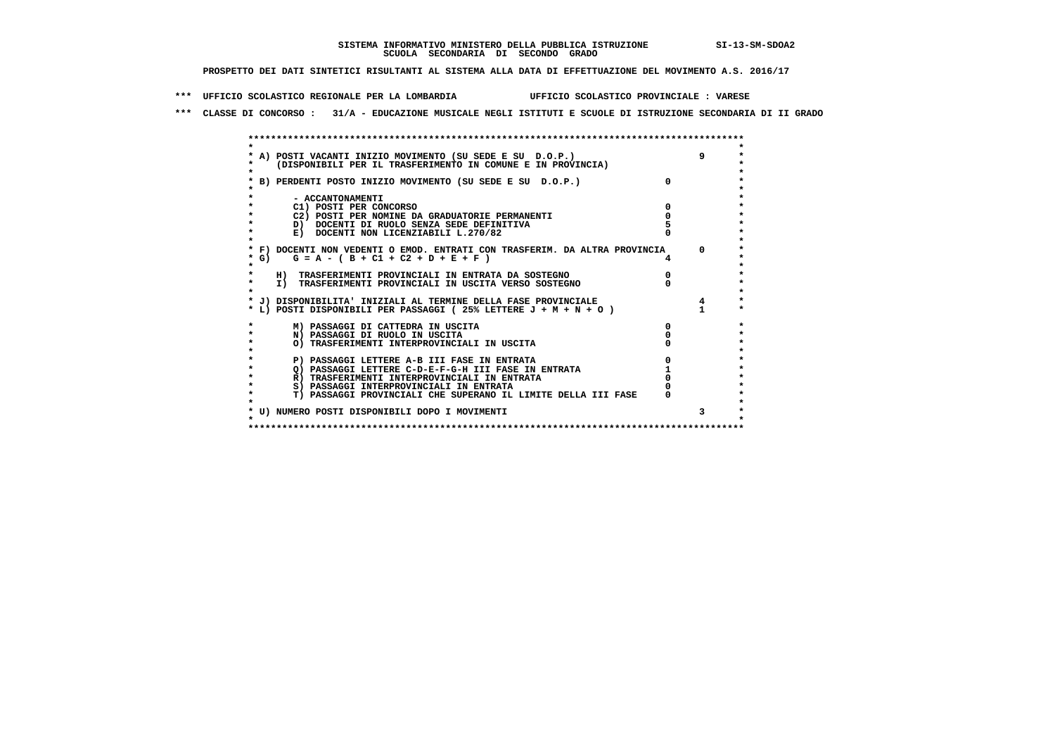SISTEMA INFORMATIVO MINISTERO DELLA PUBBLICA ISTRUZIONE SI-13-SM-SDOA2
SCUOLA SECONDARIA DI SECONDO GRADO

PROSPETTO DEI DATI SINTETICI RISULTANTI AL SISTEMA ALLA DATA DI EFFETTUAZIONE DEL MOVIMENTO A.S. 2016/17

*** UFFICIO SCOLASTICO REGIONALE PER LA LOMBARDIA UFFICIO SCOLASTICO PROVINCIALE : VARESE

*** CLASSE DI CONCORSO : 31/A - EDUCAZIONE MUSICALE NEGLI ISTITUTI E SCUOLE DI ISTRUZIONE SECONDARIA DI II GRADO

| | | |
|---|---|---|
| A) POSTI VACANTI INIZIO MOVIMENTO (SU SEDE E SU D.O.P.) (DISPONIBILI PER IL TRASFERIMENTO IN COMUNE E IN PROVINCIA) | | 9 |
| B) PERDENTI POSTO INIZIO MOVIMENTO (SU SEDE E SU D.O.P.) | 0 | |
| - ACCANTONAMENTI | | |
| C1) POSTI PER CONCORSO | 0 | |
| C2) POSTI PER NOMINE DA GRADUATORIE PERMANENTI | 0 | |
| D) DOCENTI DI RUOLO SENZA SEDE DEFINITIVA | 5 | |
| E) DOCENTI NON LICENZIABILI L.270/82 | 0 | |
| F) DOCENTI NON VEDENTI O EMOD. ENTRATI CON TRASFERIM. DA ALTRA PROVINCIA | | 0 |
| G) G = A - ( B + C1 + C2 + D + E + F ) | 4 | |
| H) TRASFERIMENTI PROVINCIALI IN ENTRATA DA SOSTEGNO | 0 | |
| I) TRASFERIMENTI PROVINCIALI IN USCITA VERSO SOSTEGNO | 0 | |
| J) DISPONIBILITA' INIZIALI AL TERMINE DELLA FASE PROVINCIALE | | 4 |
| L) POSTI DISPONIBILI PER PASSAGGI ( 25% LETTERE J + M + N + O ) | | 1 |
| M) PASSAGGI DI CATTEDRA IN USCITA | 0 | |
| N) PASSAGGI DI RUOLO IN USCITA | 0 | |
| O) TRASFERIMENTI INTERPROVINCIALI IN USCITA | 0 | |
| P) PASSAGGI LETTERE A-B III FASE IN ENTRATA | 0 | |
| Q) PASSAGGI LETTERE C-D-E-F-G-H III FASE IN ENTRATA | 1 | |
| R) TRASFERIMENTI INTERPROVINCIALI IN ENTRATA | 0 | |
| S) PASSAGGI INTERPROVINCIALI IN ENTRATA | 0 | |
| T) PASSAGGI PROVINCIALI CHE SUPERANO IL LIMITE DELLA III FASE | 0 | |
| U) NUMERO POSTI DISPONIBILI DOPO I MOVIMENTI | | 3 |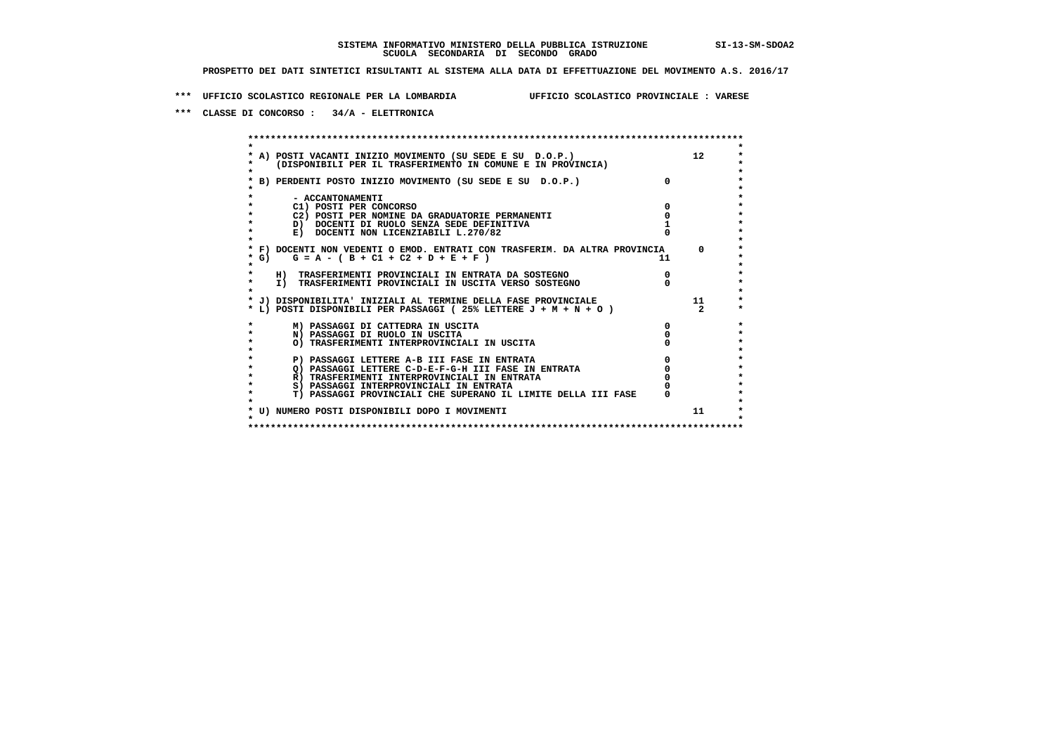**SISTEMA INFORMATIVO MINISTERO DELLA PUBBLICA ISTRUZIONE** SI-13-SM-SDOA2
**SCUOLA SECONDARIA DI SECONDO GRADO**

**PROSPETTO DEI DATI SINTETICI RISULTANTI AL SISTEMA ALLA DATA DI EFFETTUAZIONE DEL MOVIMENTO A.S. 2016/17**

**\*\*\* UFFICIO SCOLASTICO REGIONALE PER LA LOMBARDIA UFFICIO SCOLASTICO PROVINCIALE : VARESE**

**\*\*\* CLASSE DI CONCORSO : 34/A - ELETTRONICA**

| Voce | | |
|---|---|---|
| A) POSTI VACANTI INIZIO MOVIMENTO (SU SEDE E SU D.O.P.) (DISPONIBILI PER IL TRASFERIMENTO IN COMUNE E IN PROVINCIA) | | 12 |
| B) PERDENTI POSTO INIZIO MOVIMENTO (SU SEDE E SU D.O.P.) | 0 | |
| - ACCANTONAMENTI | | |
| C1) POSTI PER CONCORSO | 0 | |
| C2) POSTI PER NOMINE DA GRADUATORIE PERMANENTI | 0 | |
| D) DOCENTI DI RUOLO SENZA SEDE DEFINITIVA | 1 | |
| E) DOCENTI NON LICENZIABILI L.270/82 | 0 | |
| F) DOCENTI NON VEDENTI O EMOD. ENTRATI CON TRASFERIM. DA ALTRA PROVINCIA | | 0 |
| G) G = A - ( B + C1 + C2 + D + E + F ) | 11 | |
| H) TRASFERIMENTI PROVINCIALI IN ENTRATA DA SOSTEGNO | 0 | |
| I) TRASFERIMENTI PROVINCIALI IN USCITA VERSO SOSTEGNO | 0 | |
| J) DISPONIBILITA' INIZIALI AL TERMINE DELLA FASE PROVINCIALE | | 11 |
| L) POSTI DISPONIBILI PER PASSAGGI ( 25% LETTERE J + M + N + O ) | | 2 |
| M) PASSAGGI DI CATTEDRA IN USCITA | 0 | |
| N) PASSAGGI DI RUOLO IN USCITA | 0 | |
| O) TRASFERIMENTI INTERPROVINCIALI IN USCITA | 0 | |
| P) PASSAGGI LETTERE A-B III FASE IN ENTRATA | 0 | |
| Q) PASSAGGI LETTERE C-D-E-F-G-H III FASE IN ENTRATA | 0 | |
| R) TRASFERIMENTI INTERPROVINCIALI IN ENTRATA | 0 | |
| S) PASSAGGI INTERPROVINCIALI IN ENTRATA | 0 | |
| T) PASSAGGI PROVINCIALI CHE SUPERANO IL LIMITE DELLA III FASE | 0 | |
| U) NUMERO POSTI DISPONIBILI DOPO I MOVIMENTI | | 11 |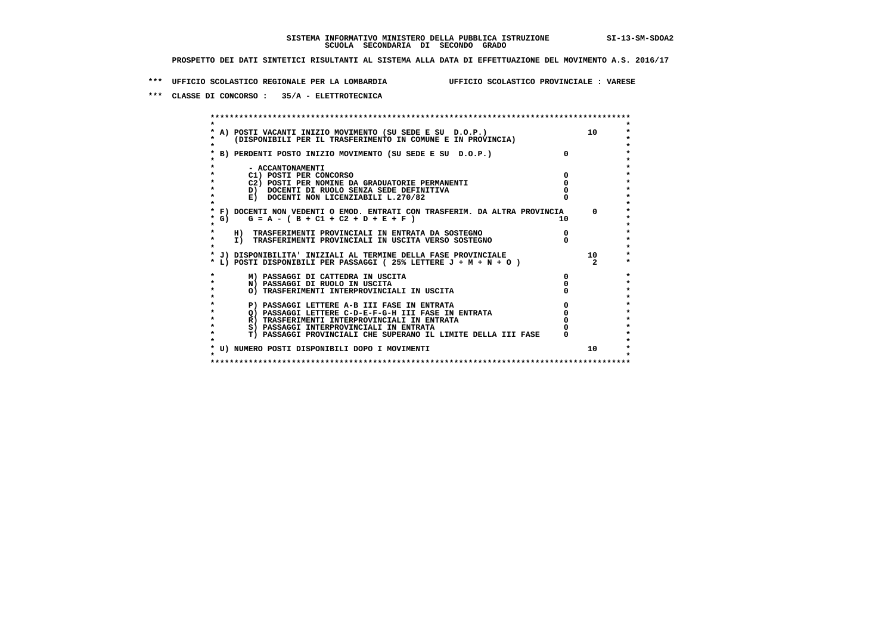**SISTEMA INFORMATIVO MINISTERO DELLA PUBBLICA ISTRUZIONE SI-13-SM-SDOA2**
**SCUOLA SECONDARIA DI SECONDO GRADO**

**PROSPETTO DEI DATI SINTETICI RISULTANTI AL SISTEMA ALLA DATA DI EFFETTUAZIONE DEL MOVIMENTO A.S. 2016/17**

**\*\*\* UFFICIO SCOLASTICO REGIONALE PER LA LOMBARDIA UFFICIO SCOLASTICO PROVINCIALE : VARESE**

**\*\*\* CLASSE DI CONCORSO : 35/A - ELETTROTECNICA**

| Voce | | |
|---|---|---|
| A) POSTI VACANTI INIZIO MOVIMENTO (SU SEDE E SU D.O.P.) (DISPONIBILI PER IL TRASFERIMENTO IN COMUNE E IN PROVINCIA) | | 10 |
| B) PERDENTI POSTO INIZIO MOVIMENTO (SU SEDE E SU D.O.P.) | 0 | |
| - ACCANTONAMENTI | | |
| C1) POSTI PER CONCORSO | 0 | |
| C2) POSTI PER NOMINE DA GRADUATORIE PERMANENTI | 0 | |
| D) DOCENTI DI RUOLO SENZA SEDE DEFINITIVA | 0 | |
| E) DOCENTI NON LICENZIABILI L.270/82 | 0 | |
| F) DOCENTI NON VEDENTI O EMOD. ENTRATI CON TRASFERIM. DA ALTRA PROVINCIA | | 0 |
| G) G = A - ( B + C1 + C2 + D + E + F ) | 10 | |
| H) TRASFERIMENTI PROVINCIALI IN ENTRATA DA SOSTEGNO | 0 | |
| I) TRASFERIMENTI PROVINCIALI IN USCITA VERSO SOSTEGNO | 0 | |
| J) DISPONIBILITA' INIZIALI AL TERMINE DELLA FASE PROVINCIALE | | 10 |
| L) POSTI DISPONIBILI PER PASSAGGI ( 25% LETTERE J + M + N + O ) | | 2 |
| M) PASSAGGI DI CATTEDRA IN USCITA | 0 | |
| N) PASSAGGI DI RUOLO IN USCITA | 0 | |
| O) TRASFERIMENTI INTERPROVINCIALI IN USCITA | 0 | |
| P) PASSAGGI LETTERE A-B III FASE IN ENTRATA | 0 | |
| Q) PASSAGGI LETTERE C-D-E-F-G-H III FASE IN ENTRATA | 0 | |
| R) TRASFERIMENTI INTERPROVINCIALI IN ENTRATA | 0 | |
| S) PASSAGGI INTERPROVINCIALI IN ENTRATA | 0 | |
| T) PASSAGGI PROVINCIALI CHE SUPERANO IL LIMITE DELLA III FASE | 0 | |
| U) NUMERO POSTI DISPONIBILI DOPO I MOVIMENTI | | 10 |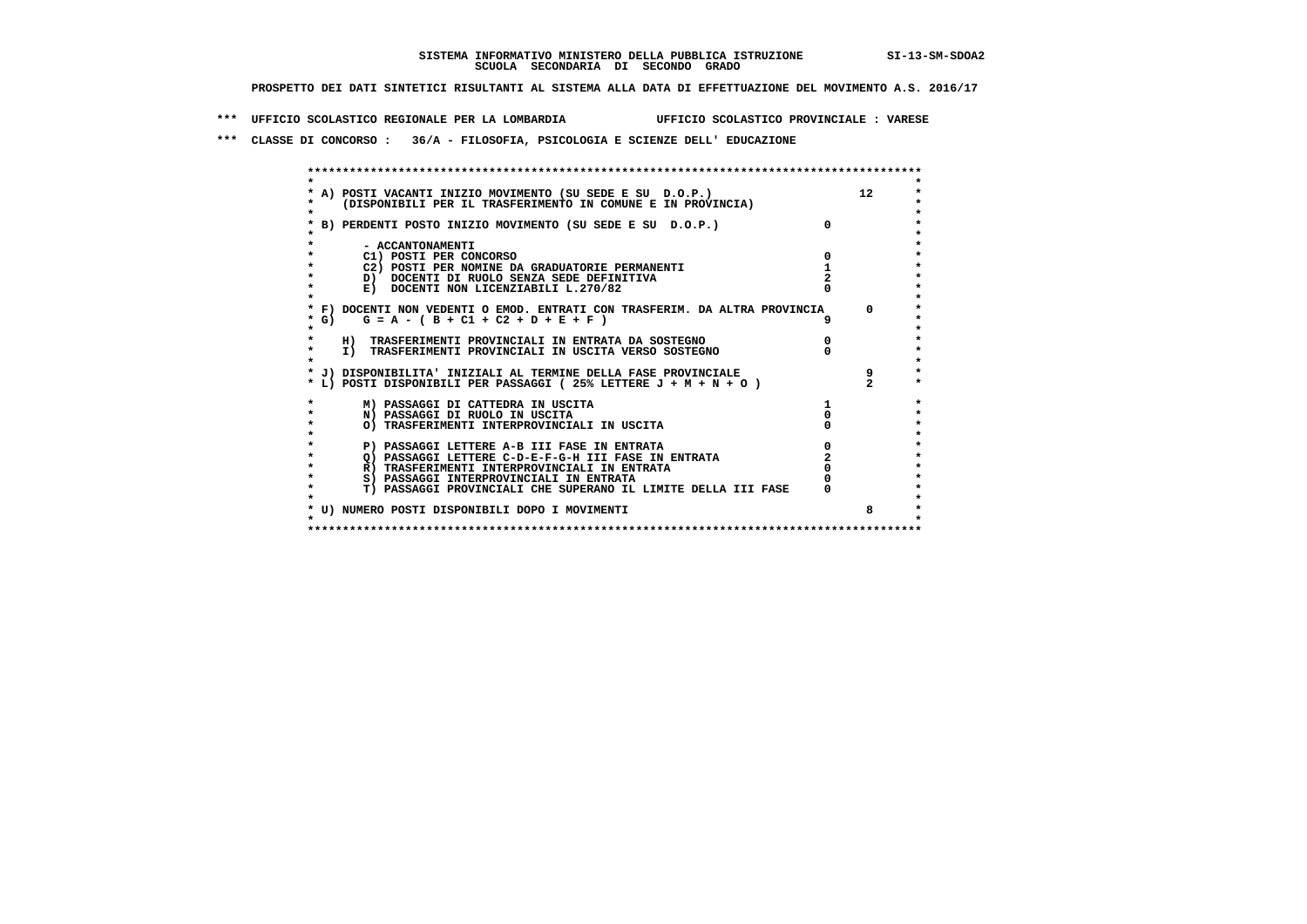**SISTEMA INFORMATIVO MINISTERO DELLA PUBBLICA ISTRUZIONE SI-13-SM-SDOA2**
**SCUOLA SECONDARIA DI SECONDO GRADO**

**PROSPETTO DEI DATI SINTETICI RISULTANTI AL SISTEMA ALLA DATA DI EFFETTUAZIONE DEL MOVIMENTO A.S. 2016/17**

**\*\*\* UFFICIO SCOLASTICO REGIONALE PER LA LOMBARDIA UFFICIO SCOLASTICO PROVINCIALE : VARESE**

**\*\*\* CLASSE DI CONCORSO : 36/A - FILOSOFIA, PSICOLOGIA E SCIENZE DELL' EDUCAZIONE**

| Voce | | |
|---|---|---|
| A) POSTI VACANTI INIZIO MOVIMENTO (SU SEDE E SU D.O.P.) (DISPONIBILI PER IL TRASFERIMENTO IN COMUNE E IN PROVINCIA) | | 12 |
| B) PERDENTI POSTO INIZIO MOVIMENTO (SU SEDE E SU D.O.P.) | 0 | |
| - ACCANTONAMENTI | | |
| C1) POSTI PER CONCORSO | 0 | |
| C2) POSTI PER NOMINE DA GRADUATORIE PERMANENTI | 1 | |
| D) DOCENTI DI RUOLO SENZA SEDE DEFINITIVA | 2 | |
| E) DOCENTI NON LICENZIABILI L.270/82 | 0 | |
| F) DOCENTI NON VEDENTI O EMOD. ENTRATI CON TRASFERIM. DA ALTRA PROVINCIA | | 0 |
| G) G = A - ( B + C1 + C2 + D + E + F ) | 9 | |
| H) TRASFERIMENTI PROVINCIALI IN ENTRATA DA SOSTEGNO | 0 | |
| I) TRASFERIMENTI PROVINCIALI IN USCITA VERSO SOSTEGNO | 0 | |
| J) DISPONIBILITA' INIZIALI AL TERMINE DELLA FASE PROVINCIALE | | 9 |
| L) POSTI DISPONIBILI PER PASSAGGI ( 25% LETTERE J + M + N + O ) | | 2 |
| M) PASSAGGI DI CATTEDRA IN USCITA | 1 | |
| N) PASSAGGI DI RUOLO IN USCITA | 0 | |
| O) TRASFERIMENTI INTERPROVINCIALI IN USCITA | 0 | |
| P) PASSAGGI LETTERE A-B III FASE IN ENTRATA | 0 | |
| Q) PASSAGGI LETTERE C-D-E-F-G-H III FASE IN ENTRATA | 2 | |
| R) TRASFERIMENTI INTERPROVINCIALI IN ENTRATA | 0 | |
| S) PASSAGGI INTERPROVINCIALI IN ENTRATA | 0 | |
| T) PASSAGGI PROVINCIALI CHE SUPERANO IL LIMITE DELLA III FASE | 0 | |
| U) NUMERO POSTI DISPONIBILI DOPO I MOVIMENTI | | 8 |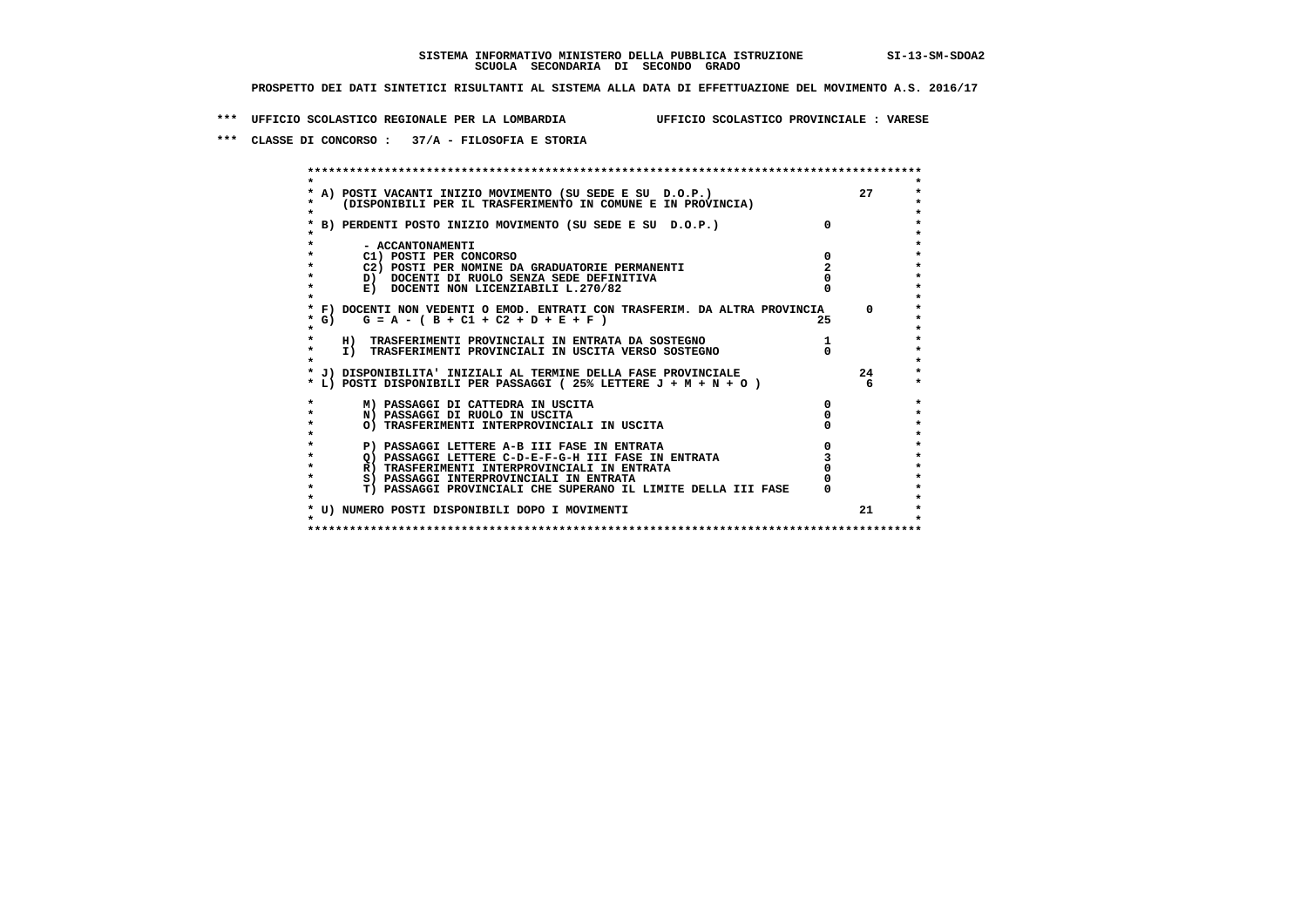**SISTEMA INFORMATIVO MINISTERO DELLA PUBBLICA ISTRUZIONE SI-13-SM-SDOA2**
**SCUOLA SECONDARIA DI SECONDO GRADO**

**PROSPETTO DEI DATI SINTETICI RISULTANTI AL SISTEMA ALLA DATA DI EFFETTUAZIONE DEL MOVIMENTO A.S. 2016/17**

**\*\*\* UFFICIO SCOLASTICO REGIONALE PER LA LOMBARDIA UFFICIO SCOLASTICO PROVINCIALE : VARESE**

**\*\*\* CLASSE DI CONCORSO : 37/A - FILOSOFIA E STORIA**

| Voce | | |
|---|---|---|
| A) POSTI VACANTI INIZIO MOVIMENTO (SU SEDE E SU D.O.P.) (DISPONIBILI PER IL TRASFERIMENTO IN COMUNE E IN PROVINCIA) | | 27 |
| B) PERDENTI POSTO INIZIO MOVIMENTO (SU SEDE E SU D.O.P.) | 0 | |
| - ACCANTONAMENTI | | |
| C1) POSTI PER CONCORSO | 0 | |
| C2) POSTI PER NOMINE DA GRADUATORIE PERMANENTI | 2 | |
| D) DOCENTI DI RUOLO SENZA SEDE DEFINITIVA | 0 | |
| E) DOCENTI NON LICENZIABILI L.270/82 | 0 | |
| F) DOCENTI NON VEDENTI O EMOD. ENTRATI CON TRASFERIM. DA ALTRA PROVINCIA | | 0 |
| G) G = A - ( B + C1 + C2 + D + E + F ) | 25 | |
| H) TRASFERIMENTI PROVINCIALI IN ENTRATA DA SOSTEGNO | 1 | |
| I) TRASFERIMENTI PROVINCIALI IN USCITA VERSO SOSTEGNO | 0 | |
| J) DISPONIBILITA' INIZIALI AL TERMINE DELLA FASE PROVINCIALE | | 24 |
| L) POSTI DISPONIBILI PER PASSAGGI ( 25% LETTERE J + M + N + O ) | | 6 |
| M) PASSAGGI DI CATTEDRA IN USCITA | 0 | |
| N) PASSAGGI DI RUOLO IN USCITA | 0 | |
| O) TRASFERIMENTI INTERPROVINCIALI IN USCITA | 0 | |
| P) PASSAGGI LETTERE A-B III FASE IN ENTRATA | 0 | |
| Q) PASSAGGI LETTERE C-D-E-F-G-H III FASE IN ENTRATA | 3 | |
| R) TRASFERIMENTI INTERPROVINCIALI IN ENTRATA | 0 | |
| S) PASSAGGI INTERPROVINCIALI IN ENTRATA | 0 | |
| T) PASSAGGI PROVINCIALI CHE SUPERANO IL LIMITE DELLA III FASE | 0 | |
| U) NUMERO POSTI DISPONIBILI DOPO I MOVIMENTI | | 21 |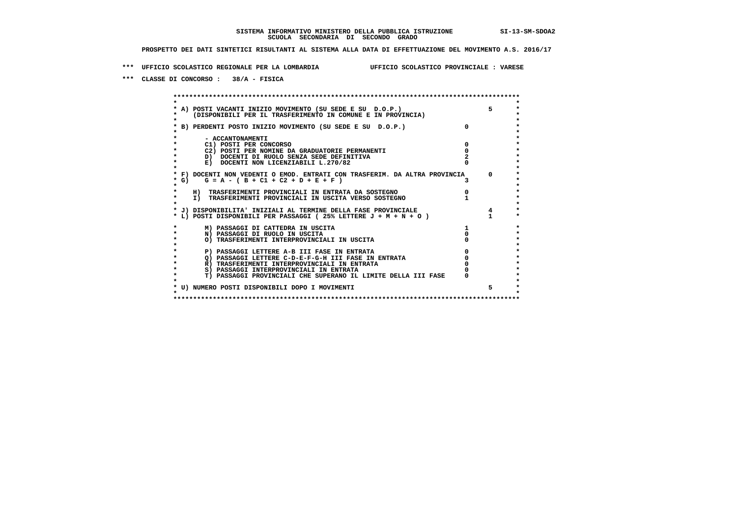SISTEMA INFORMATIVO MINISTERO DELLA PUBBLICA ISTRUZIONE SI-13-SM-SDOA2
SCUOLA SECONDARIA DI SECONDO GRADO

PROSPETTO DEI DATI SINTETICI RISULTANTI AL SISTEMA ALLA DATA DI EFFETTUAZIONE DEL MOVIMENTO A.S. 2016/17

*** UFFICIO SCOLASTICO REGIONALE PER LA LOMBARDIA UFFICIO SCOLASTICO PROVINCIALE : VARESE

*** CLASSE DI CONCORSO : 38/A - FISICA

| Voce | | |
|---|---|---|
| A) POSTI VACANTI INIZIO MOVIMENTO (SU SEDE E SU D.O.P.) (DISPONIBILI PER IL TRASFERIMENTO IN COMUNE E IN PROVINCIA) | | 5 |
| B) PERDENTI POSTO INIZIO MOVIMENTO (SU SEDE E SU D.O.P.) | 0 | |
| - ACCANTONAMENTI | | |
| C1) POSTI PER CONCORSO | 0 | |
| C2) POSTI PER NOMINE DA GRADUATORIE PERMANENTI | 0 | |
| D) DOCENTI DI RUOLO SENZA SEDE DEFINITIVA | 2 | |
| E) DOCENTI NON LICENZIABILI L.270/82 | 0 | |
| F) DOCENTI NON VEDENTI O EMOD. ENTRATI CON TRASFERIM. DA ALTRA PROVINCIA | | 0 |
| G) G = A - ( B + C1 + C2 + D + E + F ) | 3 | |
| H) TRASFERIMENTI PROVINCIALI IN ENTRATA DA SOSTEGNO | 0 | |
| I) TRASFERIMENTI PROVINCIALI IN USCITA VERSO SOSTEGNO | 1 | |
| J) DISPONIBILITA' INIZIALI AL TERMINE DELLA FASE PROVINCIALE | | 4 |
| L) POSTI DISPONIBILI PER PASSAGGI ( 25% LETTERE J + M + N + O ) | | 1 |
| M) PASSAGGI DI CATTEDRA IN USCITA | 1 | |
| N) PASSAGGI DI RUOLO IN USCITA | 0 | |
| O) TRASFERIMENTI INTERPROVINCIALI IN USCITA | 0 | |
| P) PASSAGGI LETTERE A-B III FASE IN ENTRATA | 0 | |
| Q) PASSAGGI LETTERE C-D-E-F-G-H III FASE IN ENTRATA | 0 | |
| R) TRASFERIMENTI INTERPROVINCIALI IN ENTRATA | 0 | |
| S) PASSAGGI INTERPROVINCIALI IN ENTRATA | 0 | |
| T) PASSAGGI PROVINCIALI CHE SUPERANO IL LIMITE DELLA III FASE | 0 | |
| U) NUMERO POSTI DISPONIBILI DOPO I MOVIMENTI | | 5 |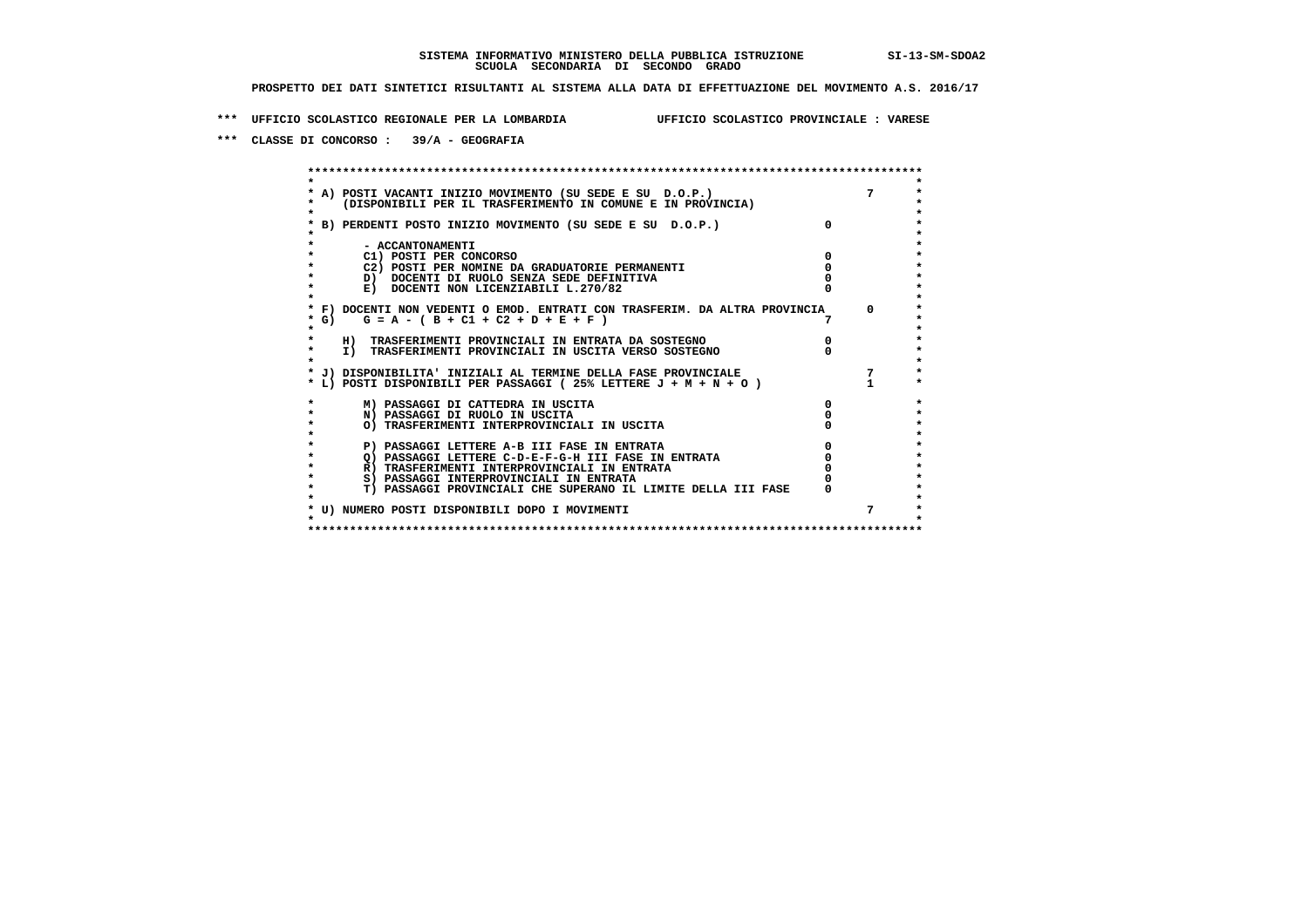SISTEMA INFORMATIVO MINISTERO DELLA PUBBLICA ISTRUZIONE SI-13-SM-SDOA2
SCUOLA SECONDARIA DI SECONDO GRADO

PROSPETTO DEI DATI SINTETICI RISULTANTI AL SISTEMA ALLA DATA DI EFFETTUAZIONE DEL MOVIMENTO A.S. 2016/17

*** UFFICIO SCOLASTICO REGIONALE PER LA LOMBARDIA UFFICIO SCOLASTICO PROVINCIALE : VARESE

*** CLASSE DI CONCORSO : 39/A - GEOGRAFIA

| Voce | | |
|---|---|---|
| A) POSTI VACANTI INIZIO MOVIMENTO (SU SEDE E SU D.O.P.) (DISPONIBILI PER IL TRASFERIMENTO IN COMUNE E IN PROVINCIA) | | 7 |
| B) PERDENTI POSTO INIZIO MOVIMENTO (SU SEDE E SU D.O.P.) | 0 | |
| - ACCANTONAMENTI | | |
| C1) POSTI PER CONCORSO | 0 | |
| C2) POSTI PER NOMINE DA GRADUATORIE PERMANENTI | 0 | |
| D) DOCENTI DI RUOLO SENZA SEDE DEFINITIVA | 0 | |
| E) DOCENTI NON LICENZIABILI L.270/82 | 0 | |
| F) DOCENTI NON VEDENTI O EMOD. ENTRATI CON TRASFERIM. DA ALTRA PROVINCIA | | 0 |
| G) G = A - ( B + C1 + C2 + D + E + F ) | 7 | |
| H) TRASFERIMENTI PROVINCIALI IN ENTRATA DA SOSTEGNO | 0 | |
| I) TRASFERIMENTI PROVINCIALI IN USCITA VERSO SOSTEGNO | 0 | |
| J) DISPONIBILITA' INIZIALI AL TERMINE DELLA FASE PROVINCIALE | | 7 |
| L) POSTI DISPONIBILI PER PASSAGGI ( 25% LETTERE J + M + N + O ) | | 1 |
| M) PASSAGGI DI CATTEDRA IN USCITA | 0 | |
| N) PASSAGGI DI RUOLO IN USCITA | 0 | |
| O) TRASFERIMENTI INTERPROVINCIALI IN USCITA | 0 | |
| P) PASSAGGI LETTERE A-B III FASE IN ENTRATA | 0 | |
| Q) PASSAGGI LETTERE C-D-E-F-G-H III FASE IN ENTRATA | 0 | |
| R) TRASFERIMENTI INTERPROVINCIALI IN ENTRATA | 0 | |
| S) PASSAGGI INTERPROVINCIALI IN ENTRATA | 0 | |
| T) PASSAGGI PROVINCIALI CHE SUPERANO IL LIMITE DELLA III FASE | 0 | |
| U) NUMERO POSTI DISPONIBILI DOPO I MOVIMENTI | | 7 |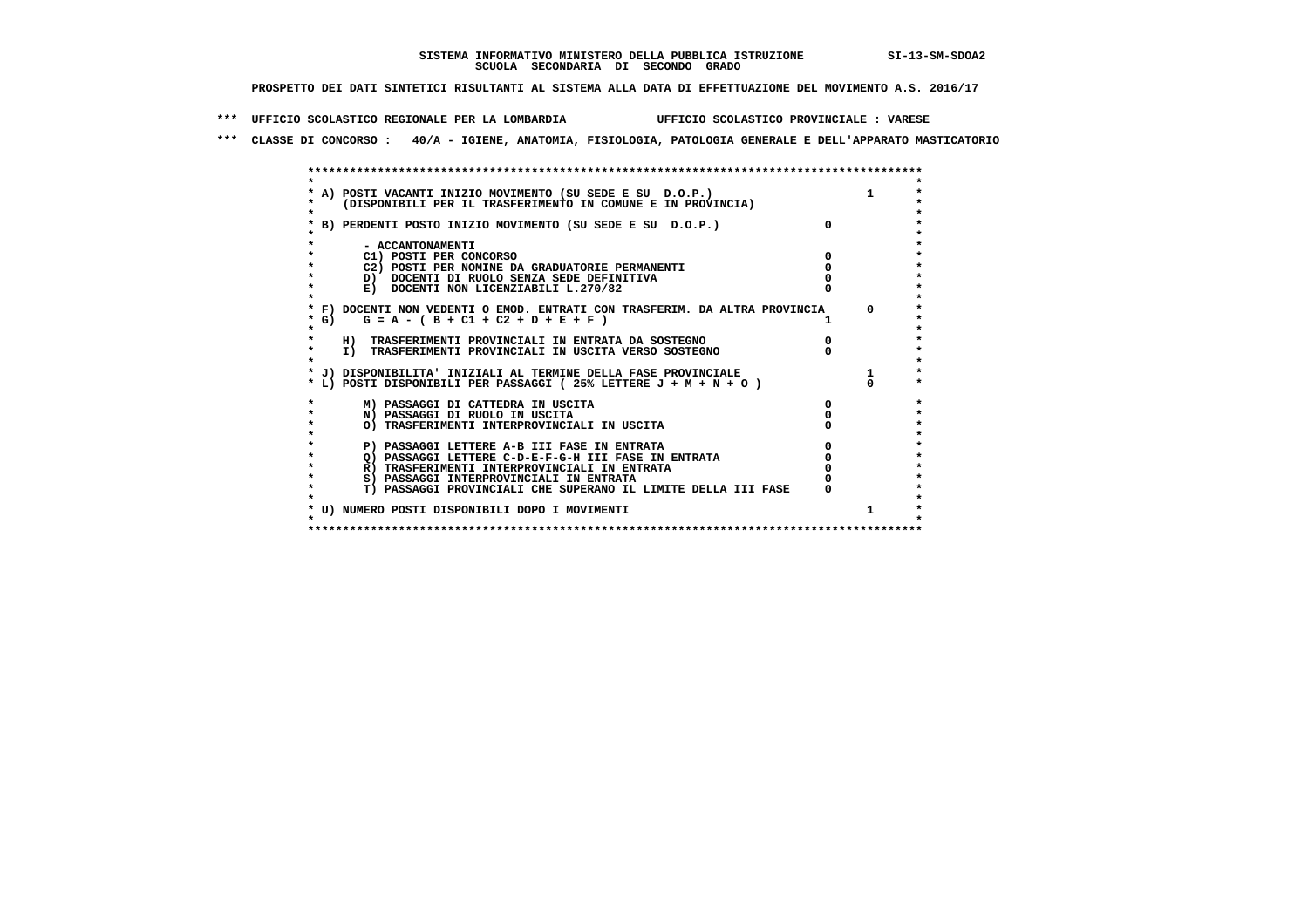**SISTEMA INFORMATIVO MINISTERO DELLA PUBBLICA ISTRUZIONE SI-13-SM-SDOA2**
**SCUOLA SECONDARIA DI SECONDO GRADO**

**PROSPETTO DEI DATI SINTETICI RISULTANTI AL SISTEMA ALLA DATA DI EFFETTUAZIONE DEL MOVIMENTO A.S. 2016/17**

**\*\*\* UFFICIO SCOLASTICO REGIONALE PER LA LOMBARDIA UFFICIO SCOLASTICO PROVINCIALE : VARESE**

**\*\*\* CLASSE DI CONCORSO : 40/A - IGIENE, ANATOMIA, FISIOLOGIA, PATOLOGIA GENERALE E DELL'APPARATO MASTICATORIO**

| Voce | | |
|---|---|---|
| A) POSTI VACANTI INIZIO MOVIMENTO (SU SEDE E SU D.O.P.) (DISPONIBILI PER IL TRASFERIMENTO IN COMUNE E IN PROVINCIA) | | 1 |
| B) PERDENTI POSTO INIZIO MOVIMENTO (SU SEDE E SU D.O.P.) | 0 | |
| - ACCANTONAMENTI | | |
| C1) POSTI PER CONCORSO | 0 | |
| C2) POSTI PER NOMINE DA GRADUATORIE PERMANENTI | 0 | |
| D) DOCENTI DI RUOLO SENZA SEDE DEFINITIVA | 0 | |
| E) DOCENTI NON LICENZIABILI L.270/82 | 0 | |
| F) DOCENTI NON VEDENTI O EMOD. ENTRATI CON TRASFERIM. DA ALTRA PROVINCIA | | 0 |
| G) G = A - ( B + C1 + C2 + D + E + F ) | 1 | |
| H) TRASFERIMENTI PROVINCIALI IN ENTRATA DA SOSTEGNO | 0 | |
| I) TRASFERIMENTI PROVINCIALI IN USCITA VERSO SOSTEGNO | 0 | |
| J) DISPONIBILITA' INIZIALI AL TERMINE DELLA FASE PROVINCIALE | | 1 |
| L) POSTI DISPONIBILI PER PASSAGGI ( 25% LETTERE J + M + N + O ) | | 0 |
| M) PASSAGGI DI CATTEDRA IN USCITA | 0 | |
| N) PASSAGGI DI RUOLO IN USCITA | 0 | |
| O) TRASFERIMENTI INTERPROVINCIALI IN USCITA | 0 | |
| P) PASSAGGI LETTERE A-B III FASE IN ENTRATA | 0 | |
| Q) PASSAGGI LETTERE C-D-E-F-G-H III FASE IN ENTRATA | 0 | |
| R) TRASFERIMENTI INTERPROVINCIALI IN ENTRATA | 0 | |
| S) PASSAGGI INTERPROVINCIALI IN ENTRATA | 0 | |
| T) PASSAGGI PROVINCIALI CHE SUPERANO IL LIMITE DELLA III FASE | 0 | |
| U) NUMERO POSTI DISPONIBILI DOPO I MOVIMENTI | | 1 |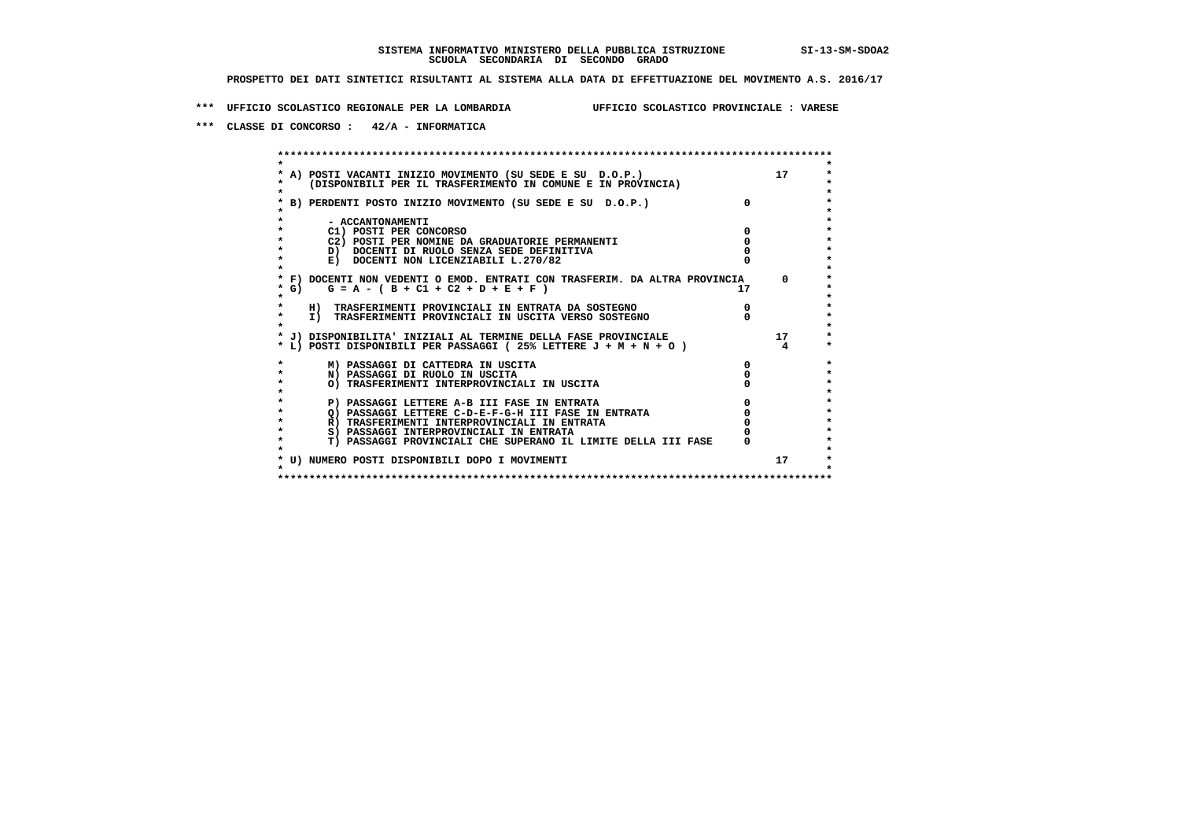SISTEMA INFORMATIVO MINISTERO DELLA PUBBLICA ISTRUZIONE SI-13-SM-SDOA2
SCUOLA SECONDARIA DI SECONDO GRADO

PROSPETTO DEI DATI SINTETICI RISULTANTI AL SISTEMA ALLA DATA DI EFFETTUAZIONE DEL MOVIMENTO A.S. 2016/17

*** UFFICIO SCOLASTICO REGIONALE PER LA LOMBARDIA UFFICIO SCOLASTICO PROVINCIALE : VARESE

*** CLASSE DI CONCORSO : 42/A - INFORMATICA

| Voce | | |
|---|---|---|
| A) POSTI VACANTI INIZIO MOVIMENTO (SU SEDE E SU D.O.P.) (DISPONIBILI PER IL TRASFERIMENTO IN COMUNE E IN PROVINCIA) | | 17 |
| B) PERDENTI POSTO INIZIO MOVIMENTO (SU SEDE E SU D.O.P.) | 0 | |
| - ACCANTONAMENTI | | |
| C1) POSTI PER CONCORSO | 0 | |
| C2) POSTI PER NOMINE DA GRADUATORIE PERMANENTI | 0 | |
| D) DOCENTI DI RUOLO SENZA SEDE DEFINITIVA | 0 | |
| E) DOCENTI NON LICENZIABILI L.270/82 | 0 | |
| F) DOCENTI NON VEDENTI O EMOD. ENTRATI CON TRASFERIM. DA ALTRA PROVINCIA | | 0 |
| G) G = A - ( B + C1 + C2 + D + E + F ) | 17 | |
| H) TRASFERIMENTI PROVINCIALI IN ENTRATA DA SOSTEGNO | 0 | |
| I) TRASFERIMENTI PROVINCIALI IN USCITA VERSO SOSTEGNO | 0 | |
| J) DISPONIBILITA' INIZIALI AL TERMINE DELLA FASE PROVINCIALE | | 17 |
| L) POSTI DISPONIBILI PER PASSAGGI ( 25% LETTERE J + M + N + O ) | | 4 |
| M) PASSAGGI DI CATTEDRA IN USCITA | 0 | |
| N) PASSAGGI DI RUOLO IN USCITA | 0 | |
| O) TRASFERIMENTI INTERPROVINCIALI IN USCITA | 0 | |
| P) PASSAGGI LETTERE A-B III FASE IN ENTRATA | 0 | |
| Q) PASSAGGI LETTERE C-D-E-F-G-H III FASE IN ENTRATA | 0 | |
| R) TRASFERIMENTI INTERPROVINCIALI IN ENTRATA | 0 | |
| S) PASSAGGI INTERPROVINCIALI IN ENTRATA | 0 | |
| T) PASSAGGI PROVINCIALI CHE SUPERANO IL LIMITE DELLA III FASE | 0 | |
| U) NUMERO POSTI DISPONIBILI DOPO I MOVIMENTI | | 17 |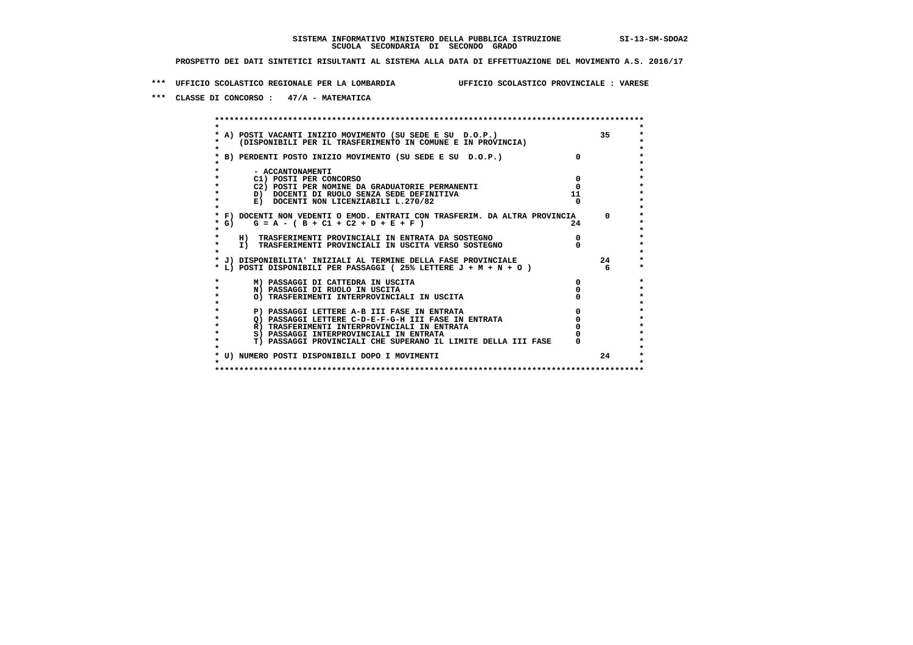**SISTEMA INFORMATIVO MINISTERO DELLA PUBBLICA ISTRUZIONE SI-13-SM-SDOA2**
**SCUOLA SECONDARIA DI SECONDO GRADO**

**PROSPETTO DEI DATI SINTETICI RISULTANTI AL SISTEMA ALLA DATA DI EFFETTUAZIONE DEL MOVIMENTO A.S. 2016/17**

**\*\*\* UFFICIO SCOLASTICO REGIONALE PER LA LOMBARDIA UFFICIO SCOLASTICO PROVINCIALE : VARESE**

**\*\*\* CLASSE DI CONCORSO : 47/A - MATEMATICA**

| Voce | | |
|---|---|---|
| A) POSTI VACANTI INIZIO MOVIMENTO (SU SEDE E SU D.O.P.) (DISPONIBILI PER IL TRASFERIMENTO IN COMUNE E IN PROVINCIA) | | 35 |
| B) PERDENTI POSTO INIZIO MOVIMENTO (SU SEDE E SU D.O.P.) | 0 | |
| - ACCANTONAMENTI | | |
| C1) POSTI PER CONCORSO | 0 | |
| C2) POSTI PER NOMINE DA GRADUATORIE PERMANENTI | 0 | |
| D) DOCENTI DI RUOLO SENZA SEDE DEFINITIVA | 11 | |
| E) DOCENTI NON LICENZIABILI L.270/82 | 0 | |
| F) DOCENTI NON VEDENTI O EMOD. ENTRATI CON TRASFERIM. DA ALTRA PROVINCIA | | 0 |
| G) G = A - ( B + C1 + C2 + D + E + F ) | 24 | |
| H) TRASFERIMENTI PROVINCIALI IN ENTRATA DA SOSTEGNO | 0 | |
| I) TRASFERIMENTI PROVINCIALI IN USCITA VERSO SOSTEGNO | 0 | |
| J) DISPONIBILITA' INIZIALI AL TERMINE DELLA FASE PROVINCIALE | | 24 |
| L) POSTI DISPONIBILI PER PASSAGGI ( 25% LETTERE J + M + N + O ) | | 6 |
| M) PASSAGGI DI CATTEDRA IN USCITA | 0 | |
| N) PASSAGGI DI RUOLO IN USCITA | 0 | |
| O) TRASFERIMENTI INTERPROVINCIALI IN USCITA | 0 | |
| P) PASSAGGI LETTERE A-B III FASE IN ENTRATA | 0 | |
| Q) PASSAGGI LETTERE C-D-E-F-G-H III FASE IN ENTRATA | 0 | |
| R) TRASFERIMENTI INTERPROVINCIALI IN ENTRATA | 0 | |
| S) PASSAGGI INTERPROVINCIALI IN ENTRATA | 0 | |
| T) PASSAGGI PROVINCIALI CHE SUPERANO IL LIMITE DELLA III FASE | 0 | |
| U) NUMERO POSTI DISPONIBILI DOPO I MOVIMENTI | | 24 |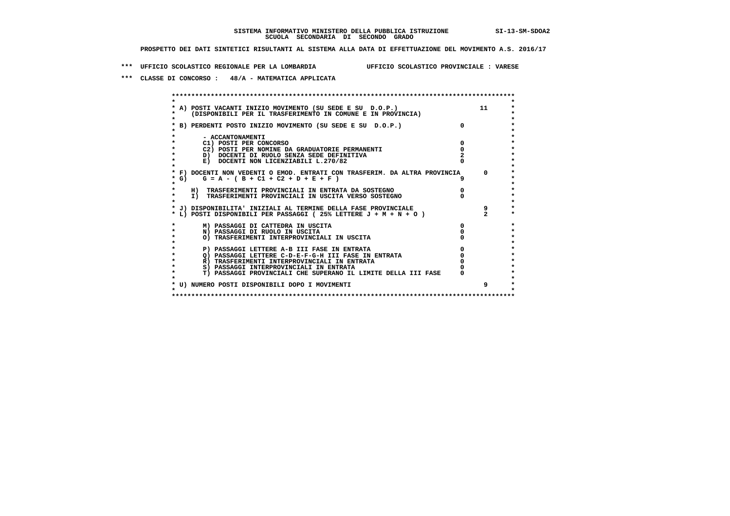**SISTEMA INFORMATIVO MINISTERO DELLA PUBBLICA ISTRUZIONE** SI-13-SM-SDOA2
**SCUOLA SECONDARIA DI SECONDO GRADO**

**PROSPETTO DEI DATI SINTETICI RISULTANTI AL SISTEMA ALLA DATA DI EFFETTUAZIONE DEL MOVIMENTO A.S. 2016/17**

**\*\*\* UFFICIO SCOLASTICO REGIONALE PER LA LOMBARDIA UFFICIO SCOLASTICO PROVINCIALE : VARESE**

**\*\*\* CLASSE DI CONCORSO : 48/A - MATEMATICA APPLICATA**

| Voce | | |
|---|---|---|
| A) POSTI VACANTI INIZIO MOVIMENTO (SU SEDE E SU D.O.P.) (DISPONIBILI PER IL TRASFERIMENTO IN COMUNE E IN PROVINCIA) | | 11 |
| B) PERDENTI POSTO INIZIO MOVIMENTO (SU SEDE E SU D.O.P.) | 0 | |
| - ACCANTONAMENTI | | |
| C1) POSTI PER CONCORSO | 0 | |
| C2) POSTI PER NOMINE DA GRADUATORIE PERMANENTI | 0 | |
| D) DOCENTI DI RUOLO SENZA SEDE DEFINITIVA | 2 | |
| E) DOCENTI NON LICENZIABILI L.270/82 | 0 | |
| F) DOCENTI NON VEDENTI O EMOD. ENTRATI CON TRASFERIM. DA ALTRA PROVINCIA | | 0 |
| G) G = A - ( B + C1 + C2 + D + E + F ) | 9 | |
| H) TRASFERIMENTI PROVINCIALI IN ENTRATA DA SOSTEGNO | 0 | |
| I) TRASFERIMENTI PROVINCIALI IN USCITA VERSO SOSTEGNO | 0 | |
| J) DISPONIBILITA' INIZIALI AL TERMINE DELLA FASE PROVINCIALE | | 9 |
| L) POSTI DISPONIBILI PER PASSAGGI ( 25% LETTERE J + M + N + O ) | | 2 |
| M) PASSAGGI DI CATTEDRA IN USCITA | 0 | |
| N) PASSAGGI DI RUOLO IN USCITA | 0 | |
| O) TRASFERIMENTI INTERPROVINCIALI IN USCITA | 0 | |
| P) PASSAGGI LETTERE A-B III FASE IN ENTRATA | 0 | |
| Q) PASSAGGI LETTERE C-D-E-F-G-H III FASE IN ENTRATA | 0 | |
| R) TRASFERIMENTI INTERPROVINCIALI IN ENTRATA | 0 | |
| S) PASSAGGI INTERPROVINCIALI IN ENTRATA | 0 | |
| T) PASSAGGI PROVINCIALI CHE SUPERANO IL LIMITE DELLA III FASE | 0 | |
| U) NUMERO POSTI DISPONIBILI DOPO I MOVIMENTI | | 9 |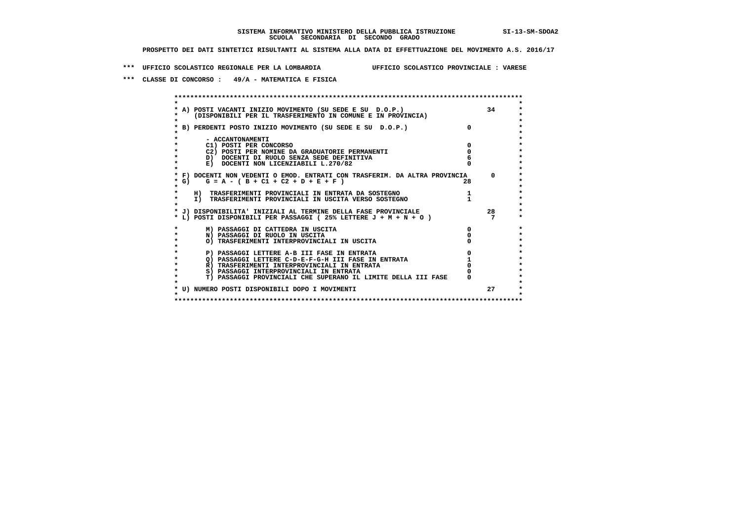**SISTEMA INFORMATIVO MINISTERO DELLA PUBBLICA ISTRUZIONE SI-13-SM-SDOA2**
**SCUOLA SECONDARIA DI SECONDO GRADO**

**PROSPETTO DEI DATI SINTETICI RISULTANTI AL SISTEMA ALLA DATA DI EFFETTUAZIONE DEL MOVIMENTO A.S. 2016/17**

**\*\*\* UFFICIO SCOLASTICO REGIONALE PER LA LOMBARDIA UFFICIO SCOLASTICO PROVINCIALE : VARESE**

**\*\*\* CLASSE DI CONCORSO : 49/A - MATEMATICA E FISICA**

| Voce | | |
|---|---|---|
| A) POSTI VACANTI INIZIO MOVIMENTO (SU SEDE E SU D.O.P.) (DISPONIBILI PER IL TRASFERIMENTO IN COMUNE E IN PROVINCIA) | | 34 |
| B) PERDENTI POSTO INIZIO MOVIMENTO (SU SEDE E SU D.O.P.) | 0 | |
| - ACCANTONAMENTI | | |
| C1) POSTI PER CONCORSO | 0 | |
| C2) POSTI PER NOMINE DA GRADUATORIE PERMANENTI | 0 | |
| D) DOCENTI DI RUOLO SENZA SEDE DEFINITIVA | 6 | |
| E) DOCENTI NON LICENZIABILI L.270/82 | 0 | |
| F) DOCENTI NON VEDENTI O EMOD. ENTRATI CON TRASFERIM. DA ALTRA PROVINCIA | | 0 |
| G) G = A - ( B + C1 + C2 + D + E + F ) | 28 | |
| H) TRASFERIMENTI PROVINCIALI IN ENTRATA DA SOSTEGNO | 1 | |
| I) TRASFERIMENTI PROVINCIALI IN USCITA VERSO SOSTEGNO | 1 | |
| J) DISPONIBILITA' INIZIALI AL TERMINE DELLA FASE PROVINCIALE | | 28 |
| L) POSTI DISPONIBILI PER PASSAGGI ( 25% LETTERE J + M + N + O ) | | 7 |
| M) PASSAGGI DI CATTEDRA IN USCITA | 0 | |
| N) PASSAGGI DI RUOLO IN USCITA | 0 | |
| O) TRASFERIMENTI INTERPROVINCIALI IN USCITA | 0 | |
| P) PASSAGGI LETTERE A-B III FASE IN ENTRATA | 0 | |
| Q) PASSAGGI LETTERE C-D-E-F-G-H III FASE IN ENTRATA | 1 | |
| R) TRASFERIMENTI INTERPROVINCIALI IN ENTRATA | 0 | |
| S) PASSAGGI INTERPROVINCIALI IN ENTRATA | 0 | |
| T) PASSAGGI PROVINCIALI CHE SUPERANO IL LIMITE DELLA III FASE | 0 | |
| U) NUMERO POSTI DISPONIBILI DOPO I MOVIMENTI | | 27 |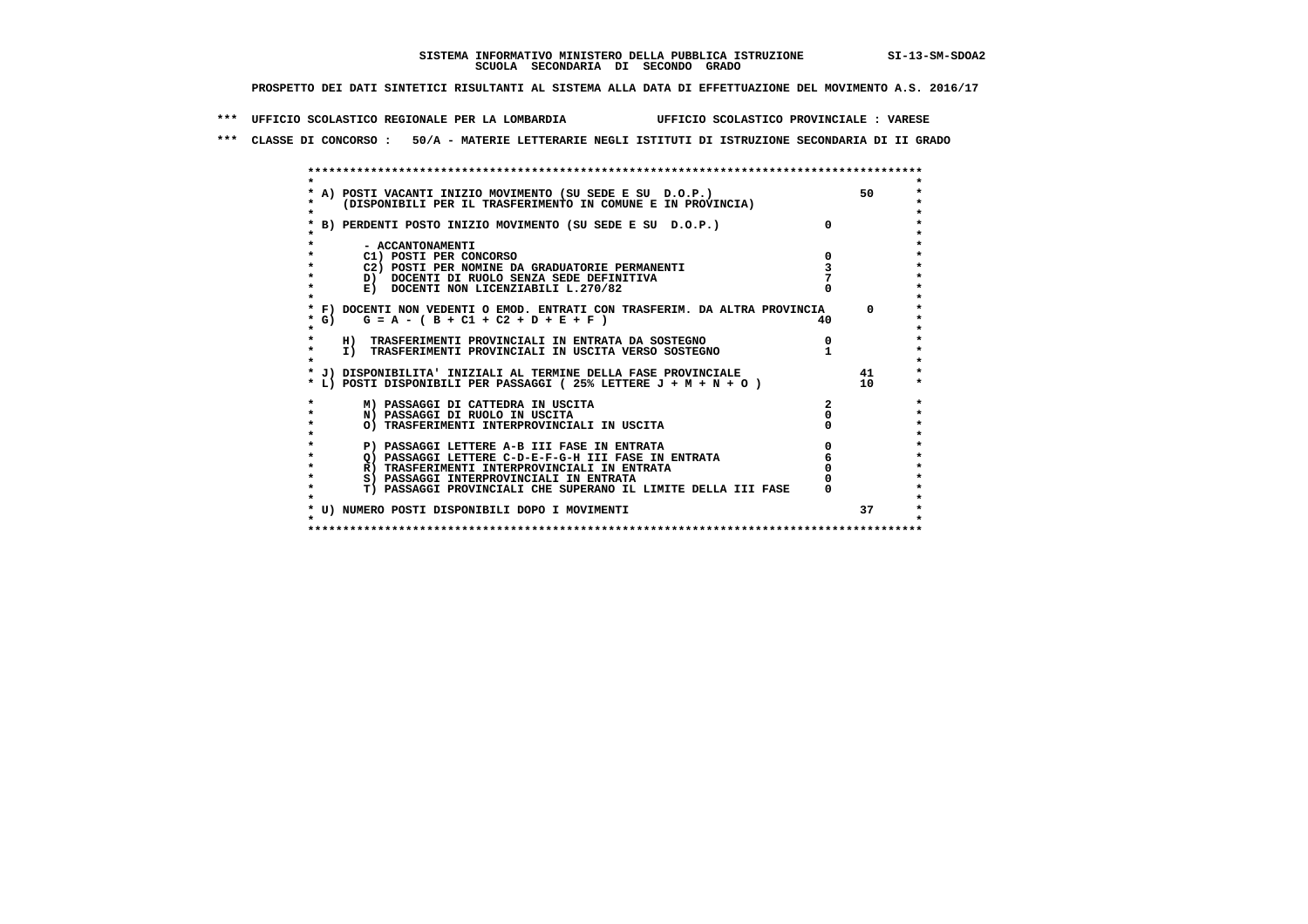**SISTEMA INFORMATIVO MINISTERO DELLA PUBBLICA ISTRUZIONE SI-13-SM-SDOA2**
**SCUOLA SECONDARIA DI SECONDO GRADO**

**PROSPETTO DEI DATI SINTETICI RISULTANTI AL SISTEMA ALLA DATA DI EFFETTUAZIONE DEL MOVIMENTO A.S. 2016/17**

**\*\*\* UFFICIO SCOLASTICO REGIONALE PER LA LOMBARDIA UFFICIO SCOLASTICO PROVINCIALE : VARESE**

**\*\*\* CLASSE DI CONCORSO : 50/A - MATERIE LETTERARIE NEGLI ISTITUTI DI ISTRUZIONE SECONDARIA DI II GRADO**

| Voce | | |
|---|---|---|
| A) POSTI VACANTI INIZIO MOVIMENTO (SU SEDE E SU D.O.P.) (DISPONIBILI PER IL TRASFERIMENTO IN COMUNE E IN PROVINCIA) | | 50 |
| B) PERDENTI POSTO INIZIO MOVIMENTO (SU SEDE E SU D.O.P.) | 0 | |
| - ACCANTONAMENTI | | |
| C1) POSTI PER CONCORSO | 0 | |
| C2) POSTI PER NOMINE DA GRADUATORIE PERMANENTI | 3 | |
| D) DOCENTI DI RUOLO SENZA SEDE DEFINITIVA | 7 | |
| E) DOCENTI NON LICENZIABILI L.270/82 | 0 | |
| F) DOCENTI NON VEDENTI O EMOD. ENTRATI CON TRASFERIM. DA ALTRA PROVINCIA | | 0 |
| G) G = A - ( B + C1 + C2 + D + E + F ) | 40 | |
| H) TRASFERIMENTI PROVINCIALI IN ENTRATA DA SOSTEGNO | 0 | |
| I) TRASFERIMENTI PROVINCIALI IN USCITA VERSO SOSTEGNO | 1 | |
| J) DISPONIBILITA' INIZIALI AL TERMINE DELLA FASE PROVINCIALE | | 41 |
| L) POSTI DISPONIBILI PER PASSAGGI ( 25% LETTERE J + M + N + O ) | | 10 |
| M) PASSAGGI DI CATTEDRA IN USCITA | 2 | |
| N) PASSAGGI DI RUOLO IN USCITA | 0 | |
| O) TRASFERIMENTI INTERPROVINCIALI IN USCITA | 0 | |
| P) PASSAGGI LETTERE A-B III FASE IN ENTRATA | 0 | |
| Q) PASSAGGI LETTERE C-D-E-F-G-H III FASE IN ENTRATA | 6 | |
| R) TRASFERIMENTI INTERPROVINCIALI IN ENTRATA | 0 | |
| S) PASSAGGI INTERPROVINCIALI IN ENTRATA | 0 | |
| T) PASSAGGI PROVINCIALI CHE SUPERANO IL LIMITE DELLA III FASE | 0 | |
| U) NUMERO POSTI DISPONIBILI DOPO I MOVIMENTI | | 37 |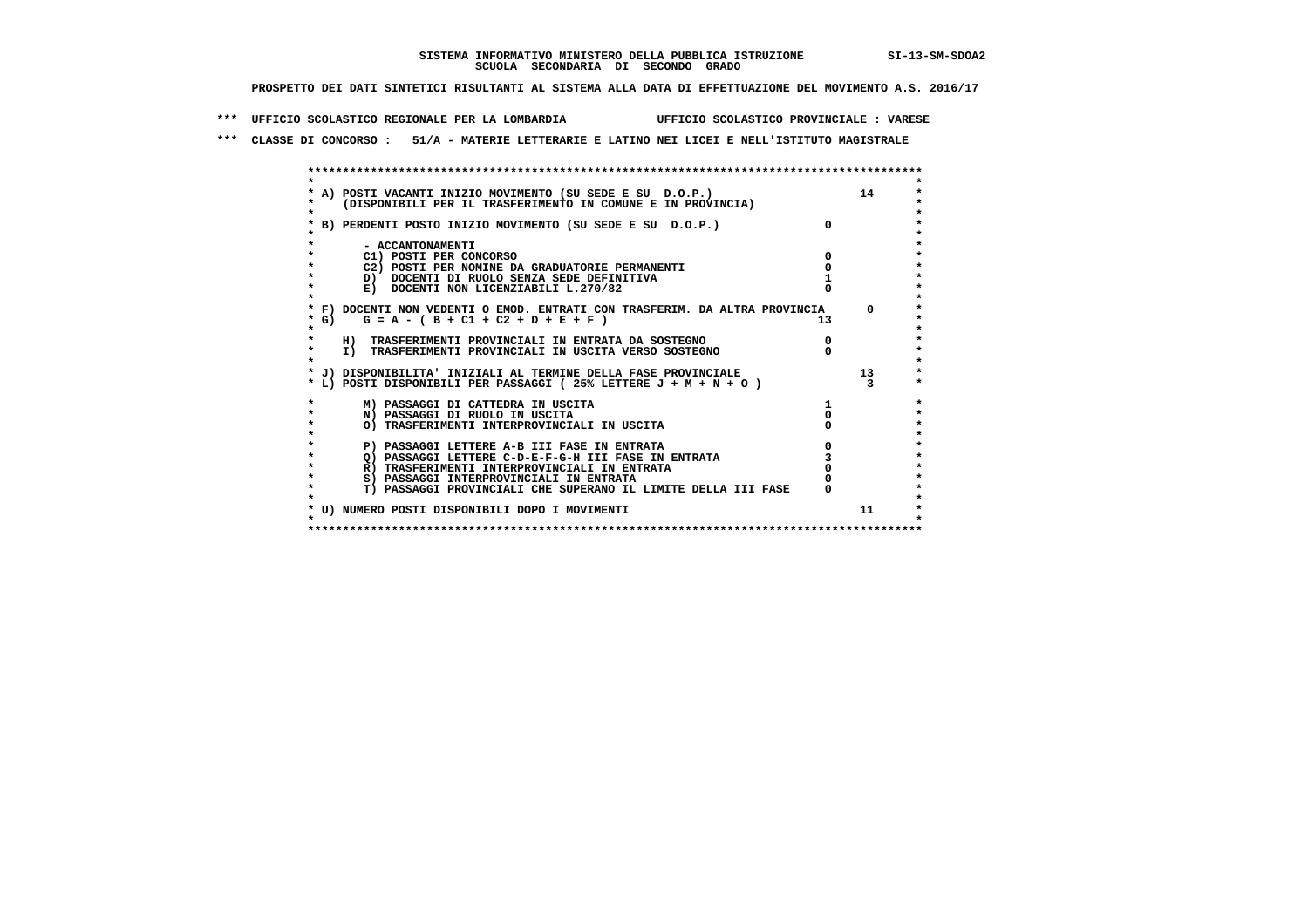SISTEMA INFORMATIVO MINISTERO DELLA PUBBLICA ISTRUZIONE SI-13-SM-SDOA2
SCUOLA SECONDARIA DI SECONDO GRADO

PROSPETTO DEI DATI SINTETICI RISULTANTI AL SISTEMA ALLA DATA DI EFFETTUAZIONE DEL MOVIMENTO A.S. 2016/17

*** UFFICIO SCOLASTICO REGIONALE PER LA LOMBARDIA UFFICIO SCOLASTICO PROVINCIALE : VARESE

*** CLASSE DI CONCORSO : 51/A - MATERIE LETTERARIE E LATINO NEI LICEI E NELL'ISTITUTO MAGISTRALE

| Voce | | |
|---|---|---|
| A) POSTI VACANTI INIZIO MOVIMENTO (SU SEDE E SU D.O.P.) (DISPONIBILI PER IL TRASFERIMENTO IN COMUNE E IN PROVINCIA) | | 14 |
| B) PERDENTI POSTO INIZIO MOVIMENTO (SU SEDE E SU D.O.P.) | 0 | |
| - ACCANTONAMENTI | | |
| C1) POSTI PER CONCORSO | 0 | |
| C2) POSTI PER NOMINE DA GRADUATORIE PERMANENTI | 0 | |
| D) DOCENTI DI RUOLO SENZA SEDE DEFINITIVA | 1 | |
| E) DOCENTI NON LICENZIABILI L.270/82 | 0 | |
| F) DOCENTI NON VEDENTI O EMOD. ENTRATI CON TRASFERIM. DA ALTRA PROVINCIA | | 0 |
| G) G = A - ( B + C1 + C2 + D + E + F ) | 13 | |
| H) TRASFERIMENTI PROVINCIALI IN ENTRATA DA SOSTEGNO | 0 | |
| I) TRASFERIMENTI PROVINCIALI IN USCITA VERSO SOSTEGNO | 0 | |
| J) DISPONIBILITA' INIZIALI AL TERMINE DELLA FASE PROVINCIALE | | 13 |
| L) POSTI DISPONIBILI PER PASSAGGI ( 25% LETTERE J + M + N + O ) | | 3 |
| M) PASSAGGI DI CATTEDRA IN USCITA | 1 | |
| N) PASSAGGI DI RUOLO IN USCITA | 0 | |
| O) TRASFERIMENTI INTERPROVINCIALI IN USCITA | 0 | |
| P) PASSAGGI LETTERE A-B III FASE IN ENTRATA | 0 | |
| Q) PASSAGGI LETTERE C-D-E-F-G-H III FASE IN ENTRATA | 3 | |
| R) TRASFERIMENTI INTERPROVINCIALI IN ENTRATA | 0 | |
| S) PASSAGGI INTERPROVINCIALI IN ENTRATA | 0 | |
| T) PASSAGGI PROVINCIALI CHE SUPERANO IL LIMITE DELLA III FASE | 0 | |
| U) NUMERO POSTI DISPONIBILI DOPO I MOVIMENTI | | 11 |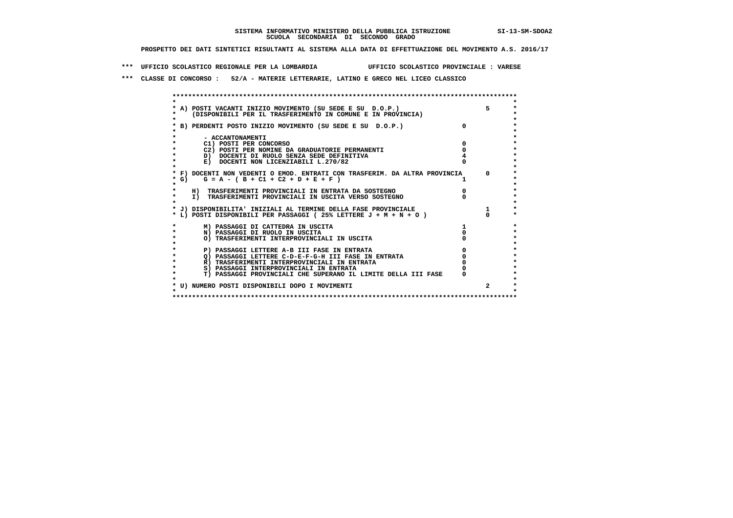**SISTEMA INFORMATIVO MINISTERO DELLA PUBBLICA ISTRUZIONE SI-13-SM-SDOA2**
**SCUOLA SECONDARIA DI SECONDO GRADO**

**PROSPETTO DEI DATI SINTETICI RISULTANTI AL SISTEMA ALLA DATA DI EFFETTUAZIONE DEL MOVIMENTO A.S. 2016/17**

**\*\*\* UFFICIO SCOLASTICO REGIONALE PER LA LOMBARDIA UFFICIO SCOLASTICO PROVINCIALE : VARESE**

**\*\*\* CLASSE DI CONCORSO : 52/A - MATERIE LETTERARIE, LATINO E GRECO NEL LICEO CLASSICO**

| Voce | | |
|---|---|---|
| A) POSTI VACANTI INIZIO MOVIMENTO (SU SEDE E SU D.O.P.) (DISPONIBILI PER IL TRASFERIMENTO IN COMUNE E IN PROVINCIA) | | 5 |
| B) PERDENTI POSTO INIZIO MOVIMENTO (SU SEDE E SU D.O.P.) | 0 | |
| - ACCANTONAMENTI | | |
| C1) POSTI PER CONCORSO | 0 | |
| C2) POSTI PER NOMINE DA GRADUATORIE PERMANENTI | 0 | |
| D) DOCENTI DI RUOLO SENZA SEDE DEFINITIVA | 4 | |
| E) DOCENTI NON LICENZIABILI L.270/82 | 0 | |
| F) DOCENTI NON VEDENTI O EMOD. ENTRATI CON TRASFERIM. DA ALTRA PROVINCIA | | 0 |
| G) G = A - ( B + C1 + C2 + D + E + F ) | 1 | |
| H) TRASFERIMENTI PROVINCIALI IN ENTRATA DA SOSTEGNO | 0 | |
| I) TRASFERIMENTI PROVINCIALI IN USCITA VERSO SOSTEGNO | 0 | |
| J) DISPONIBILITA' INIZIALI AL TERMINE DELLA FASE PROVINCIALE | | 1 |
| L) POSTI DISPONIBILI PER PASSAGGI ( 25% LETTERE J + M + N + O ) | | 0 |
| M) PASSAGGI DI CATTEDRA IN USCITA | 1 | |
| N) PASSAGGI DI RUOLO IN USCITA | 0 | |
| O) TRASFERIMENTI INTERPROVINCIALI IN USCITA | 0 | |
| P) PASSAGGI LETTERE A-B III FASE IN ENTRATA | 0 | |
| Q) PASSAGGI LETTERE C-D-E-F-G-H III FASE IN ENTRATA | 0 | |
| R) TRASFERIMENTI INTERPROVINCIALI IN ENTRATA | 0 | |
| S) PASSAGGI INTERPROVINCIALI IN ENTRATA | 0 | |
| T) PASSAGGI PROVINCIALI CHE SUPERANO IL LIMITE DELLA III FASE | 0 | |
| U) NUMERO POSTI DISPONIBILI DOPO I MOVIMENTI | | 2 |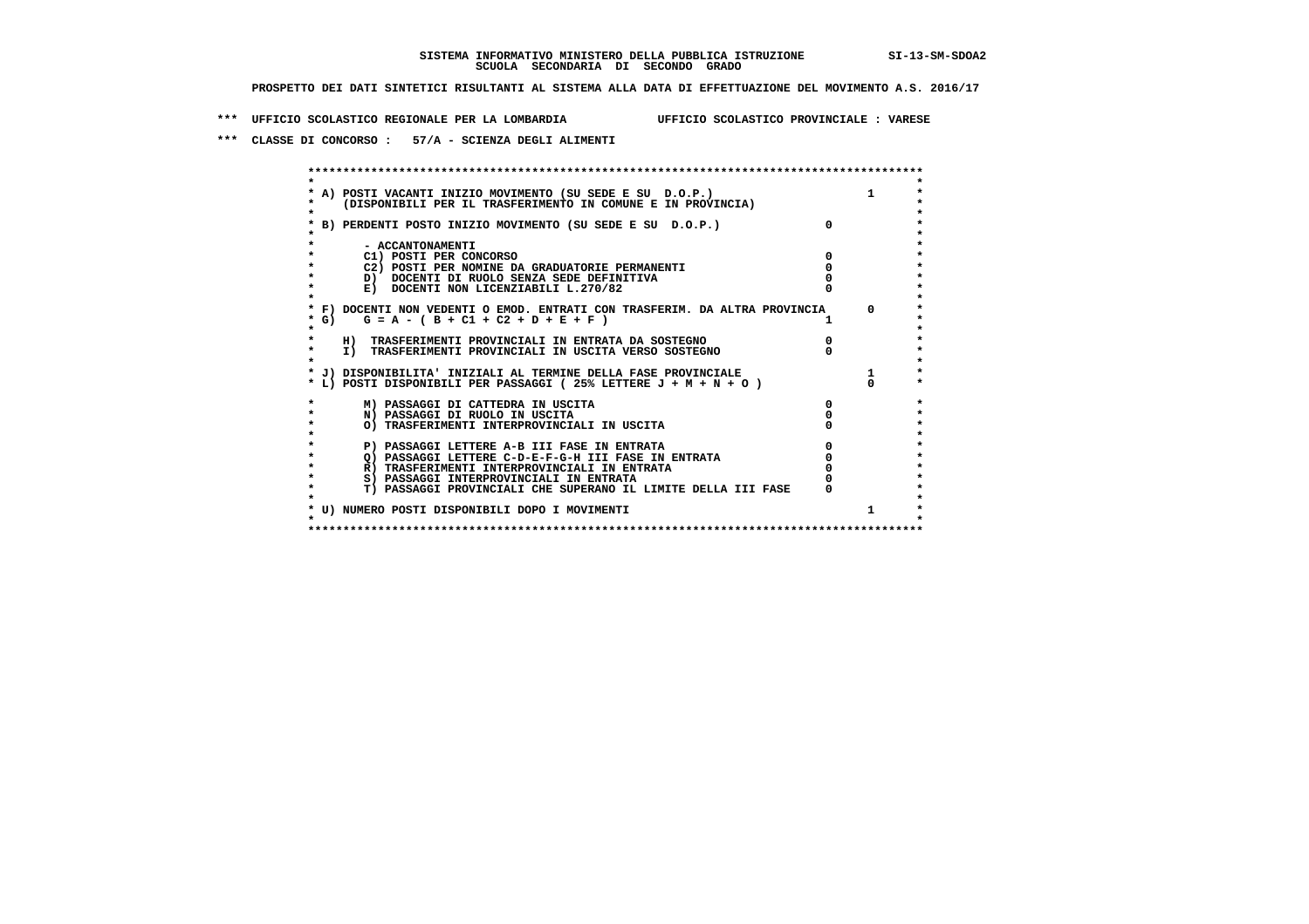**SISTEMA INFORMATIVO MINISTERO DELLA PUBBLICA ISTRUZIONE SI-13-SM-SDOA2**
**SCUOLA SECONDARIA DI SECONDO GRADO**

**PROSPETTO DEI DATI SINTETICI RISULTANTI AL SISTEMA ALLA DATA DI EFFETTUAZIONE DEL MOVIMENTO A.S. 2016/17**

**\*\*\* UFFICIO SCOLASTICO REGIONALE PER LA LOMBARDIA UFFICIO SCOLASTICO PROVINCIALE : VARESE**

**\*\*\* CLASSE DI CONCORSO : 57/A - SCIENZA DEGLI ALIMENTI**

| Voce | | |
|---|---|---|
| A) POSTI VACANTI INIZIO MOVIMENTO (SU SEDE E SU D.O.P.) (DISPONIBILI PER IL TRASFERIMENTO IN COMUNE E IN PROVINCIA) | | 1 |
| B) PERDENTI POSTO INIZIO MOVIMENTO (SU SEDE E SU D.O.P.) | 0 | |
| - ACCANTONAMENTI | | |
| C1) POSTI PER CONCORSO | 0 | |
| C2) POSTI PER NOMINE DA GRADUATORIE PERMANENTI | 0 | |
| D) DOCENTI DI RUOLO SENZA SEDE DEFINITIVA | 0 | |
| E) DOCENTI NON LICENZIABILI L.270/82 | 0 | |
| F) DOCENTI NON VEDENTI O EMOD. ENTRATI CON TRASFERIM. DA ALTRA PROVINCIA | | 0 |
| G) G = A - ( B + C1 + C2 + D + E + F ) | 1 | |
| H) TRASFERIMENTI PROVINCIALI IN ENTRATA DA SOSTEGNO | 0 | |
| I) TRASFERIMENTI PROVINCIALI IN USCITA VERSO SOSTEGNO | 0 | |
| J) DISPONIBILITA' INIZIALI AL TERMINE DELLA FASE PROVINCIALE | | 1 |
| L) POSTI DISPONIBILI PER PASSAGGI ( 25% LETTERE J + M + N + O ) | | 0 |
| M) PASSAGGI DI CATTEDRA IN USCITA | 0 | |
| N) PASSAGGI DI RUOLO IN USCITA | 0 | |
| O) TRASFERIMENTI INTERPROVINCIALI IN USCITA | 0 | |
| P) PASSAGGI LETTERE A-B III FASE IN ENTRATA | 0 | |
| Q) PASSAGGI LETTERE C-D-E-F-G-H III FASE IN ENTRATA | 0 | |
| R) TRASFERIMENTI INTERPROVINCIALI IN ENTRATA | 0 | |
| S) PASSAGGI INTERPROVINCIALI IN ENTRATA | 0 | |
| T) PASSAGGI PROVINCIALI CHE SUPERANO IL LIMITE DELLA III FASE | 0 | |
| U) NUMERO POSTI DISPONIBILI DOPO I MOVIMENTI | | 1 |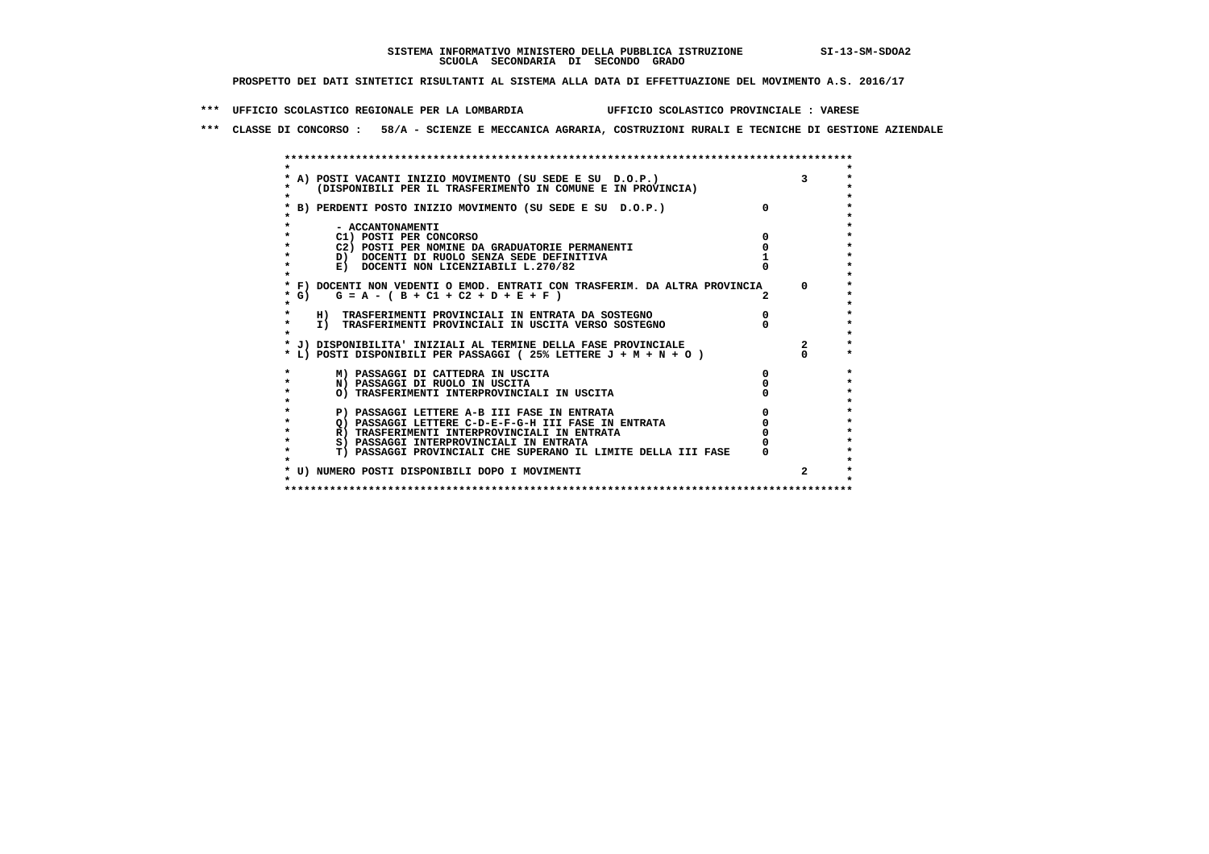SISTEMA INFORMATIVO MINISTERO DELLA PUBBLICA ISTRUZIONE SI-13-SM-SDOA2
SCUOLA SECONDARIA DI SECONDO GRADO

PROSPETTO DEI DATI SINTETICI RISULTANTI AL SISTEMA ALLA DATA DI EFFETTUAZIONE DEL MOVIMENTO A.S. 2016/17

*** UFFICIO SCOLASTICO REGIONALE PER LA LOMBARDIA UFFICIO SCOLASTICO PROVINCIALE : VARESE

*** CLASSE DI CONCORSO : 58/A - SCIENZE E MECCANICA AGRARIA, COSTRUZIONI RURALI E TECNICHE DI GESTIONE AZIENDALE

| Voce | Valore | Totale |
|---|---|---|
| A) POSTI VACANTI INIZIO MOVIMENTO (SU SEDE E SU D.O.P.) (DISPONIBILI PER IL TRASFERIMENTO IN COMUNE E IN PROVINCIA) | | 3 |
| B) PERDENTI POSTO INIZIO MOVIMENTO (SU SEDE E SU D.O.P.) | 0 | |
| - ACCANTONAMENTI | | |
| C1) POSTI PER CONCORSO | 0 | |
| C2) POSTI PER NOMINE DA GRADUATORIE PERMANENTI | 0 | |
| D) DOCENTI DI RUOLO SENZA SEDE DEFINITIVA | 1 | |
| E) DOCENTI NON LICENZIABILI L.270/82 | 0 | |
| F) DOCENTI NON VEDENTI O EMOD. ENTRATI CON TRASFERIM. DA ALTRA PROVINCIA | | 0 |
| G) G = A - ( B + C1 + C2 + D + E + F ) | 2 | |
| H) TRASFERIMENTI PROVINCIALI IN ENTRATA DA SOSTEGNO | 0 | |
| I) TRASFERIMENTI PROVINCIALI IN USCITA VERSO SOSTEGNO | 0 | |
| J) DISPONIBILITA' INIZIALI AL TERMINE DELLA FASE PROVINCIALE | | 2 |
| L) POSTI DISPONIBILI PER PASSAGGI ( 25% LETTERE J + M + N + O ) | | 0 |
| M) PASSAGGI DI CATTEDRA IN USCITA | 0 | |
| N) PASSAGGI DI RUOLO IN USCITA | 0 | |
| O) TRASFERIMENTI INTERPROVINCIALI IN USCITA | 0 | |
| P) PASSAGGI LETTERE A-B III FASE IN ENTRATA | 0 | |
| Q) PASSAGGI LETTERE C-D-E-F-G-H III FASE IN ENTRATA | 0 | |
| R) TRASFERIMENTI INTERPROVINCIALI IN ENTRATA | 0 | |
| S) PASSAGGI INTERPROVINCIALI IN ENTRATA | 0 | |
| T) PASSAGGI PROVINCIALI CHE SUPERANO IL LIMITE DELLA III FASE | 0 | |
| U) NUMERO POSTI DISPONIBILI DOPO I MOVIMENTI | | 2 |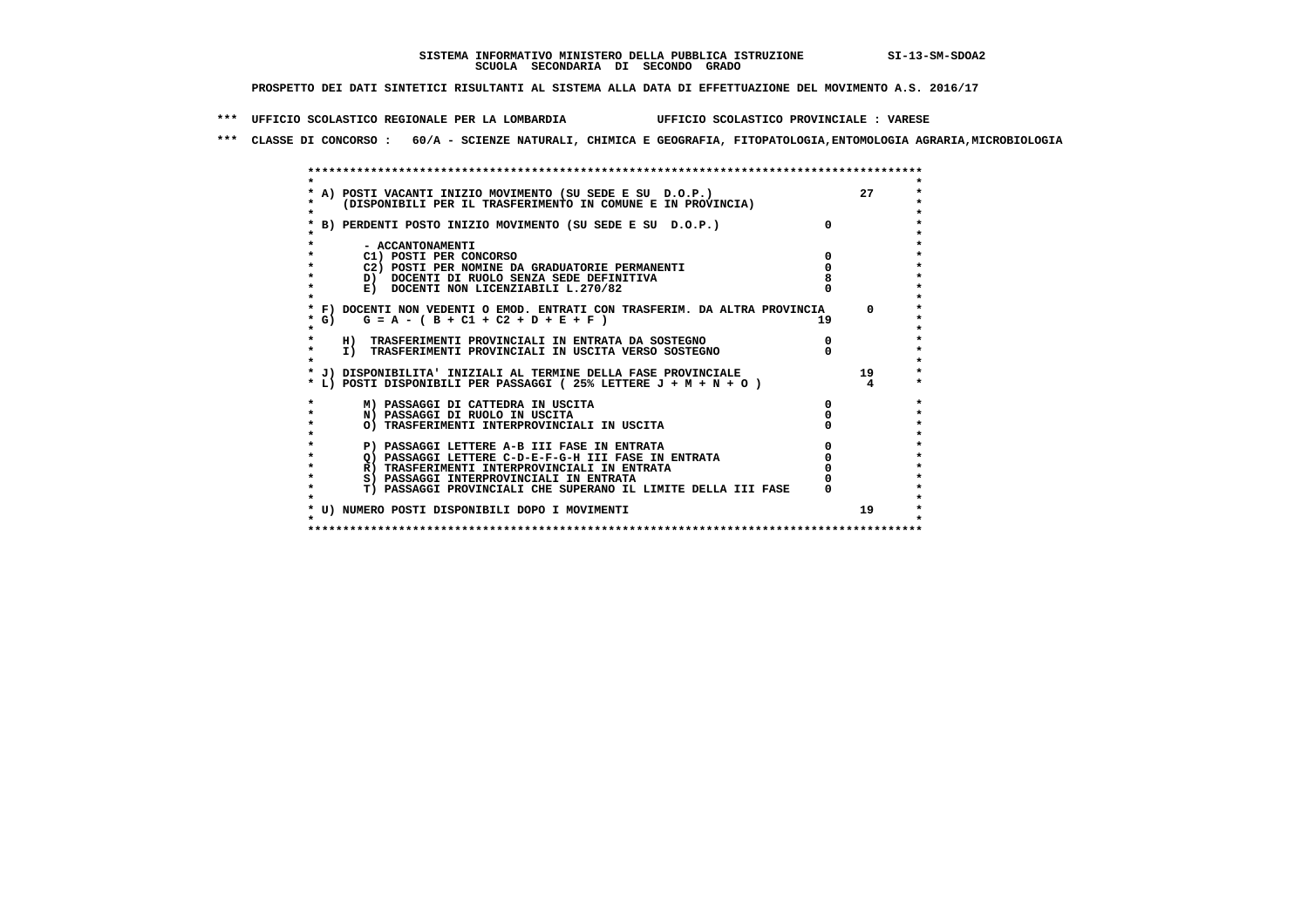SISTEMA INFORMATIVO MINISTERO DELLA PUBBLICA ISTRUZIONE SI-13-SM-SDOA2

SCUOLA SECONDARIA DI SECONDO GRADO

PROSPETTO DEI DATI SINTETICI RISULTANTI AL SISTEMA ALLA DATA DI EFFETTUAZIONE DEL MOVIMENTO A.S. 2016/17

*** UFFICIO SCOLASTICO REGIONALE PER LA LOMBARDIA UFFICIO SCOLASTICO PROVINCIALE : VARESE

*** CLASSE DI CONCORSO : 60/A - SCIENZE NATURALI, CHIMICA E GEOGRAFIA, FITOPATOLOGIA,ENTOMOLOGIA AGRARIA,MICROBIOLOGIA

| Voce | | |
|---|---|---|
| A) POSTI VACANTI INIZIO MOVIMENTO (SU SEDE E SU D.O.P.) (DISPONIBILI PER IL TRASFERIMENTO IN COMUNE E IN PROVINCIA) | | 27 |
| B) PERDENTI POSTO INIZIO MOVIMENTO (SU SEDE E SU D.O.P.) | 0 | |
| - ACCANTONAMENTI | | |
| C1) POSTI PER CONCORSO | 0 | |
| C2) POSTI PER NOMINE DA GRADUATORIE PERMANENTI | 0 | |
| D) DOCENTI DI RUOLO SENZA SEDE DEFINITIVA | 8 | |
| E) DOCENTI NON LICENZIABILI L.270/82 | 0 | |
| F) DOCENTI NON VEDENTI O EMOD. ENTRATI CON TRASFERIM. DA ALTRA PROVINCIA | | 0 |
| G) G = A - ( B + C1 + C2 + D + E + F ) | 19 | |
| H) TRASFERIMENTI PROVINCIALI IN ENTRATA DA SOSTEGNO | 0 | |
| I) TRASFERIMENTI PROVINCIALI IN USCITA VERSO SOSTEGNO | 0 | |
| J) DISPONIBILITA' INIZIALI AL TERMINE DELLA FASE PROVINCIALE | | 19 |
| L) POSTI DISPONIBILI PER PASSAGGI ( 25% LETTERE J + M + N + O ) | | 4 |
| M) PASSAGGI DI CATTEDRA IN USCITA | 0 | |
| N) PASSAGGI DI RUOLO IN USCITA | 0 | |
| O) TRASFERIMENTI INTERPROVINCIALI IN USCITA | 0 | |
| P) PASSAGGI LETTERE A-B III FASE IN ENTRATA | 0 | |
| Q) PASSAGGI LETTERE C-D-E-F-G-H III FASE IN ENTRATA | 0 | |
| R) TRASFERIMENTI INTERPROVINCIALI IN ENTRATA | 0 | |
| S) PASSAGGI INTERPROVINCIALI IN ENTRATA | 0 | |
| T) PASSAGGI PROVINCIALI CHE SUPERANO IL LIMITE DELLA III FASE | 0 | |
| U) NUMERO POSTI DISPONIBILI DOPO I MOVIMENTI | | 19 |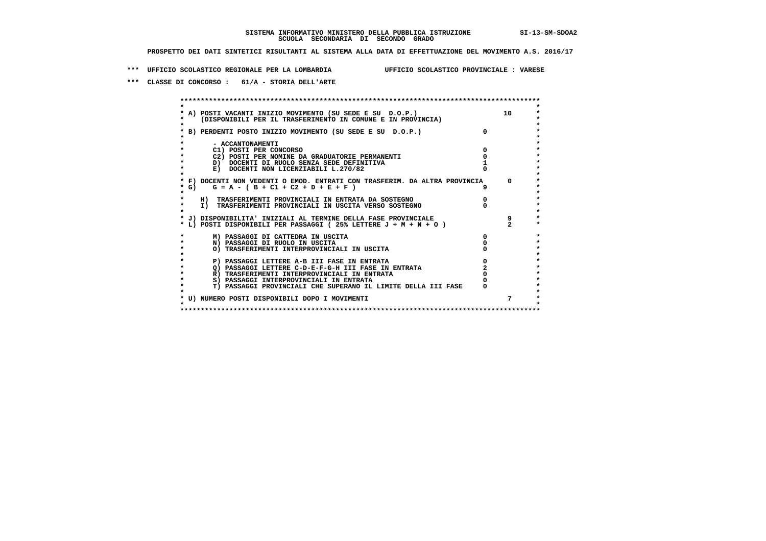**SISTEMA INFORMATIVO MINISTERO DELLA PUBBLICA ISTRUZIONE** SI-13-SM-SDOA2
**SCUOLA SECONDARIA DI SECONDO GRADO**

**PROSPETTO DEI DATI SINTETICI RISULTANTI AL SISTEMA ALLA DATA DI EFFETTUAZIONE DEL MOVIMENTO A.S. 2016/17**

**\*\*\* UFFICIO SCOLASTICO REGIONALE PER LA LOMBARDIA UFFICIO SCOLASTICO PROVINCIALE : VARESE**

**\*\*\* CLASSE DI CONCORSO : 61/A - STORIA DELL'ARTE**

| Voce | | |
|---|---|---|
| A) POSTI VACANTI INIZIO MOVIMENTO (SU SEDE E SU D.O.P.) (DISPONIBILI PER IL TRASFERIMENTO IN COMUNE E IN PROVINCIA) | | 10 |
| B) PERDENTI POSTO INIZIO MOVIMENTO (SU SEDE E SU D.O.P.) | 0 | |
| - ACCANTONAMENTI | | |
| C1) POSTI PER CONCORSO | 0 | |
| C2) POSTI PER NOMINE DA GRADUATORIE PERMANENTI | 0 | |
| D) DOCENTI DI RUOLO SENZA SEDE DEFINITIVA | 1 | |
| E) DOCENTI NON LICENZIABILI L.270/82 | 0 | |
| F) DOCENTI NON VEDENTI O EMOD. ENTRATI CON TRASFERIM. DA ALTRA PROVINCIA | | 0 |
| G) G = A - ( B + C1 + C2 + D + E + F ) | 9 | |
| H) TRASFERIMENTI PROVINCIALI IN ENTRATA DA SOSTEGNO | 0 | |
| I) TRASFERIMENTI PROVINCIALI IN USCITA VERSO SOSTEGNO | 0 | |
| J) DISPONIBILITA' INIZIALI AL TERMINE DELLA FASE PROVINCIALE | | 9 |
| L) POSTI DISPONIBILI PER PASSAGGI ( 25% LETTERE J + M + N + O ) | | 2 |
| M) PASSAGGI DI CATTEDRA IN USCITA | 0 | |
| N) PASSAGGI DI RUOLO IN USCITA | 0 | |
| O) TRASFERIMENTI INTERPROVINCIALI IN USCITA | 0 | |
| P) PASSAGGI LETTERE A-B III FASE IN ENTRATA | 0 | |
| Q) PASSAGGI LETTERE C-D-E-F-G-H III FASE IN ENTRATA | 2 | |
| R) TRASFERIMENTI INTERPROVINCIALI IN ENTRATA | 0 | |
| S) PASSAGGI INTERPROVINCIALI IN ENTRATA | 0 | |
| T) PASSAGGI PROVINCIALI CHE SUPERANO IL LIMITE DELLA III FASE | 0 | |
| U) NUMERO POSTI DISPONIBILI DOPO I MOVIMENTI | | 7 |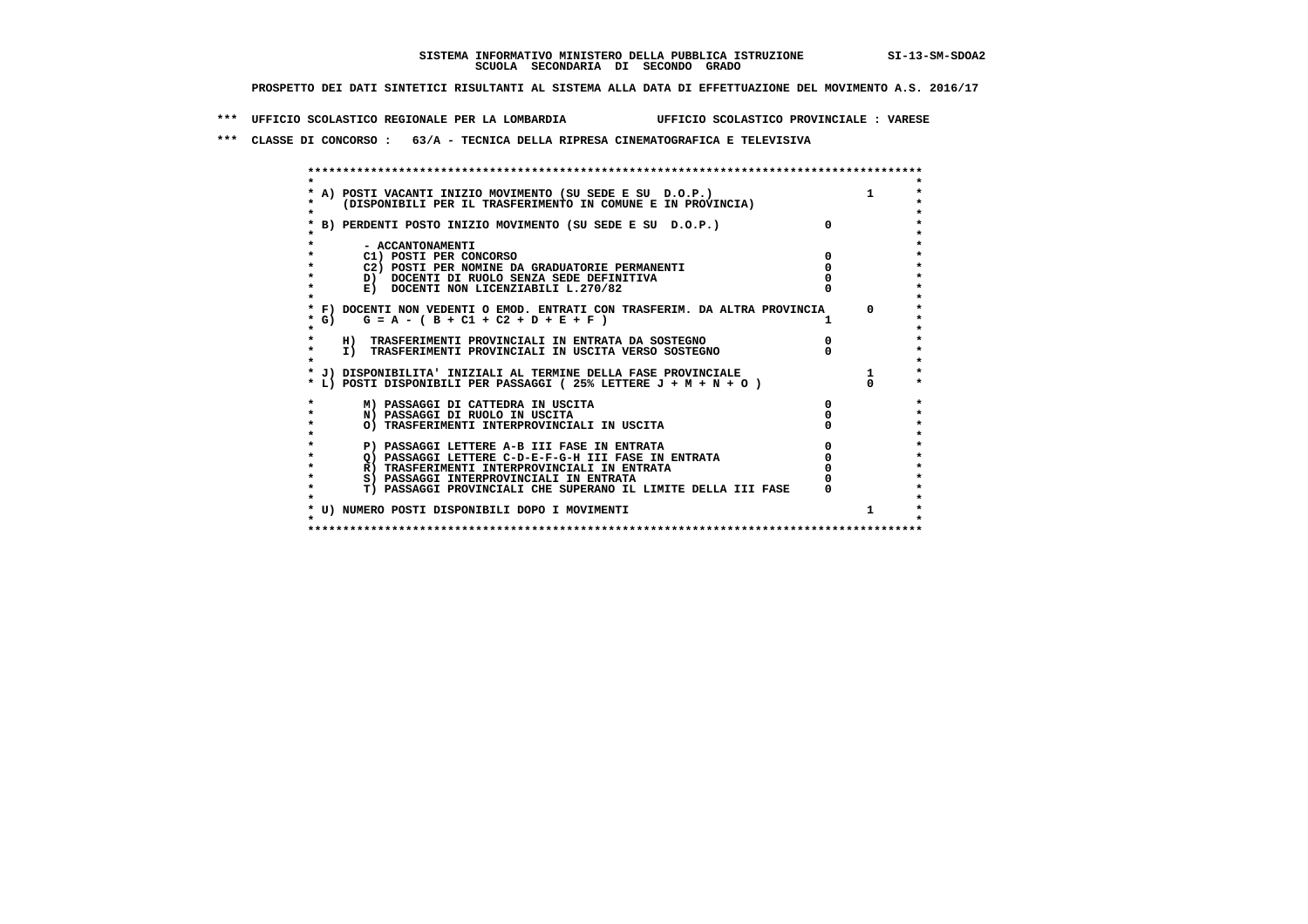**SISTEMA INFORMATIVO MINISTERO DELLA PUBBLICA ISTRUZIONE SI-13-SM-SDOA2**
**SCUOLA SECONDARIA DI SECONDO GRADO**

**PROSPETTO DEI DATI SINTETICI RISULTANTI AL SISTEMA ALLA DATA DI EFFETTUAZIONE DEL MOVIMENTO A.S. 2016/17**

**\*\*\* UFFICIO SCOLASTICO REGIONALE PER LA LOMBARDIA UFFICIO SCOLASTICO PROVINCIALE : VARESE**

**\*\*\* CLASSE DI CONCORSO : 63/A - TECNICA DELLA RIPRESA CINEMATOGRAFICA E TELEVISIVA**

| Voce | | |
|---|---|---|
| A) POSTI VACANTI INIZIO MOVIMENTO (SU SEDE E SU D.O.P.) (DISPONIBILI PER IL TRASFERIMENTO IN COMUNE E IN PROVINCIA) | | 1 |
| B) PERDENTI POSTO INIZIO MOVIMENTO (SU SEDE E SU D.O.P.) | 0 | |
| - ACCANTONAMENTI | | |
| C1) POSTI PER CONCORSO | 0 | |
| C2) POSTI PER NOMINE DA GRADUATORIE PERMANENTI | 0 | |
| D) DOCENTI DI RUOLO SENZA SEDE DEFINITIVA | 0 | |
| E) DOCENTI NON LICENZIABILI L.270/82 | 0 | |
| F) DOCENTI NON VEDENTI O EMOD. ENTRATI CON TRASFERIM. DA ALTRA PROVINCIA | | 0 |
| G) G = A - ( B + C1 + C2 + D + E + F ) | 1 | |
| H) TRASFERIMENTI PROVINCIALI IN ENTRATA DA SOSTEGNO | 0 | |
| I) TRASFERIMENTI PROVINCIALI IN USCITA VERSO SOSTEGNO | 0 | |
| J) DISPONIBILITA' INIZIALI AL TERMINE DELLA FASE PROVINCIALE | | 1 |
| L) POSTI DISPONIBILI PER PASSAGGI ( 25% LETTERE J + M + N + O ) | | 0 |
| M) PASSAGGI DI CATTEDRA IN USCITA | 0 | |
| N) PASSAGGI DI RUOLO IN USCITA | 0 | |
| O) TRASFERIMENTI INTERPROVINCIALI IN USCITA | 0 | |
| P) PASSAGGI LETTERE A-B III FASE IN ENTRATA | 0 | |
| Q) PASSAGGI LETTERE C-D-E-F-G-H III FASE IN ENTRATA | 0 | |
| R) TRASFERIMENTI INTERPROVINCIALI IN ENTRATA | 0 | |
| S) PASSAGGI INTERPROVINCIALI IN ENTRATA | 0 | |
| T) PASSAGGI PROVINCIALI CHE SUPERANO IL LIMITE DELLA III FASE | 0 | |
| U) NUMERO POSTI DISPONIBILI DOPO I MOVIMENTI | | 1 |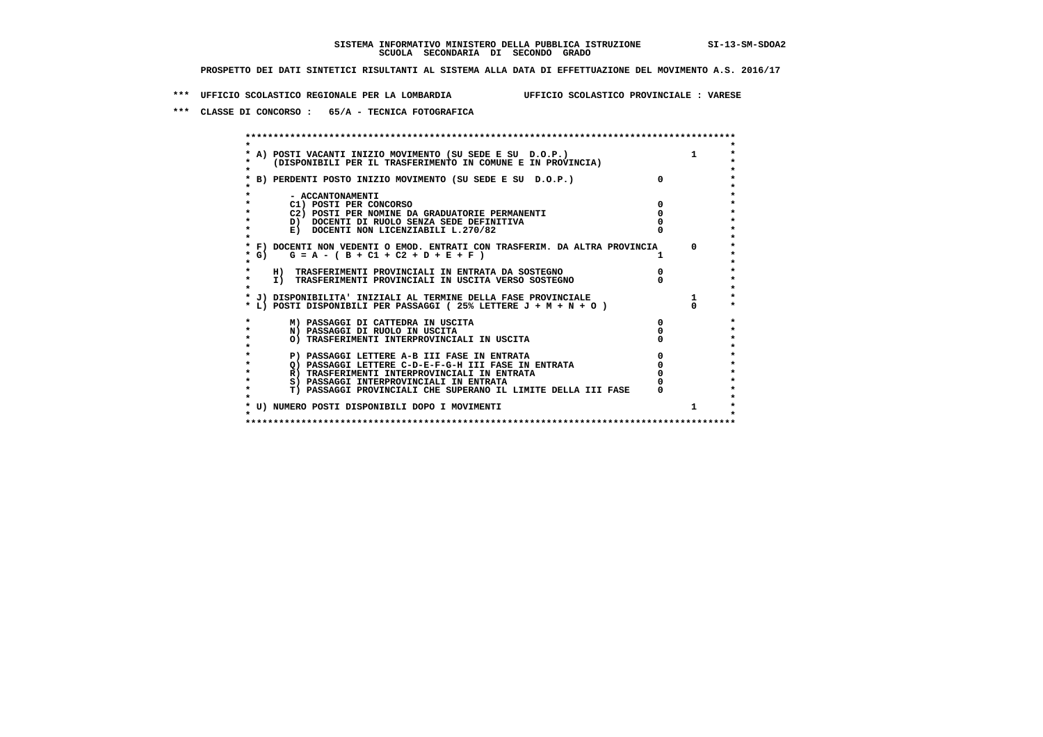SISTEMA INFORMATIVO MINISTERO DELLA PUBBLICA ISTRUZIONE SI-13-SM-SDOA2
SCUOLA SECONDARIA DI SECONDO GRADO

PROSPETTO DEI DATI SINTETICI RISULTANTI AL SISTEMA ALLA DATA DI EFFETTUAZIONE DEL MOVIMENTO A.S. 2016/17

*** UFFICIO SCOLASTICO REGIONALE PER LA LOMBARDIA UFFICIO SCOLASTICO PROVINCIALE : VARESE

*** CLASSE DI CONCORSO : 65/A - TECNICA FOTOGRAFICA

```
******************************************************************************************
*                                                                                        *
* A) POSTI VACANTI INIZIO MOVIMENTO (SU SEDE E SU  D.O.P.)                      1        *
*    (DISPONIBILI PER IL TRASFERIMENTO IN COMUNE E IN PROVINCIA)                         *
*                                                                                        *
* B) PERDENTI POSTO INIZIO MOVIMENTO (SU SEDE E SU  D.O.P.)             0                *
*                                                                                        *
*       - ACCANTONAMENTI                                                                 *
*       C1) POSTI PER CONCORSO                                          0                *
*       C2) POSTI PER NOMINE DA GRADUATORIE PERMANENTI                  0                *
*       D)  DOCENTI DI RUOLO SENZA SEDE DEFINITIVA                      0                *
*       E)  DOCENTI NON LICENZIABILI L.270/82                           0                *
*                                                                                        *
* F) DOCENTI NON VEDENTI O EMOD. ENTRATI CON TRASFERIM. DA ALTRA PROVINCIA      0        *
* G)    G = A - ( B + C1 + C2 + D + E + F )                             1                *
*                                                                                        *
*    H)  TRASFERIMENTI PROVINCIALI IN ENTRATA DA SOSTEGNO               0                *
*    I)  TRASFERIMENTI PROVINCIALI IN USCITA VERSO SOSTEGNO             0                *
*                                                                                        *
* J) DISPONIBILITA' INIZIALI AL TERMINE DELLA FASE PROVINCIALE                   1        *
* L) POSTI DISPONIBILI PER PASSAGGI ( 25% LETTERE J + M + N + O )               0        *
*                                                                                        *
*       M) PASSAGGI DI CATTEDRA IN USCITA                               0                *
*       N) PASSAGGI DI RUOLO IN USCITA                                  0                *
*       O) TRASFERIMENTI INTERPROVINCIALI IN USCITA                     0                *
*                                                                                        *
*       P) PASSAGGI LETTERE A-B III FASE IN ENTRATA                     0                *
*       Q) PASSAGGI LETTERE C-D-E-F-G-H III FASE IN ENTRATA             0                *
*       R) TRASFERIMENTI INTERPROVINCIALI IN ENTRATA                    0                *
*       S) PASSAGGI INTERPROVINCIALI IN ENTRATA                         0                *
*       T) PASSAGGI PROVINCIALI CHE SUPERANO IL LIMITE DELLA III FASE   0                *
*                                                                                        *
* U) NUMERO POSTI DISPONIBILI DOPO I MOVIMENTI                                  1        *
*                                                                                        *
******************************************************************************************
```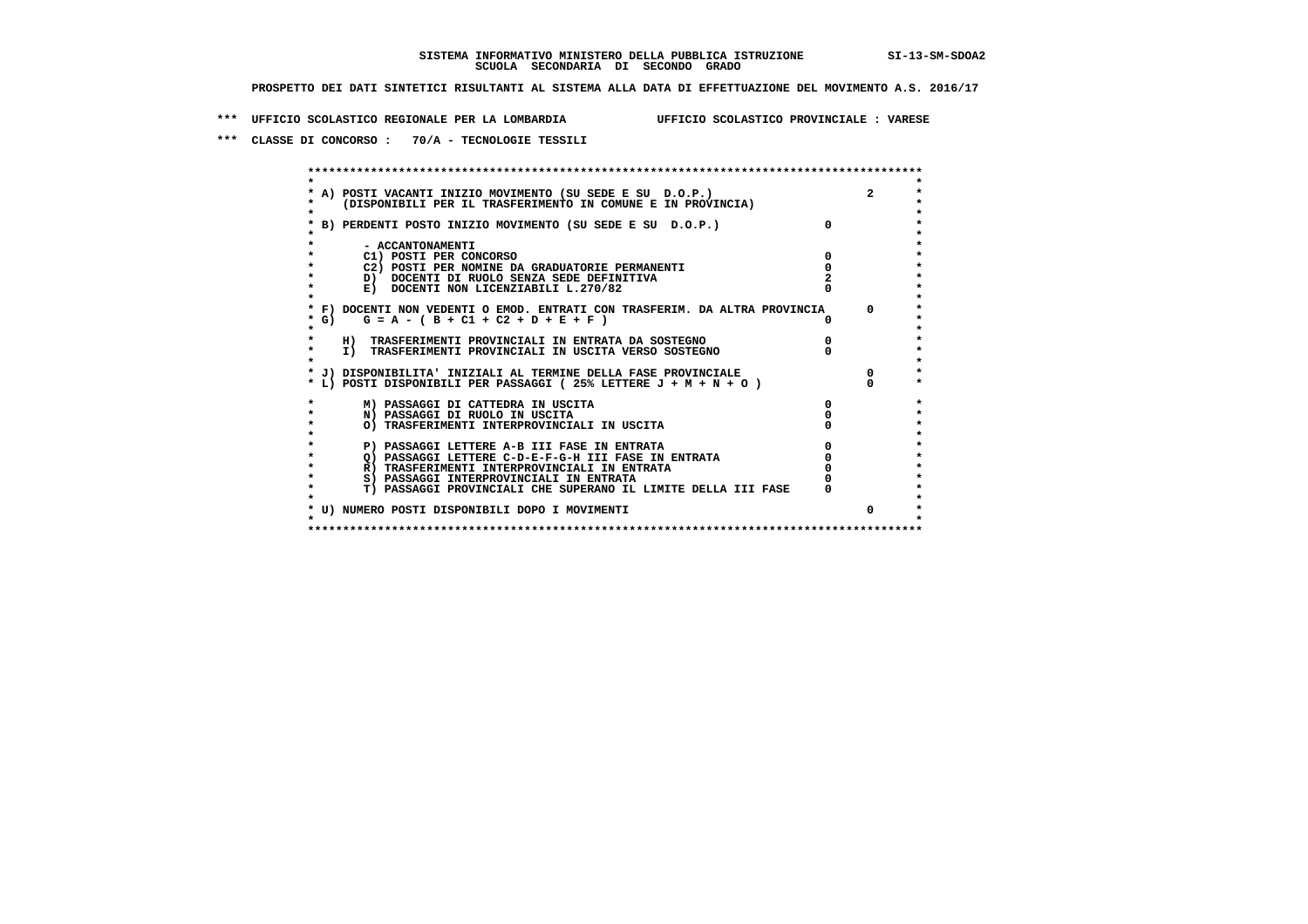**SISTEMA INFORMATIVO MINISTERO DELLA PUBBLICA ISTRUZIONE** SI-13-SM-SDOA2
**SCUOLA SECONDARIA DI SECONDO GRADO**

**PROSPETTO DEI DATI SINTETICI RISULTANTI AL SISTEMA ALLA DATA DI EFFETTUAZIONE DEL MOVIMENTO A.S. 2016/17**

**\*\*\* UFFICIO SCOLASTICO REGIONALE PER LA LOMBARDIA UFFICIO SCOLASTICO PROVINCIALE : VARESE**

**\*\*\* CLASSE DI CONCORSO : 70/A - TECNOLOGIE TESSILI**

```
******************************************************************************************
*                                                                                        *
* A) POSTI VACANTI INIZIO MOVIMENTO (SU SEDE E SU  D.O.P.)                        2      *
*    (DISPONIBILI PER IL TRASFERIMENTO IN COMUNE E IN PROVINCIA)                         *
*                                                                                        *
* B) PERDENTI POSTO INIZIO MOVIMENTO (SU SEDE E SU  D.O.P.)              0               *
*                                                                                        *
*       - ACCANTONAMENTI                                                                 *
*       C1) POSTI PER CONCORSO                                           0               *
*       C2) POSTI PER NOMINE DA GRADUATORIE PERMANENTI                   0               *
*       D)  DOCENTI DI RUOLO SENZA SEDE DEFINITIVA                       2               *
*       E)  DOCENTI NON LICENZIABILI L.270/82                            0               *
*                                                                                        *
* F) DOCENTI NON VEDENTI O EMOD. ENTRATI CON TRASFERIM. DA ALTRA PROVINCIA       0       *
* G)    G = A - ( B + C1 + C2 + D + E + F )                              0               *
*                                                                                        *
*    H)  TRASFERIMENTI PROVINCIALI IN ENTRATA DA SOSTEGNO                0               *
*    I)  TRASFERIMENTI PROVINCIALI IN USCITA VERSO SOSTEGNO              0               *
*                                                                                        *
* J) DISPONIBILITA' INIZIALI AL TERMINE DELLA FASE PROVINCIALE                   0       *
* L) POSTI DISPONIBILI PER PASSAGGI ( 25% LETTERE J + M + N + O )                0       *
*                                                                                        *
*       M) PASSAGGI DI CATTEDRA IN USCITA                                0               *
*       N) PASSAGGI DI RUOLO IN USCITA                                   0               *
*       O) TRASFERIMENTI INTERPROVINCIALI IN USCITA                      0               *
*                                                                                        *
*       P) PASSAGGI LETTERE A-B III FASE IN ENTRATA                      0               *
*       Q) PASSAGGI LETTERE C-D-E-F-G-H III FASE IN ENTRATA              0               *
*       R) TRASFERIMENTI INTERPROVINCIALI IN ENTRATA                     0               *
*       S) PASSAGGI INTERPROVINCIALI IN ENTRATA                          0               *
*       T) PASSAGGI PROVINCIALI CHE SUPERANO IL LIMITE DELLA III FASE    0               *
*                                                                                        *
* U) NUMERO POSTI DISPONIBILI DOPO I MOVIMENTI                                   0       *
*                                                                                        *
******************************************************************************************
```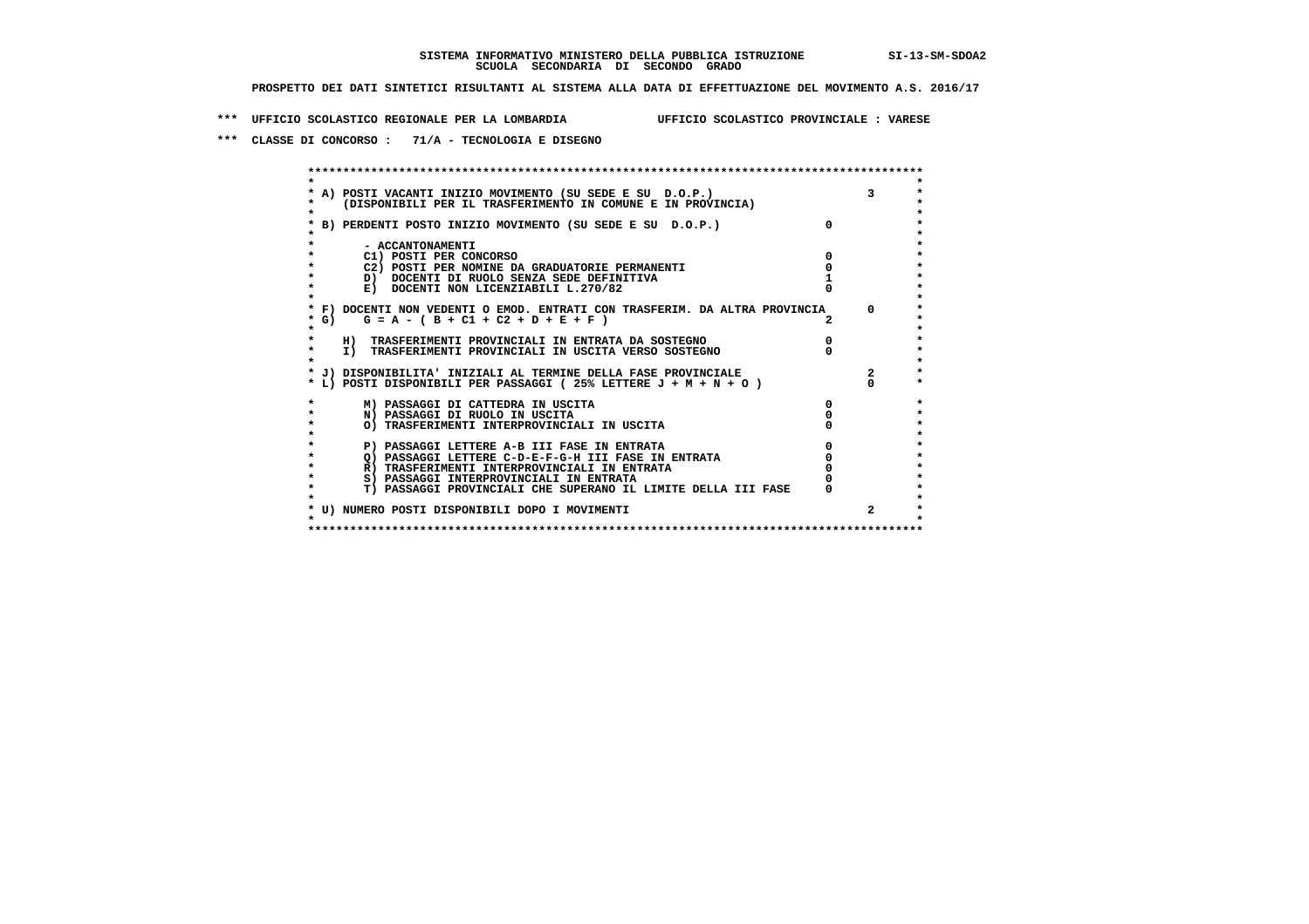SISTEMA INFORMATIVO MINISTERO DELLA PUBBLICA ISTRUZIONE SI-13-SM-SDOA2
SCUOLA SECONDARIA DI SECONDO GRADO

PROSPETTO DEI DATI SINTETICI RISULTANTI AL SISTEMA ALLA DATA DI EFFETTUAZIONE DEL MOVIMENTO A.S. 2016/17

*** UFFICIO SCOLASTICO REGIONALE PER LA LOMBARDIA UFFICIO SCOLASTICO PROVINCIALE : VARESE

*** CLASSE DI CONCORSO : 71/A - TECNOLOGIA E DISEGNO

| Voce | | |
|---|---|---|
| A) POSTI VACANTI INIZIO MOVIMENTO (SU SEDE E SU D.O.P.) (DISPONIBILI PER IL TRASFERIMENTO IN COMUNE E IN PROVINCIA) | | 3 |
| B) PERDENTI POSTO INIZIO MOVIMENTO (SU SEDE E SU D.O.P.) | 0 | |
| - ACCANTONAMENTI | | |
| C1) POSTI PER CONCORSO | 0 | |
| C2) POSTI PER NOMINE DA GRADUATORIE PERMANENTI | 0 | |
| D) DOCENTI DI RUOLO SENZA SEDE DEFINITIVA | 1 | |
| E) DOCENTI NON LICENZIABILI L.270/82 | 0 | |
| F) DOCENTI NON VEDENTI O EMOD. ENTRATI CON TRASFERIM. DA ALTRA PROVINCIA | | 0 |
| G) G = A - ( B + C1 + C2 + D + E + F ) | 2 | |
| H) TRASFERIMENTI PROVINCIALI IN ENTRATA DA SOSTEGNO | 0 | |
| I) TRASFERIMENTI PROVINCIALI IN USCITA VERSO SOSTEGNO | 0 | |
| J) DISPONIBILITA' INIZIALI AL TERMINE DELLA FASE PROVINCIALE | | 2 |
| L) POSTI DISPONIBILI PER PASSAGGI ( 25% LETTERE J + M + N + O ) | | 0 |
| M) PASSAGGI DI CATTEDRA IN USCITA | 0 | |
| N) PASSAGGI DI RUOLO IN USCITA | 0 | |
| O) TRASFERIMENTI INTERPROVINCIALI IN USCITA | 0 | |
| P) PASSAGGI LETTERE A-B III FASE IN ENTRATA | 0 | |
| Q) PASSAGGI LETTERE C-D-E-F-G-H III FASE IN ENTRATA | 0 | |
| R) TRASFERIMENTI INTERPROVINCIALI IN ENTRATA | 0 | |
| S) PASSAGGI INTERPROVINCIALI IN ENTRATA | 0 | |
| T) PASSAGGI PROVINCIALI CHE SUPERANO IL LIMITE DELLA III FASE | 0 | |
| U) NUMERO POSTI DISPONIBILI DOPO I MOVIMENTI | | 2 |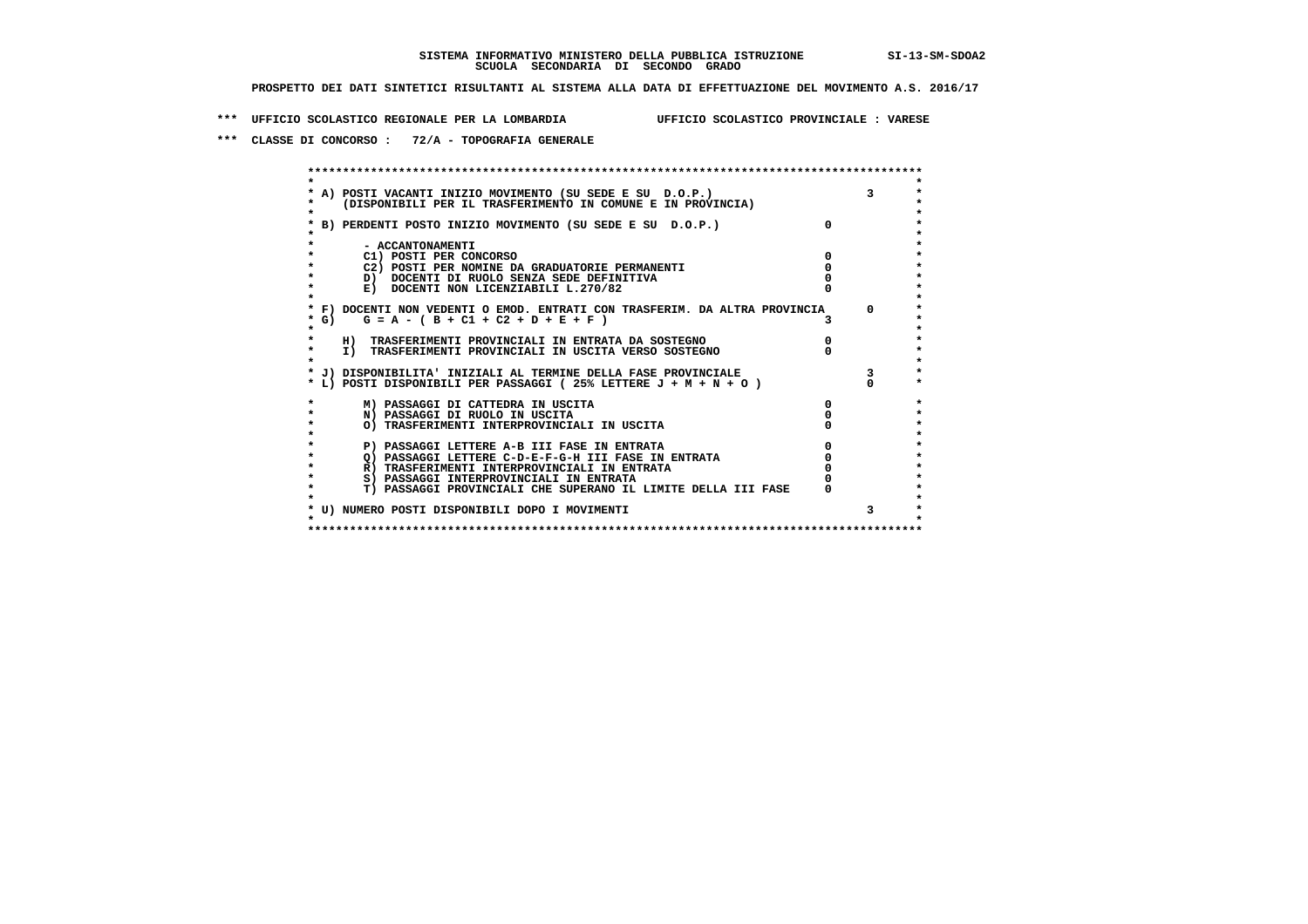SISTEMA INFORMATIVO MINISTERO DELLA PUBBLICA ISTRUZIONE SI-13-SM-SDOA2
SCUOLA SECONDARIA DI SECONDO GRADO

PROSPETTO DEI DATI SINTETICI RISULTANTI AL SISTEMA ALLA DATA DI EFFETTUAZIONE DEL MOVIMENTO A.S. 2016/17

*** UFFICIO SCOLASTICO REGIONALE PER LA LOMBARDIA UFFICIO SCOLASTICO PROVINCIALE : VARESE

*** CLASSE DI CONCORSO : 72/A - TOPOGRAFIA GENERALE

| Voce | | |
|---|---|---|
| A) POSTI VACANTI INIZIO MOVIMENTO (SU SEDE E SU D.O.P.) (DISPONIBILI PER IL TRASFERIMENTO IN COMUNE E IN PROVINCIA) | | 3 |
| B) PERDENTI POSTO INIZIO MOVIMENTO (SU SEDE E SU D.O.P.) | 0 | |
| - ACCANTONAMENTI | | |
| C1) POSTI PER CONCORSO | 0 | |
| C2) POSTI PER NOMINE DA GRADUATORIE PERMANENTI | 0 | |
| D) DOCENTI DI RUOLO SENZA SEDE DEFINITIVA | 0 | |
| E) DOCENTI NON LICENZIABILI L.270/82 | 0 | |
| F) DOCENTI NON VEDENTI O EMOD. ENTRATI CON TRASFERIM. DA ALTRA PROVINCIA | | 0 |
| G) G = A - ( B + C1 + C2 + D + E + F ) | 3 | |
| H) TRASFERIMENTI PROVINCIALI IN ENTRATA DA SOSTEGNO | 0 | |
| I) TRASFERIMENTI PROVINCIALI IN USCITA VERSO SOSTEGNO | 0 | |
| J) DISPONIBILITA' INIZIALI AL TERMINE DELLA FASE PROVINCIALE | | 3 |
| L) POSTI DISPONIBILI PER PASSAGGI ( 25% LETTERE J + M + N + O ) | | 0 |
| M) PASSAGGI DI CATTEDRA IN USCITA | 0 | |
| N) PASSAGGI DI RUOLO IN USCITA | 0 | |
| O) TRASFERIMENTI INTERPROVINCIALI IN USCITA | 0 | |
| P) PASSAGGI LETTERE A-B III FASE IN ENTRATA | 0 | |
| Q) PASSAGGI LETTERE C-D-E-F-G-H III FASE IN ENTRATA | 0 | |
| R) TRASFERIMENTI INTERPROVINCIALI IN ENTRATA | 0 | |
| S) PASSAGGI INTERPROVINCIALI IN ENTRATA | 0 | |
| T) PASSAGGI PROVINCIALI CHE SUPERANO IL LIMITE DELLA III FASE | 0 | |
| U) NUMERO POSTI DISPONIBILI DOPO I MOVIMENTI | | 3 |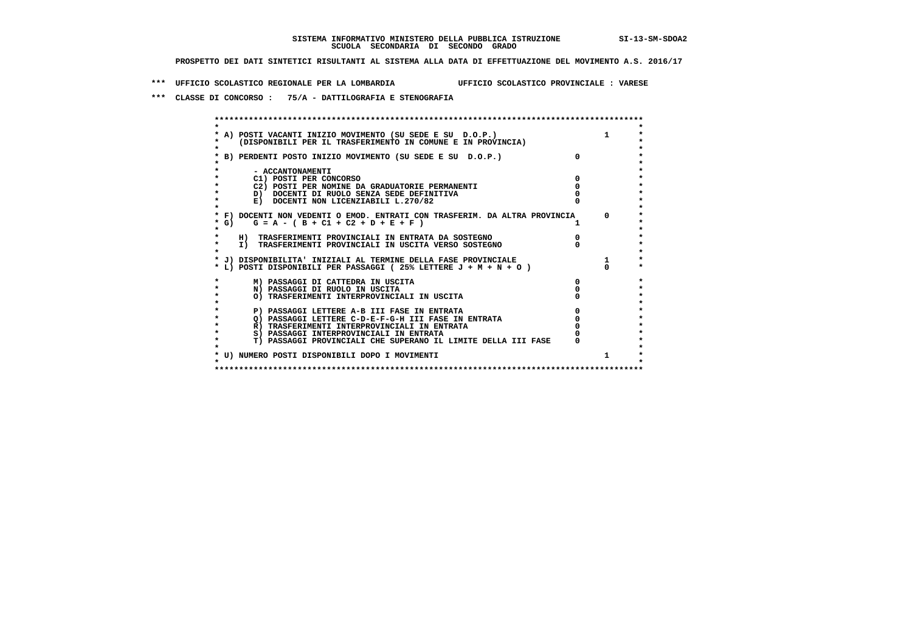SISTEMA INFORMATIVO MINISTERO DELLA PUBBLICA ISTRUZIONE SI-13-SM-SDOA2
SCUOLA SECONDARIA DI SECONDO GRADO

PROSPETTO DEI DATI SINTETICI RISULTANTI AL SISTEMA ALLA DATA DI EFFETTUAZIONE DEL MOVIMENTO A.S. 2016/17

*** UFFICIO SCOLASTICO REGIONALE PER LA LOMBARDIA UFFICIO SCOLASTICO PROVINCIALE : VARESE

*** CLASSE DI CONCORSO : 75/A - DATTILOGRAFIA E STENOGRAFIA

| Voce | | |
|---|---|---|
| A) POSTI VACANTI INIZIO MOVIMENTO (SU SEDE E SU D.O.P.) (DISPONIBILI PER IL TRASFERIMENTO IN COMUNE E IN PROVINCIA) | | 1 |
| B) PERDENTI POSTO INIZIO MOVIMENTO (SU SEDE E SU D.O.P.) | 0 | |
| - ACCANTONAMENTI | | |
| C1) POSTI PER CONCORSO | 0 | |
| C2) POSTI PER NOMINE DA GRADUATORIE PERMANENTI | 0 | |
| D) DOCENTI DI RUOLO SENZA SEDE DEFINITIVA | 0 | |
| E) DOCENTI NON LICENZIABILI L.270/82 | 0 | |
| F) DOCENTI NON VEDENTI O EMOD. ENTRATI CON TRASFERIM. DA ALTRA PROVINCIA | | 0 |
| G) G = A - ( B + C1 + C2 + D + E + F ) | 1 | |
| H) TRASFERIMENTI PROVINCIALI IN ENTRATA DA SOSTEGNO | 0 | |
| I) TRASFERIMENTI PROVINCIALI IN USCITA VERSO SOSTEGNO | 0 | |
| J) DISPONIBILITA' INIZIALI AL TERMINE DELLA FASE PROVINCIALE | | 1 |
| L) POSTI DISPONIBILI PER PASSAGGI ( 25% LETTERE J + M + N + O ) | | 0 |
| M) PASSAGGI DI CATTEDRA IN USCITA | 0 | |
| N) PASSAGGI DI RUOLO IN USCITA | 0 | |
| O) TRASFERIMENTI INTERPROVINCIALI IN USCITA | 0 | |
| P) PASSAGGI LETTERE A-B III FASE IN ENTRATA | 0 | |
| Q) PASSAGGI LETTERE C-D-E-F-G-H III FASE IN ENTRATA | 0 | |
| R) TRASFERIMENTI INTERPROVINCIALI IN ENTRATA | 0 | |
| S) PASSAGGI INTERPROVINCIALI IN ENTRATA | 0 | |
| T) PASSAGGI PROVINCIALI CHE SUPERANO IL LIMITE DELLA III FASE | 0 | |
| U) NUMERO POSTI DISPONIBILI DOPO I MOVIMENTI | | 1 |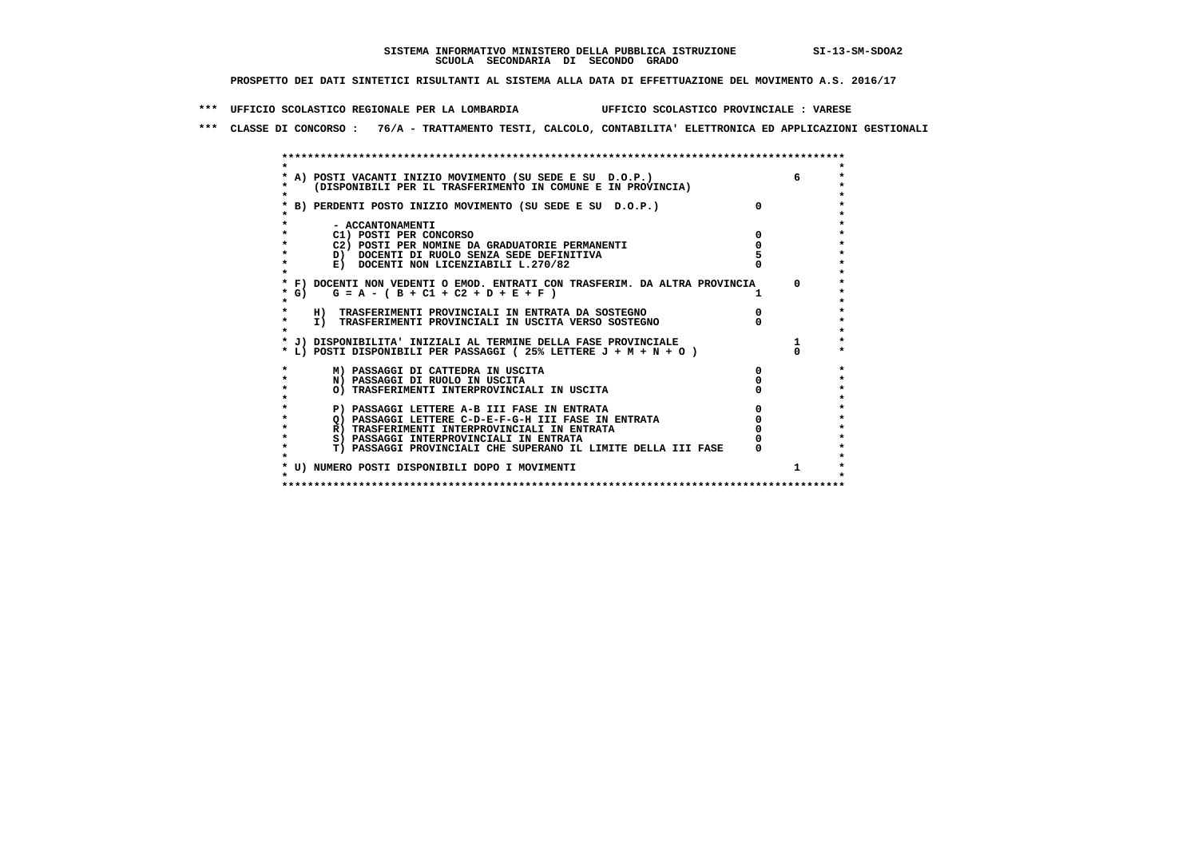SISTEMA INFORMATIVO MINISTERO DELLA PUBBLICA ISTRUZIONE SI-13-SM-SDOA2
SCUOLA SECONDARIA DI SECONDO GRADO

PROSPETTO DEI DATI SINTETICI RISULTANTI AL SISTEMA ALLA DATA DI EFFETTUAZIONE DEL MOVIMENTO A.S. 2016/17

*** UFFICIO SCOLASTICO REGIONALE PER LA LOMBARDIA UFFICIO SCOLASTICO PROVINCIALE : VARESE

*** CLASSE DI CONCORSO : 76/A - TRATTAMENTO TESTI, CALCOLO, CONTABILITA' ELETTRONICA ED APPLICAZIONI GESTIONALI

| Voce | | |
|---|---|---|
| A) POSTI VACANTI INIZIO MOVIMENTO (SU SEDE E SU D.O.P.) (DISPONIBILI PER IL TRASFERIMENTO IN COMUNE E IN PROVINCIA) | | 6 |
| B) PERDENTI POSTO INIZIO MOVIMENTO (SU SEDE E SU D.O.P.) | 0 | |
| - ACCANTONAMENTI | | |
| C1) POSTI PER CONCORSO | 0 | |
| C2) POSTI PER NOMINE DA GRADUATORIE PERMANENTI | 0 | |
| D) DOCENTI DI RUOLO SENZA SEDE DEFINITIVA | 5 | |
| E) DOCENTI NON LICENZIABILI L.270/82 | 0 | |
| F) DOCENTI NON VEDENTI O EMOD. ENTRATI CON TRASFERIM. DA ALTRA PROVINCIA | | 0 |
| G) G = A - ( B + C1 + C2 + D + E + F ) | 1 | |
| H) TRASFERIMENTI PROVINCIALI IN ENTRATA DA SOSTEGNO | 0 | |
| I) TRASFERIMENTI PROVINCIALI IN USCITA VERSO SOSTEGNO | 0 | |
| J) DISPONIBILITA' INIZIALI AL TERMINE DELLA FASE PROVINCIALE | | 1 |
| L) POSTI DISPONIBILI PER PASSAGGI ( 25% LETTERE J + M + N + O ) | | 0 |
| M) PASSAGGI DI CATTEDRA IN USCITA | 0 | |
| N) PASSAGGI DI RUOLO IN USCITA | 0 | |
| O) TRASFERIMENTI INTERPROVINCIALI IN USCITA | 0 | |
| P) PASSAGGI LETTERE A-B III FASE IN ENTRATA | 0 | |
| Q) PASSAGGI LETTERE C-D-E-F-G-H III FASE IN ENTRATA | 0 | |
| R) TRASFERIMENTI INTERPROVINCIALI IN ENTRATA | 0 | |
| S) PASSAGGI INTERPROVINCIALI IN ENTRATA | 0 | |
| T) PASSAGGI PROVINCIALI CHE SUPERANO IL LIMITE DELLA III FASE | 0 | |
| U) NUMERO POSTI DISPONIBILI DOPO I MOVIMENTI | | 1 |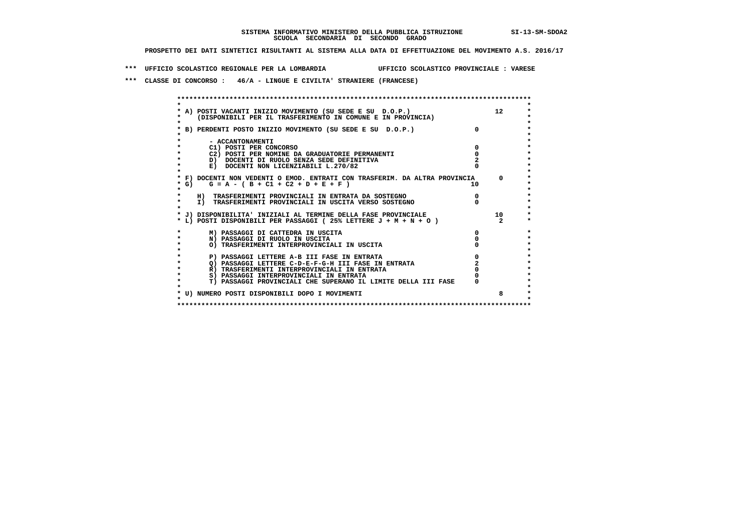**SISTEMA INFORMATIVO MINISTERO DELLA PUBBLICA ISTRUZIONE** SI-13-SM-SDOA2
**SCUOLA SECONDARIA DI SECONDO GRADO**

**PROSPETTO DEI DATI SINTETICI RISULTANTI AL SISTEMA ALLA DATA DI EFFETTUAZIONE DEL MOVIMENTO A.S. 2016/17**

**\*\*\* UFFICIO SCOLASTICO REGIONALE PER LA LOMBARDIA UFFICIO SCOLASTICO PROVINCIALE : VARESE**

**\*\*\* CLASSE DI CONCORSO : 46/A - LINGUE E CIVILTA' STRANIERE (FRANCESE)**

| Voce | | |
|---|---|---|
| A) POSTI VACANTI INIZIO MOVIMENTO (SU SEDE E SU D.O.P.) (DISPONIBILI PER IL TRASFERIMENTO IN COMUNE E IN PROVINCIA) | | 12 |
| B) PERDENTI POSTO INIZIO MOVIMENTO (SU SEDE E SU D.O.P.) | 0 | |
| - ACCANTONAMENTI | | |
| C1) POSTI PER CONCORSO | 0 | |
| C2) POSTI PER NOMINE DA GRADUATORIE PERMANENTI | 0 | |
| D) DOCENTI DI RUOLO SENZA SEDE DEFINITIVA | 2 | |
| E) DOCENTI NON LICENZIABILI L.270/82 | 0 | |
| F) DOCENTI NON VEDENTI O EMOD. ENTRATI CON TRASFERIM. DA ALTRA PROVINCIA | | 0 |
| G) G = A - ( B + C1 + C2 + D + E + F ) | 10 | |
| H) TRASFERIMENTI PROVINCIALI IN ENTRATA DA SOSTEGNO | 0 | |
| I) TRASFERIMENTI PROVINCIALI IN USCITA VERSO SOSTEGNO | 0 | |
| J) DISPONIBILITA' INIZIALI AL TERMINE DELLA FASE PROVINCIALE | | 10 |
| L) POSTI DISPONIBILI PER PASSAGGI ( 25% LETTERE J + M + N + O ) | | 2 |
| M) PASSAGGI DI CATTEDRA IN USCITA | 0 | |
| N) PASSAGGI DI RUOLO IN USCITA | 0 | |
| O) TRASFERIMENTI INTERPROVINCIALI IN USCITA | 0 | |
| P) PASSAGGI LETTERE A-B III FASE IN ENTRATA | 0 | |
| Q) PASSAGGI LETTERE C-D-E-F-G-H III FASE IN ENTRATA | 2 | |
| R) TRASFERIMENTI INTERPROVINCIALI IN ENTRATA | 0 | |
| S) PASSAGGI INTERPROVINCIALI IN ENTRATA | 0 | |
| T) PASSAGGI PROVINCIALI CHE SUPERANO IL LIMITE DELLA III FASE | 0 | |
| U) NUMERO POSTI DISPONIBILI DOPO I MOVIMENTI | | 8 |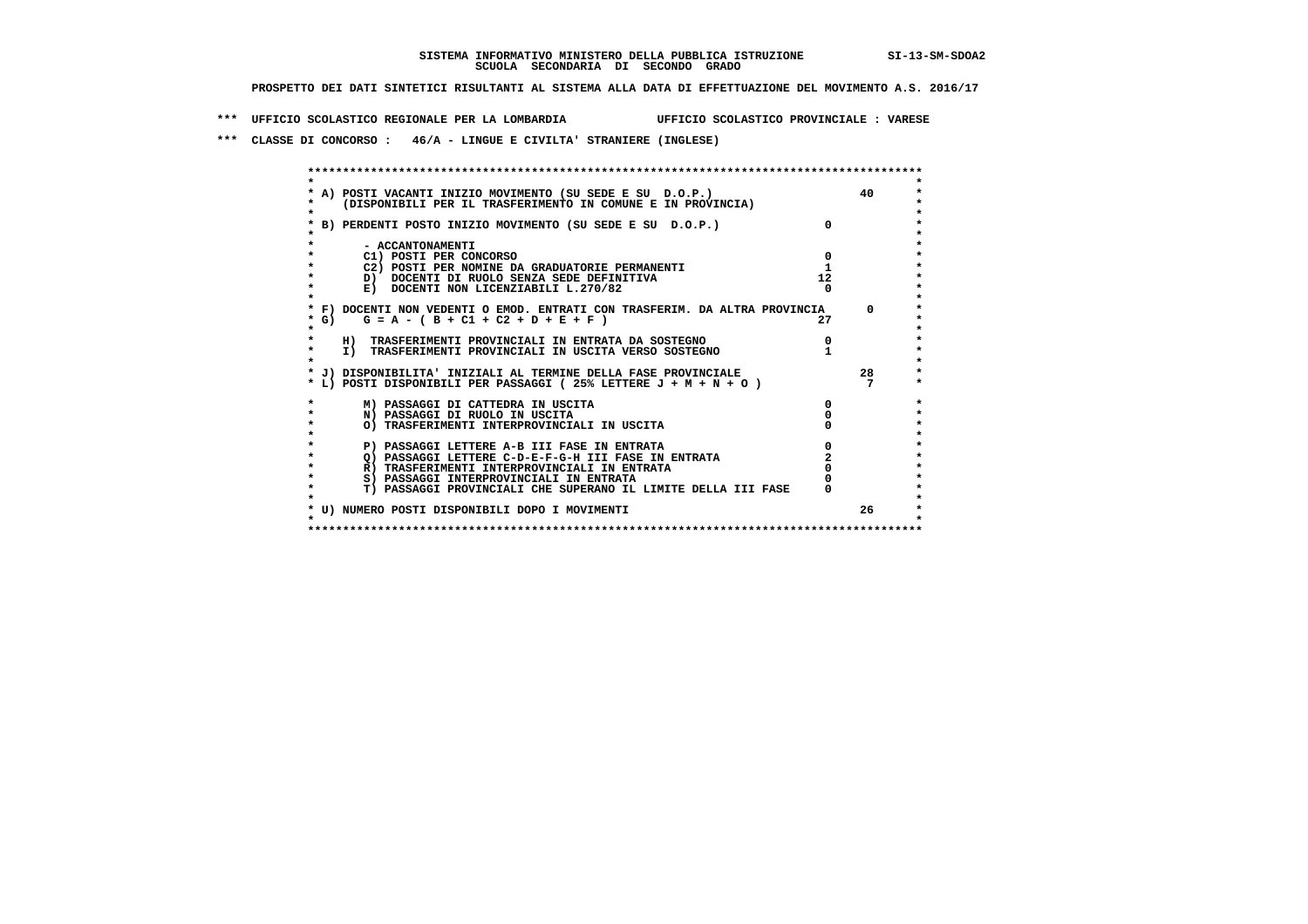**SISTEMA INFORMATIVO MINISTERO DELLA PUBBLICA ISTRUZIONE SI-13-SM-SDOA2**
**SCUOLA SECONDARIA DI SECONDO GRADO**

**PROSPETTO DEI DATI SINTETICI RISULTANTI AL SISTEMA ALLA DATA DI EFFETTUAZIONE DEL MOVIMENTO A.S. 2016/17**

**\*\*\* UFFICIO SCOLASTICO REGIONALE PER LA LOMBARDIA UFFICIO SCOLASTICO PROVINCIALE : VARESE**

**\*\*\* CLASSE DI CONCORSO : 46/A - LINGUE E CIVILTA' STRANIERE (INGLESE)**

| Voce | | |
|---|---|---|
| A) POSTI VACANTI INIZIO MOVIMENTO (SU SEDE E SU D.O.P.) (DISPONIBILI PER IL TRASFERIMENTO IN COMUNE E IN PROVINCIA) | | 40 |
| B) PERDENTI POSTO INIZIO MOVIMENTO (SU SEDE E SU D.O.P.) | 0 | |
| - ACCANTONAMENTI | | |
| C1) POSTI PER CONCORSO | 0 | |
| C2) POSTI PER NOMINE DA GRADUATORIE PERMANENTI | 1 | |
| D) DOCENTI DI RUOLO SENZA SEDE DEFINITIVA | 12 | |
| E) DOCENTI NON LICENZIABILI L.270/82 | 0 | |
| F) DOCENTI NON VEDENTI O EMOD. ENTRATI CON TRASFERIM. DA ALTRA PROVINCIA | | 0 |
| G) G = A - ( B + C1 + C2 + D + E + F ) | 27 | |
| H) TRASFERIMENTI PROVINCIALI IN ENTRATA DA SOSTEGNO | 0 | |
| I) TRASFERIMENTI PROVINCIALI IN USCITA VERSO SOSTEGNO | 1 | |
| J) DISPONIBILITA' INIZIALI AL TERMINE DELLA FASE PROVINCIALE | | 28 |
| L) POSTI DISPONIBILI PER PASSAGGI ( 25% LETTERE J + M + N + O ) | | 7 |
| M) PASSAGGI DI CATTEDRA IN USCITA | 0 | |
| N) PASSAGGI DI RUOLO IN USCITA | 0 | |
| O) TRASFERIMENTI INTERPROVINCIALI IN USCITA | 0 | |
| P) PASSAGGI LETTERE A-B III FASE IN ENTRATA | 0 | |
| Q) PASSAGGI LETTERE C-D-E-F-G-H III FASE IN ENTRATA | 2 | |
| R) TRASFERIMENTI INTERPROVINCIALI IN ENTRATA | 0 | |
| S) PASSAGGI INTERPROVINCIALI IN ENTRATA | 0 | |
| T) PASSAGGI PROVINCIALI CHE SUPERANO IL LIMITE DELLA III FASE | 0 | |
| U) NUMERO POSTI DISPONIBILI DOPO I MOVIMENTI | | 26 |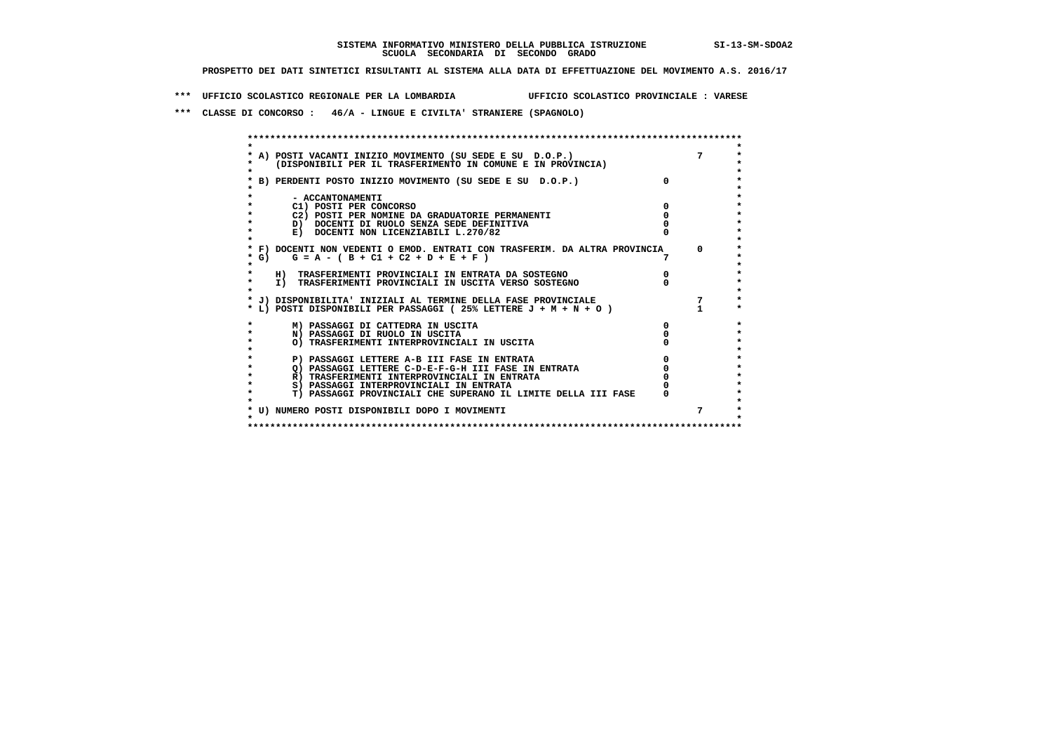**SISTEMA INFORMATIVO MINISTERO DELLA PUBBLICA ISTRUZIONE SI-13-SM-SDOA2**
**SCUOLA SECONDARIA DI SECONDO GRADO**

**PROSPETTO DEI DATI SINTETICI RISULTANTI AL SISTEMA ALLA DATA DI EFFETTUAZIONE DEL MOVIMENTO A.S. 2016/17**

**\*\*\* UFFICIO SCOLASTICO REGIONALE PER LA LOMBARDIA UFFICIO SCOLASTICO PROVINCIALE : VARESE**

**\*\*\* CLASSE DI CONCORSO : 46/A - LINGUE E CIVILTA' STRANIERE (SPAGNOLO)**

| Voce | | |
|---|---|---|
| A) POSTI VACANTI INIZIO MOVIMENTO (SU SEDE E SU D.O.P.) (DISPONIBILI PER IL TRASFERIMENTO IN COMUNE E IN PROVINCIA) | | 7 |
| B) PERDENTI POSTO INIZIO MOVIMENTO (SU SEDE E SU D.O.P.) | 0 | |
| - ACCANTONAMENTI | | |
| C1) POSTI PER CONCORSO | 0 | |
| C2) POSTI PER NOMINE DA GRADUATORIE PERMANENTI | 0 | |
| D) DOCENTI DI RUOLO SENZA SEDE DEFINITIVA | 0 | |
| E) DOCENTI NON LICENZIABILI L.270/82 | 0 | |
| F) DOCENTI NON VEDENTI O EMOD. ENTRATI CON TRASFERIM. DA ALTRA PROVINCIA | | 0 |
| G) G = A - ( B + C1 + C2 + D + E + F ) | 7 | |
| H) TRASFERIMENTI PROVINCIALI IN ENTRATA DA SOSTEGNO | 0 | |
| I) TRASFERIMENTI PROVINCIALI IN USCITA VERSO SOSTEGNO | 0 | |
| J) DISPONIBILITA' INIZIALI AL TERMINE DELLA FASE PROVINCIALE | | 7 |
| L) POSTI DISPONIBILI PER PASSAGGI ( 25% LETTERE J + M + N + O ) | | 1 |
| M) PASSAGGI DI CATTEDRA IN USCITA | 0 | |
| N) PASSAGGI DI RUOLO IN USCITA | 0 | |
| O) TRASFERIMENTI INTERPROVINCIALI IN USCITA | 0 | |
| P) PASSAGGI LETTERE A-B III FASE IN ENTRATA | 0 | |
| Q) PASSAGGI LETTERE C-D-E-F-G-H III FASE IN ENTRATA | 0 | |
| R) TRASFERIMENTI INTERPROVINCIALI IN ENTRATA | 0 | |
| S) PASSAGGI INTERPROVINCIALI IN ENTRATA | 0 | |
| T) PASSAGGI PROVINCIALI CHE SUPERANO IL LIMITE DELLA III FASE | 0 | |
| U) NUMERO POSTI DISPONIBILI DOPO I MOVIMENTI | | 7 |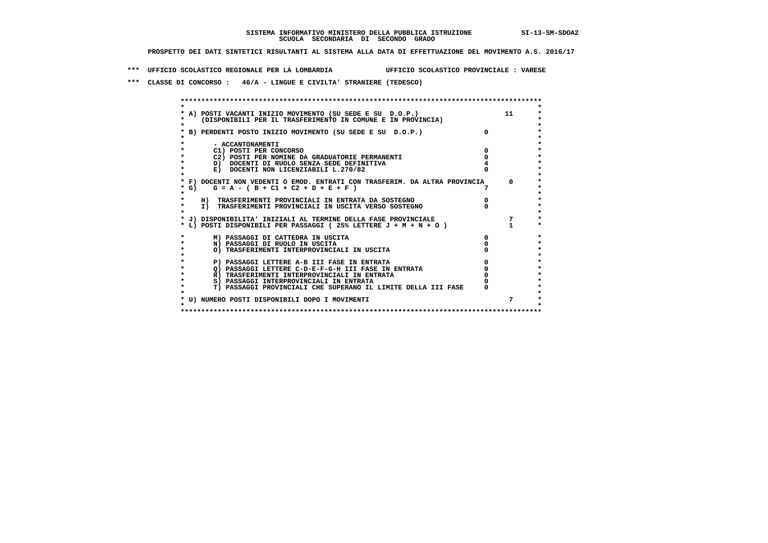SISTEMA INFORMATIVO MINISTERO DELLA PUBBLICA ISTRUZIONE SI-13-SM-SDOA2
SCUOLA SECONDARIA DI SECONDO GRADO

PROSPETTO DEI DATI SINTETICI RISULTANTI AL SISTEMA ALLA DATA DI EFFETTUAZIONE DEL MOVIMENTO A.S. 2016/17

*** UFFICIO SCOLASTICO REGIONALE PER LA LOMBARDIA UFFICIO SCOLASTICO PROVINCIALE : VARESE

*** CLASSE DI CONCORSO : 46/A - LINGUE E CIVILTA' STRANIERE (TEDESCO)

| Voce | | |
|---|---|---|
| A) POSTI VACANTI INIZIO MOVIMENTO (SU SEDE E SU D.O.P.) (DISPONIBILI PER IL TRASFERIMENTO IN COMUNE E IN PROVINCIA) | | 11 |
| B) PERDENTI POSTO INIZIO MOVIMENTO (SU SEDE E SU D.O.P.) | 0 | |
| - ACCANTONAMENTI | | |
| C1) POSTI PER CONCORSO | 0 | |
| C2) POSTI PER NOMINE DA GRADUATORIE PERMANENTI | 0 | |
| D) DOCENTI DI RUOLO SENZA SEDE DEFINITIVA | 4 | |
| E) DOCENTI NON LICENZIABILI L.270/82 | 0 | |
| F) DOCENTI NON VEDENTI O EMOD. ENTRATI CON TRASFERIM. DA ALTRA PROVINCIA | | 0 |
| G) G = A - ( B + C1 + C2 + D + E + F ) | 7 | |
| H) TRASFERIMENTI PROVINCIALI IN ENTRATA DA SOSTEGNO | 0 | |
| I) TRASFERIMENTI PROVINCIALI IN USCITA VERSO SOSTEGNO | 0 | |
| J) DISPONIBILITA' INIZIALI AL TERMINE DELLA FASE PROVINCIALE | | 7 |
| L) POSTI DISPONIBILI PER PASSAGGI ( 25% LETTERE J + M + N + O ) | | 1 |
| M) PASSAGGI DI CATTEDRA IN USCITA | 0 | |
| N) PASSAGGI DI RUOLO IN USCITA | 0 | |
| O) TRASFERIMENTI INTERPROVINCIALI IN USCITA | 0 | |
| P) PASSAGGI LETTERE A-B III FASE IN ENTRATA | 0 | |
| Q) PASSAGGI LETTERE C-D-E-F-G-H III FASE IN ENTRATA | 0 | |
| R) TRASFERIMENTI INTERPROVINCIALI IN ENTRATA | 0 | |
| S) PASSAGGI INTERPROVINCIALI IN ENTRATA | 0 | |
| T) PASSAGGI PROVINCIALI CHE SUPERANO IL LIMITE DELLA III FASE | 0 | |
| U) NUMERO POSTI DISPONIBILI DOPO I MOVIMENTI | | 7 |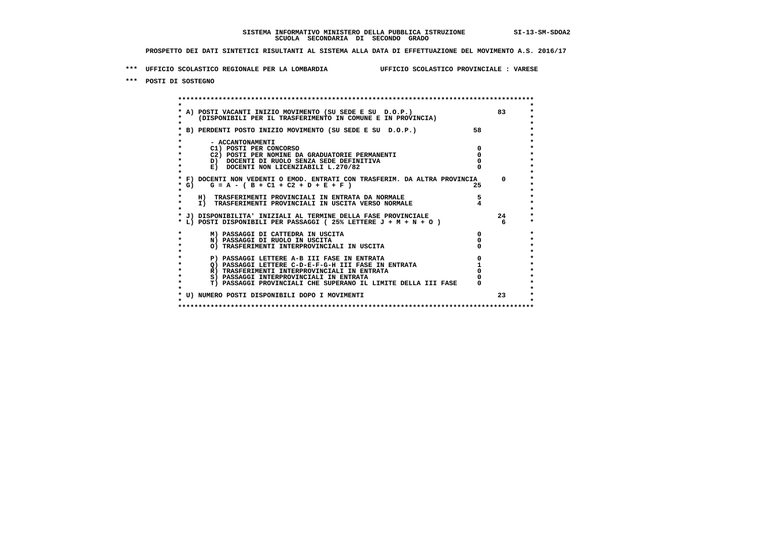**SISTEMA INFORMATIVO MINISTERO DELLA PUBBLICA ISTRUZIONE SI-13-SM-SDOA2**
**SCUOLA SECONDARIA DI SECONDO GRADO**

**PROSPETTO DEI DATI SINTETICI RISULTANTI AL SISTEMA ALLA DATA DI EFFETTUAZIONE DEL MOVIMENTO A.S. 2016/17**

**\*\*\* UFFICIO SCOLASTICO REGIONALE PER LA LOMBARDIA UFFICIO SCOLASTICO PROVINCIALE : VARESE**

**\*\*\* POSTI DI SOSTEGNO**

| Voce | | |
|---|---|---|
| A) POSTI VACANTI INIZIO MOVIMENTO (SU SEDE E SU D.O.P.) (DISPONIBILI PER IL TRASFERIMENTO IN COMUNE E IN PROVINCIA) | | 83 |
| B) PERDENTI POSTO INIZIO MOVIMENTO (SU SEDE E SU D.O.P.) | 58 | |
| - ACCANTONAMENTI | | |
| C1) POSTI PER CONCORSO | 0 | |
| C2) POSTI PER NOMINE DA GRADUATORIE PERMANENTI | 0 | |
| D) DOCENTI DI RUOLO SENZA SEDE DEFINITIVA | 0 | |
| E) DOCENTI NON LICENZIABILI L.270/82 | 0 | |
| F) DOCENTI NON VEDENTI O EMOD. ENTRATI CON TRASFERIM. DA ALTRA PROVINCIA | | 0 |
| G) G = A - ( B + C1 + C2 + D + E + F ) | 25 | |
| H) TRASFERIMENTI PROVINCIALI IN ENTRATA DA NORMALE | 5 | |
| I) TRASFERIMENTI PROVINCIALI IN USCITA VERSO NORMALE | 4 | |
| J) DISPONIBILITA' INIZIALI AL TERMINE DELLA FASE PROVINCIALE | | 24 |
| L) POSTI DISPONIBILI PER PASSAGGI ( 25% LETTERE J + M + N + O ) | | 6 |
| M) PASSAGGI DI CATTEDRA IN USCITA | 0 | |
| N) PASSAGGI DI RUOLO IN USCITA | 0 | |
| O) TRASFERIMENTI INTERPROVINCIALI IN USCITA | 0 | |
| P) PASSAGGI LETTERE A-B III FASE IN ENTRATA | 0 | |
| Q) PASSAGGI LETTERE C-D-E-F-G-H III FASE IN ENTRATA | 1 | |
| R) TRASFERIMENTI INTERPROVINCIALI IN ENTRATA | 0 | |
| S) PASSAGGI INTERPROVINCIALI IN ENTRATA | 0 | |
| T) PASSAGGI PROVINCIALI CHE SUPERANO IL LIMITE DELLA III FASE | 0 | |
| U) NUMERO POSTI DISPONIBILI DOPO I MOVIMENTI | | 23 |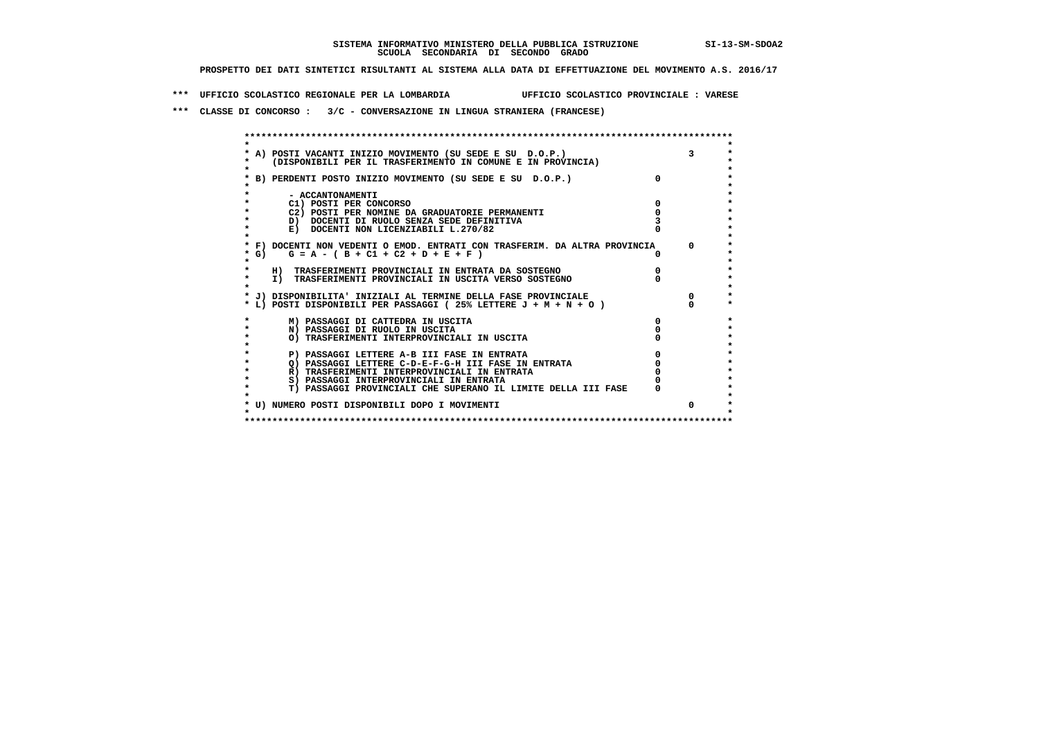**SISTEMA INFORMATIVO MINISTERO DELLA PUBBLICA ISTRUZIONE** SI-13-SM-SDOA2
**SCUOLA SECONDARIA DI SECONDO GRADO**

**PROSPETTO DEI DATI SINTETICI RISULTANTI AL SISTEMA ALLA DATA DI EFFETTUAZIONE DEL MOVIMENTO A.S. 2016/17**

**\*\*\* UFFICIO SCOLASTICO REGIONALE PER LA LOMBARDIA UFFICIO SCOLASTICO PROVINCIALE : VARESE**

**\*\*\* CLASSE DI CONCORSO : 3/C - CONVERSAZIONE IN LINGUA STRANIERA (FRANCESE)**

| Voce | | |
|---|---|---|
| A) POSTI VACANTI INIZIO MOVIMENTO (SU SEDE E SU D.O.P.) (DISPONIBILI PER IL TRASFERIMENTO IN COMUNE E IN PROVINCIA) | | 3 |
| B) PERDENTI POSTO INIZIO MOVIMENTO (SU SEDE E SU D.O.P.) | 0 | |
| - ACCANTONAMENTI | | |
| C1) POSTI PER CONCORSO | 0 | |
| C2) POSTI PER NOMINE DA GRADUATORIE PERMANENTI | 0 | |
| D) DOCENTI DI RUOLO SENZA SEDE DEFINITIVA | 3 | |
| E) DOCENTI NON LICENZIABILI L.270/82 | 0 | |
| F) DOCENTI NON VEDENTI O EMOD. ENTRATI CON TRASFERIM. DA ALTRA PROVINCIA | | 0 |
| G) G = A - ( B + C1 + C2 + D + E + F ) | 0 | |
| H) TRASFERIMENTI PROVINCIALI IN ENTRATA DA SOSTEGNO | 0 | |
| I) TRASFERIMENTI PROVINCIALI IN USCITA VERSO SOSTEGNO | 0 | |
| J) DISPONIBILITA' INIZIALI AL TERMINE DELLA FASE PROVINCIALE | | 0 |
| L) POSTI DISPONIBILI PER PASSAGGI ( 25% LETTERE J + M + N + O ) | | 0 |
| M) PASSAGGI DI CATTEDRA IN USCITA | 0 | |
| N) PASSAGGI DI RUOLO IN USCITA | 0 | |
| O) TRASFERIMENTI INTERPROVINCIALI IN USCITA | 0 | |
| P) PASSAGGI LETTERE A-B III FASE IN ENTRATA | 0 | |
| Q) PASSAGGI LETTERE C-D-E-F-G-H III FASE IN ENTRATA | 0 | |
| R) TRASFERIMENTI INTERPROVINCIALI IN ENTRATA | 0 | |
| S) PASSAGGI INTERPROVINCIALI IN ENTRATA | 0 | |
| T) PASSAGGI PROVINCIALI CHE SUPERANO IL LIMITE DELLA III FASE | 0 | |
| U) NUMERO POSTI DISPONIBILI DOPO I MOVIMENTI | | 0 |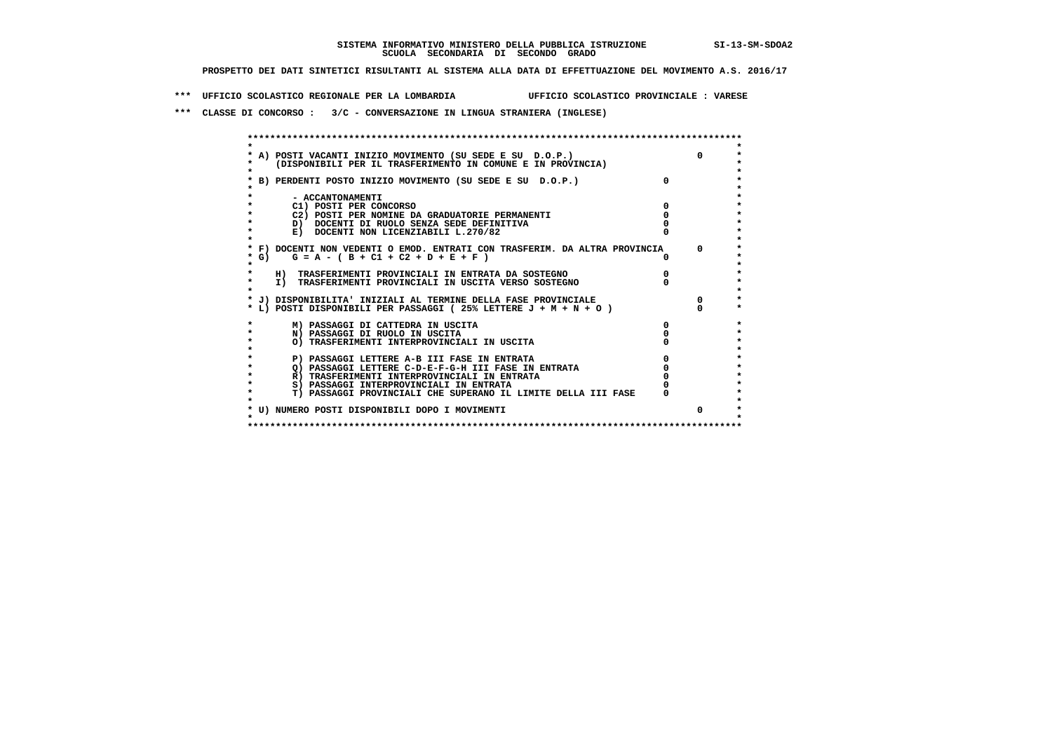SISTEMA INFORMATIVO MINISTERO DELLA PUBBLICA ISTRUZIONE SI-13-SM-SDOA2
SCUOLA SECONDARIA DI SECONDO GRADO

PROSPETTO DEI DATI SINTETICI RISULTANTI AL SISTEMA ALLA DATA DI EFFETTUAZIONE DEL MOVIMENTO A.S. 2016/17

*** UFFICIO SCOLASTICO REGIONALE PER LA LOMBARDIA UFFICIO SCOLASTICO PROVINCIALE : VARESE

*** CLASSE DI CONCORSO : 3/C - CONVERSAZIONE IN LINGUA STRANIERA (INGLESE)

| Voce | | |
|---|---|---|
| A) POSTI VACANTI INIZIO MOVIMENTO (SU SEDE E SU D.O.P.) (DISPONIBILI PER IL TRASFERIMENTO IN COMUNE E IN PROVINCIA) | | 0 |
| B) PERDENTI POSTO INIZIO MOVIMENTO (SU SEDE E SU D.O.P.) | 0 | |
| - ACCANTONAMENTI | | |
| C1) POSTI PER CONCORSO | 0 | |
| C2) POSTI PER NOMINE DA GRADUATORIE PERMANENTI | 0 | |
| D) DOCENTI DI RUOLO SENZA SEDE DEFINITIVA | 0 | |
| E) DOCENTI NON LICENZIABILI L.270/82 | 0 | |
| F) DOCENTI NON VEDENTI O EMOD. ENTRATI CON TRASFERIM. DA ALTRA PROVINCIA | | 0 |
| G) G = A - ( B + C1 + C2 + D + E + F ) | 0 | |
| H) TRASFERIMENTI PROVINCIALI IN ENTRATA DA SOSTEGNO | 0 | |
| I) TRASFERIMENTI PROVINCIALI IN USCITA VERSO SOSTEGNO | 0 | |
| J) DISPONIBILITA' INIZIALI AL TERMINE DELLA FASE PROVINCIALE | | 0 |
| L) POSTI DISPONIBILI PER PASSAGGI ( 25% LETTERE J + M + N + O ) | | 0 |
| M) PASSAGGI DI CATTEDRA IN USCITA | 0 | |
| N) PASSAGGI DI RUOLO IN USCITA | 0 | |
| O) TRASFERIMENTI INTERPROVINCIALI IN USCITA | 0 | |
| P) PASSAGGI LETTERE A-B III FASE IN ENTRATA | 0 | |
| Q) PASSAGGI LETTERE C-D-E-F-G-H III FASE IN ENTRATA | 0 | |
| R) TRASFERIMENTI INTERPROVINCIALI IN ENTRATA | 0 | |
| S) PASSAGGI INTERPROVINCIALI IN ENTRATA | 0 | |
| T) PASSAGGI PROVINCIALI CHE SUPERANO IL LIMITE DELLA III FASE | 0 | |
| U) NUMERO POSTI DISPONIBILI DOPO I MOVIMENTI | | 0 |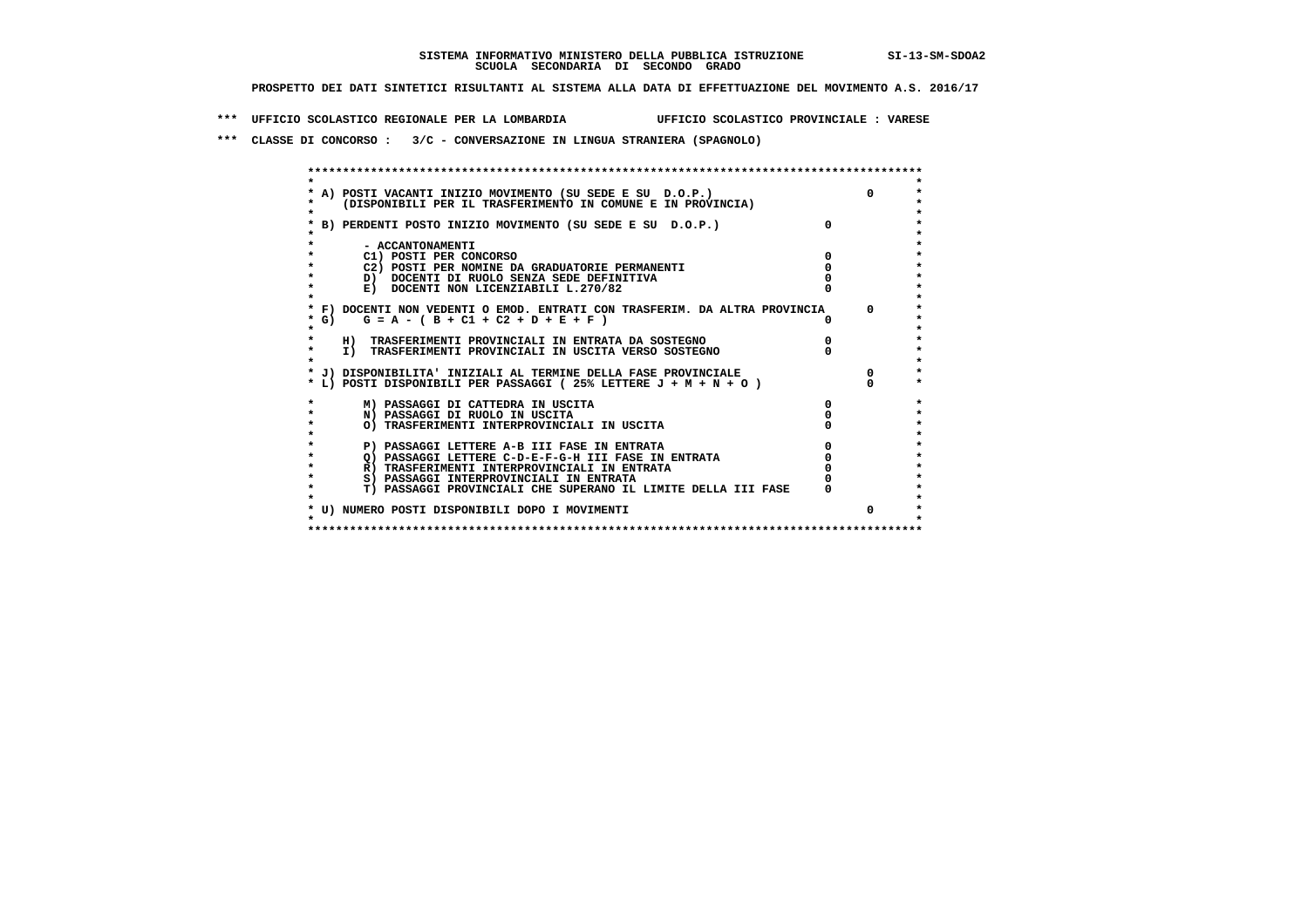**SISTEMA INFORMATIVO MINISTERO DELLA PUBBLICA ISTRUZIONE SI-13-SM-SDOA2**
**SCUOLA SECONDARIA DI SECONDO GRADO**

**PROSPETTO DEI DATI SINTETICI RISULTANTI AL SISTEMA ALLA DATA DI EFFETTUAZIONE DEL MOVIMENTO A.S. 2016/17**

**\*\*\* UFFICIO SCOLASTICO REGIONALE PER LA LOMBARDIA UFFICIO SCOLASTICO PROVINCIALE : VARESE**

**\*\*\* CLASSE DI CONCORSO : 3/C - CONVERSAZIONE IN LINGUA STRANIERA (SPAGNOLO)**

| Voce | | Valore |
|---|---|---|
| A) POSTI VACANTI INIZIO MOVIMENTO (SU SEDE E SU D.O.P.) (DISPONIBILI PER IL TRASFERIMENTO IN COMUNE E IN PROVINCIA) | | 0 |
| B) PERDENTI POSTO INIZIO MOVIMENTO (SU SEDE E SU D.O.P.) | 0 | |
| - ACCANTONAMENTI | | |
| C1) POSTI PER CONCORSO | 0 | |
| C2) POSTI PER NOMINE DA GRADUATORIE PERMANENTI | 0 | |
| D) DOCENTI DI RUOLO SENZA SEDE DEFINITIVA | 0 | |
| E) DOCENTI NON LICENZIABILI L.270/82 | 0 | |
| F) DOCENTI NON VEDENTI O EMOD. ENTRATI CON TRASFERIM. DA ALTRA PROVINCIA | | 0 |
| G) G = A - ( B + C1 + C2 + D + E + F ) | 0 | |
| H) TRASFERIMENTI PROVINCIALI IN ENTRATA DA SOSTEGNO | 0 | |
| I) TRASFERIMENTI PROVINCIALI IN USCITA VERSO SOSTEGNO | 0 | |
| J) DISPONIBILITA' INIZIALI AL TERMINE DELLA FASE PROVINCIALE | | 0 |
| L) POSTI DISPONIBILI PER PASSAGGI ( 25% LETTERE J + M + N + O ) | | 0 |
| M) PASSAGGI DI CATTEDRA IN USCITA | 0 | |
| N) PASSAGGI DI RUOLO IN USCITA | 0 | |
| O) TRASFERIMENTI INTERPROVINCIALI IN USCITA | 0 | |
| P) PASSAGGI LETTERE A-B III FASE IN ENTRATA | 0 | |
| Q) PASSAGGI LETTERE C-D-E-F-G-H III FASE IN ENTRATA | 0 | |
| R) TRASFERIMENTI INTERPROVINCIALI IN ENTRATA | 0 | |
| S) PASSAGGI INTERPROVINCIALI IN ENTRATA | 0 | |
| T) PASSAGGI PROVINCIALI CHE SUPERANO IL LIMITE DELLA III FASE | 0 | |
| U) NUMERO POSTI DISPONIBILI DOPO I MOVIMENTI | | 0 |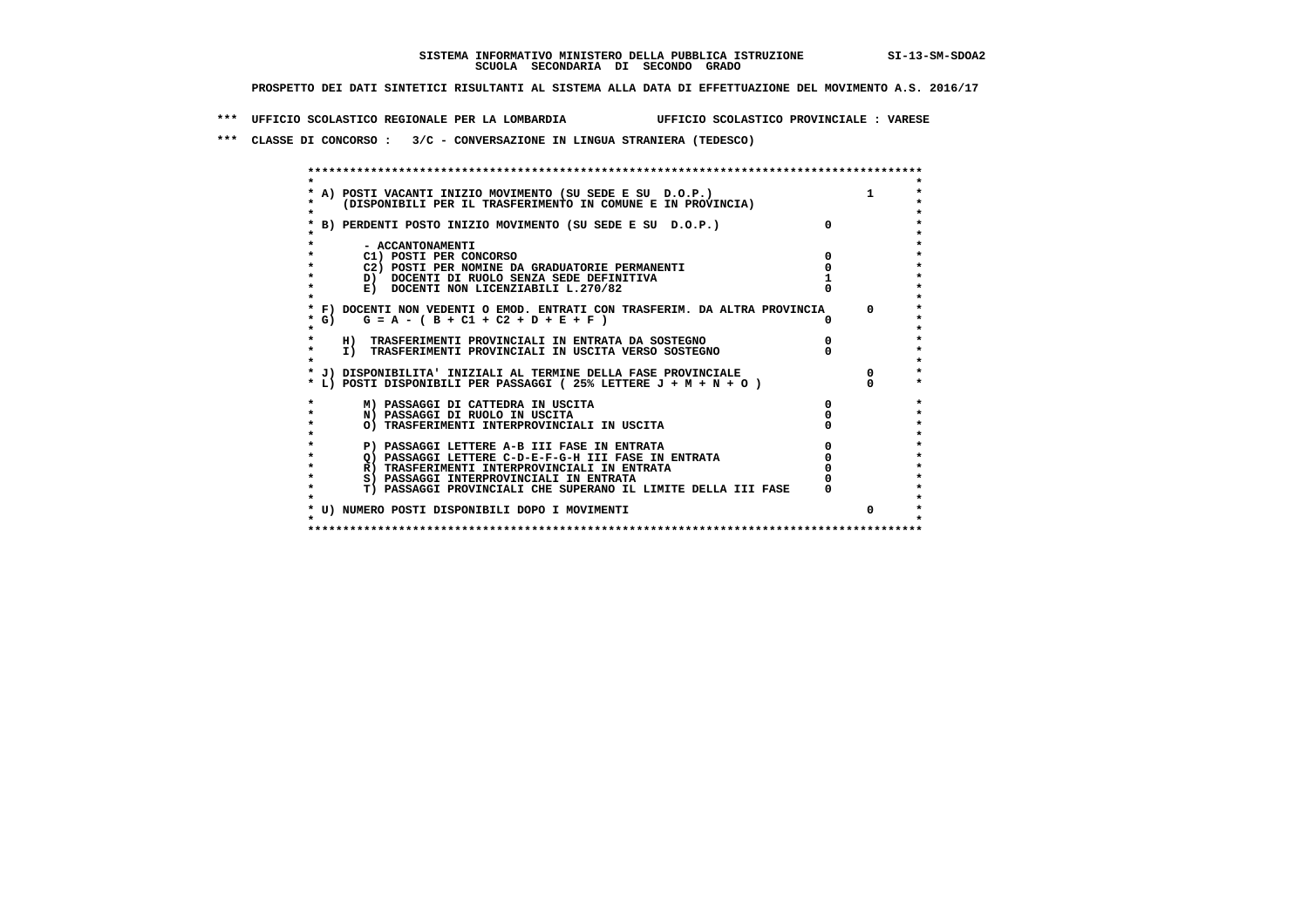**SISTEMA INFORMATIVO MINISTERO DELLA PUBBLICA ISTRUZIONE** SI-13-SM-SDOA2

**SCUOLA SECONDARIA DI SECONDO GRADO**

**PROSPETTO DEI DATI SINTETICI RISULTANTI AL SISTEMA ALLA DATA DI EFFETTUAZIONE DEL MOVIMENTO A.S. 2016/17**

**\*\*\* UFFICIO SCOLASTICO REGIONALE PER LA LOMBARDIA UFFICIO SCOLASTICO PROVINCIALE : VARESE**

**\*\*\* CLASSE DI CONCORSO : 3/C - CONVERSAZIONE IN LINGUA STRANIERA (TEDESCO)**

| Voce | | |
|---|---|---|
| A) POSTI VACANTI INIZIO MOVIMENTO (SU SEDE E SU D.O.P.) (DISPONIBILI PER IL TRASFERIMENTO IN COMUNE E IN PROVINCIA) | | 1 |
| B) PERDENTI POSTO INIZIO MOVIMENTO (SU SEDE E SU D.O.P.) | 0 | |
| - ACCANTONAMENTI | | |
| C1) POSTI PER CONCORSO | 0 | |
| C2) POSTI PER NOMINE DA GRADUATORIE PERMANENTI | 0 | |
| D) DOCENTI DI RUOLO SENZA SEDE DEFINITIVA | 1 | |
| E) DOCENTI NON LICENZIABILI L.270/82 | 0 | |
| F) DOCENTI NON VEDENTI O EMOD. ENTRATI CON TRASFERIM. DA ALTRA PROVINCIA | | 0 |
| G) G = A - ( B + C1 + C2 + D + E + F ) | 0 | |
| H) TRASFERIMENTI PROVINCIALI IN ENTRATA DA SOSTEGNO | 0 | |
| I) TRASFERIMENTI PROVINCIALI IN USCITA VERSO SOSTEGNO | 0 | |
| J) DISPONIBILITA' INIZIALI AL TERMINE DELLA FASE PROVINCIALE | | 0 |
| L) POSTI DISPONIBILI PER PASSAGGI ( 25% LETTERE J + M + N + O ) | | 0 |
| M) PASSAGGI DI CATTEDRA IN USCITA | 0 | |
| N) PASSAGGI DI RUOLO IN USCITA | 0 | |
| O) TRASFERIMENTI INTERPROVINCIALI IN USCITA | 0 | |
| P) PASSAGGI LETTERE A-B III FASE IN ENTRATA | 0 | |
| Q) PASSAGGI LETTERE C-D-E-F-G-H III FASE IN ENTRATA | 0 | |
| R) TRASFERIMENTI INTERPROVINCIALI IN ENTRATA | 0 | |
| S) PASSAGGI INTERPROVINCIALI IN ENTRATA | 0 | |
| T) PASSAGGI PROVINCIALI CHE SUPERANO IL LIMITE DELLA III FASE | 0 | |
| U) NUMERO POSTI DISPONIBILI DOPO I MOVIMENTI | | 0 |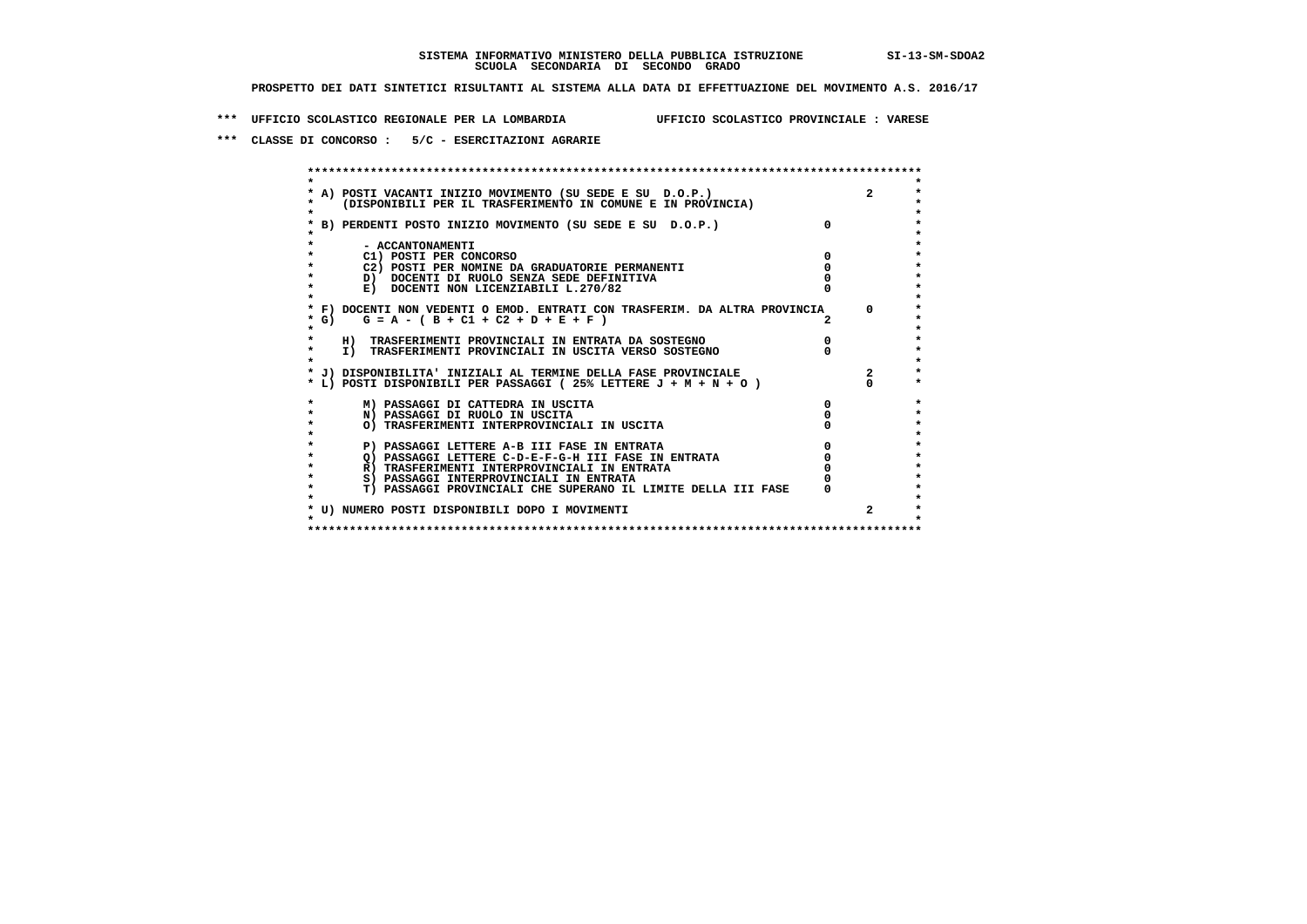SISTEMA INFORMATIVO MINISTERO DELLA PUBBLICA ISTRUZIONE SI-13-SM-SDOA2
SCUOLA SECONDARIA DI SECONDO GRADO

PROSPETTO DEI DATI SINTETICI RISULTANTI AL SISTEMA ALLA DATA DI EFFETTUAZIONE DEL MOVIMENTO A.S. 2016/17

*** UFFICIO SCOLASTICO REGIONALE PER LA LOMBARDIA UFFICIO SCOLASTICO PROVINCIALE : VARESE

*** CLASSE DI CONCORSO : 5/C - ESERCITAZIONI AGRARIE

| | | |
|---|---|---|
| A) POSTI VACANTI INIZIO MOVIMENTO (SU SEDE E SU D.O.P.) (DISPONIBILI PER IL TRASFERIMENTO IN COMUNE E IN PROVINCIA) | | 2 |
| B) PERDENTI POSTO INIZIO MOVIMENTO (SU SEDE E SU D.O.P.) | 0 | |
| - ACCANTONAMENTI | | |
| C1) POSTI PER CONCORSO | 0 | |
| C2) POSTI PER NOMINE DA GRADUATORIE PERMANENTI | 0 | |
| D) DOCENTI DI RUOLO SENZA SEDE DEFINITIVA | 0 | |
| E) DOCENTI NON LICENZIABILI L.270/82 | 0 | |
| F) DOCENTI NON VEDENTI O EMOD. ENTRATI CON TRASFERIM. DA ALTRA PROVINCIA | | 0 |
| G) G = A - ( B + C1 + C2 + D + E + F ) | 2 | |
| H) TRASFERIMENTI PROVINCIALI IN ENTRATA DA SOSTEGNO | 0 | |
| I) TRASFERIMENTI PROVINCIALI IN USCITA VERSO SOSTEGNO | 0 | |
| J) DISPONIBILITA' INIZIALI AL TERMINE DELLA FASE PROVINCIALE | | 2 |
| L) POSTI DISPONIBILI PER PASSAGGI ( 25% LETTERE J + M + N + O ) | | 0 |
| M) PASSAGGI DI CATTEDRA IN USCITA | 0 | |
| N) PASSAGGI DI RUOLO IN USCITA | 0 | |
| O) TRASFERIMENTI INTERPROVINCIALI IN USCITA | 0 | |
| P) PASSAGGI LETTERE A-B III FASE IN ENTRATA | 0 | |
| Q) PASSAGGI LETTERE C-D-E-F-G-H III FASE IN ENTRATA | 0 | |
| R) TRASFERIMENTI INTERPROVINCIALI IN ENTRATA | 0 | |
| S) PASSAGGI INTERPROVINCIALI IN ENTRATA | 0 | |
| T) PASSAGGI PROVINCIALI CHE SUPERANO IL LIMITE DELLA III FASE | 0 | |
| U) NUMERO POSTI DISPONIBILI DOPO I MOVIMENTI | | 2 |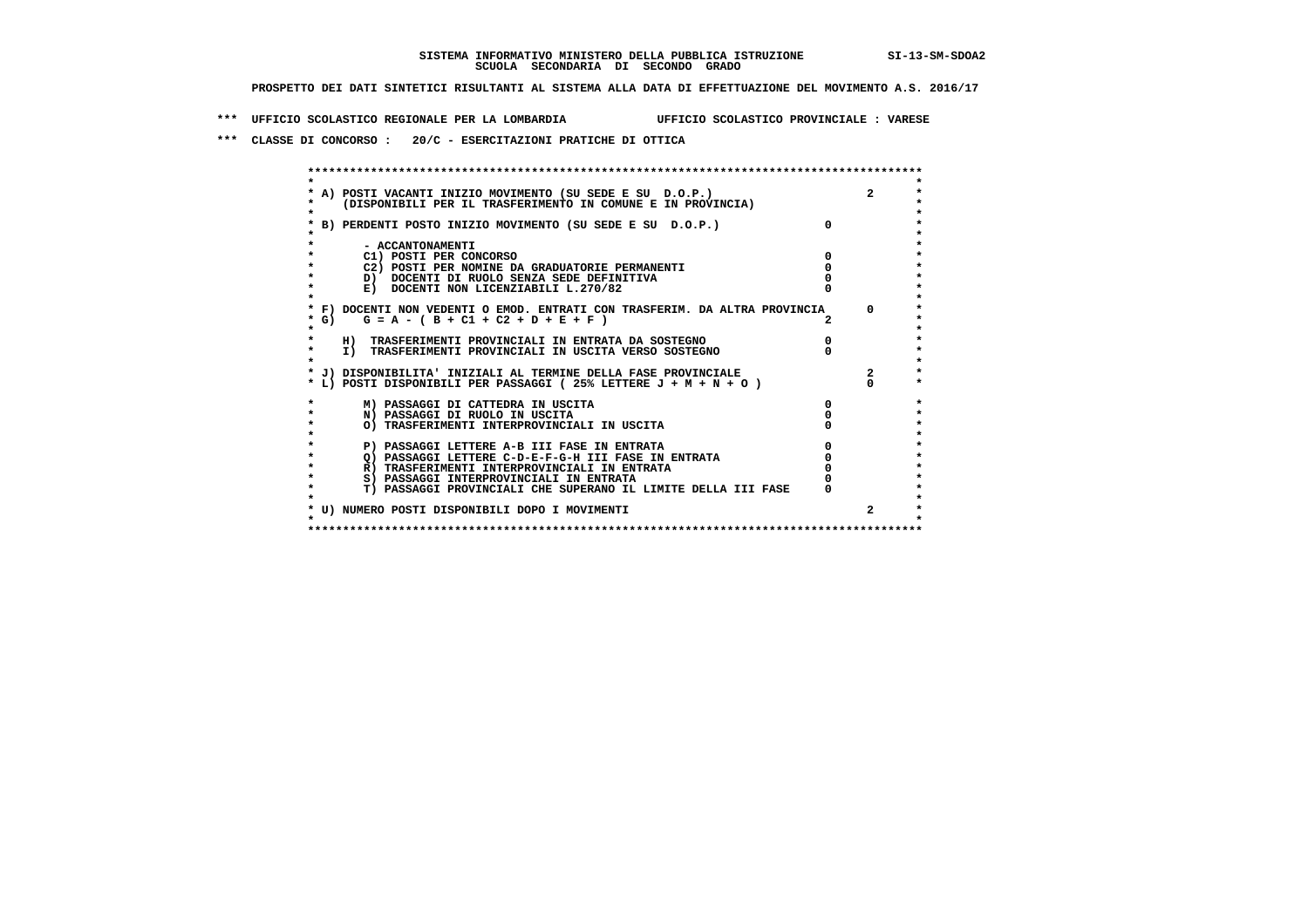**SISTEMA INFORMATIVO MINISTERO DELLA PUBBLICA ISTRUZIONE SI-13-SM-SDOA2**
**SCUOLA SECONDARIA DI SECONDO GRADO**

**PROSPETTO DEI DATI SINTETICI RISULTANTI AL SISTEMA ALLA DATA DI EFFETTUAZIONE DEL MOVIMENTO A.S. 2016/17**

**\*\*\* UFFICIO SCOLASTICO REGIONALE PER LA LOMBARDIA UFFICIO SCOLASTICO PROVINCIALE : VARESE**

**\*\*\* CLASSE DI CONCORSO : 20/C - ESERCITAZIONI PRATICHE DI OTTICA**

| Voce | | |
|---|---|---|
| A) POSTI VACANTI INIZIO MOVIMENTO (SU SEDE E SU D.O.P.) (DISPONIBILI PER IL TRASFERIMENTO IN COMUNE E IN PROVINCIA) | | 2 |
| B) PERDENTI POSTO INIZIO MOVIMENTO (SU SEDE E SU D.O.P.) | 0 | |
| - ACCANTONAMENTI | | |
| C1) POSTI PER CONCORSO | 0 | |
| C2) POSTI PER NOMINE DA GRADUATORIE PERMANENTI | 0 | |
| D) DOCENTI DI RUOLO SENZA SEDE DEFINITIVA | 0 | |
| E) DOCENTI NON LICENZIABILI L.270/82 | 0 | |
| F) DOCENTI NON VEDENTI O EMOD. ENTRATI CON TRASFERIM. DA ALTRA PROVINCIA | | 0 |
| G) G = A - ( B + C1 + C2 + D + E + F ) | 2 | |
| H) TRASFERIMENTI PROVINCIALI IN ENTRATA DA SOSTEGNO | 0 | |
| I) TRASFERIMENTI PROVINCIALI IN USCITA VERSO SOSTEGNO | 0 | |
| J) DISPONIBILITA' INIZIALI AL TERMINE DELLA FASE PROVINCIALE | | 2 |
| L) POSTI DISPONIBILI PER PASSAGGI ( 25% LETTERE J + M + N + O ) | | 0 |
| M) PASSAGGI DI CATTEDRA IN USCITA | 0 | |
| N) PASSAGGI DI RUOLO IN USCITA | 0 | |
| O) TRASFERIMENTI INTERPROVINCIALI IN USCITA | 0 | |
| P) PASSAGGI LETTERE A-B III FASE IN ENTRATA | 0 | |
| Q) PASSAGGI LETTERE C-D-E-F-G-H III FASE IN ENTRATA | 0 | |
| R) TRASFERIMENTI INTERPROVINCIALI IN ENTRATA | 0 | |
| S) PASSAGGI INTERPROVINCIALI IN ENTRATA | 0 | |
| T) PASSAGGI PROVINCIALI CHE SUPERANO IL LIMITE DELLA III FASE | 0 | |
| U) NUMERO POSTI DISPONIBILI DOPO I MOVIMENTI | | 2 |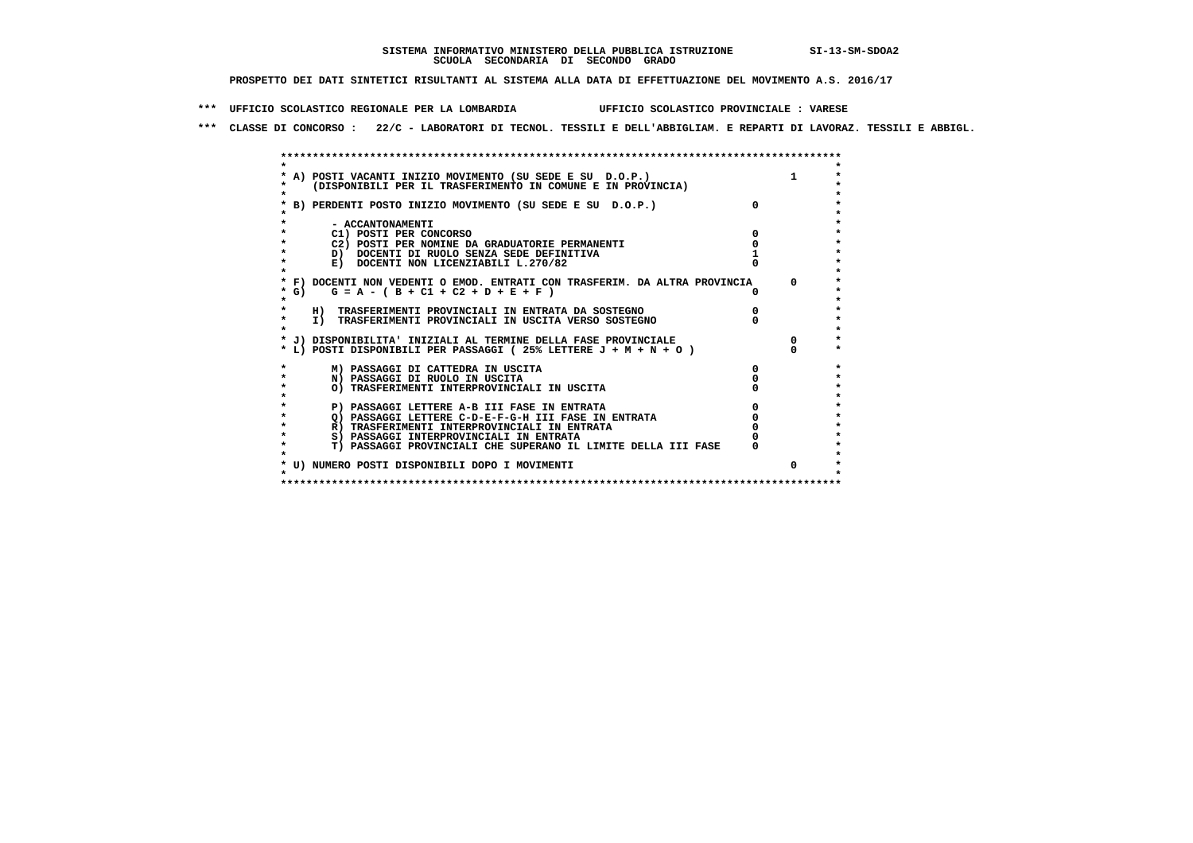SISTEMA INFORMATIVO MINISTERO DELLA PUBBLICA ISTRUZIONE SI-13-SM-SDOA2
SCUOLA SECONDARIA DI SECONDO GRADO

PROSPETTO DEI DATI SINTETICI RISULTANTI AL SISTEMA ALLA DATA DI EFFETTUAZIONE DEL MOVIMENTO A.S. 2016/17

*** UFFICIO SCOLASTICO REGIONALE PER LA LOMBARDIA UFFICIO SCOLASTICO PROVINCIALE : VARESE

*** CLASSE DI CONCORSO : 22/C - LABORATORI DI TECNOL. TESSILI E DELL'ABBIGLIAM. E REPARTI DI LAVORAZ. TESSILI E ABBIGL.

| Voce | | |
|---|---|---|
| A) POSTI VACANTI INIZIO MOVIMENTO (SU SEDE E SU D.O.P.) (DISPONIBILI PER IL TRASFERIMENTO IN COMUNE E IN PROVINCIA) | | 1 |
| B) PERDENTI POSTO INIZIO MOVIMENTO (SU SEDE E SU D.O.P.) | 0 | |
| - ACCANTONAMENTI | | |
| C1) POSTI PER CONCORSO | 0 | |
| C2) POSTI PER NOMINE DA GRADUATORIE PERMANENTI | 0 | |
| D) DOCENTI DI RUOLO SENZA SEDE DEFINITIVA | 1 | |
| E) DOCENTI NON LICENZIABILI L.270/82 | 0 | |
| F) DOCENTI NON VEDENTI O EMOD. ENTRATI CON TRASFERIM. DA ALTRA PROVINCIA | | 0 |
| G) G = A - ( B + C1 + C2 + D + E + F ) | 0 | |
| H) TRASFERIMENTI PROVINCIALI IN ENTRATA DA SOSTEGNO | 0 | |
| I) TRASFERIMENTI PROVINCIALI IN USCITA VERSO SOSTEGNO | 0 | |
| J) DISPONIBILITA' INIZIALI AL TERMINE DELLA FASE PROVINCIALE | | 0 |
| L) POSTI DISPONIBILI PER PASSAGGI ( 25% LETTERE J + M + N + O ) | | 0 |
| M) PASSAGGI DI CATTEDRA IN USCITA | 0 | |
| N) PASSAGGI DI RUOLO IN USCITA | 0 | |
| O) TRASFERIMENTI INTERPROVINCIALI IN USCITA | 0 | |
| P) PASSAGGI LETTERE A-B III FASE IN ENTRATA | 0 | |
| Q) PASSAGGI LETTERE C-D-E-F-G-H III FASE IN ENTRATA | 0 | |
| R) TRASFERIMENTI INTERPROVINCIALI IN ENTRATA | 0 | |
| S) PASSAGGI INTERPROVINCIALI IN ENTRATA | 0 | |
| T) PASSAGGI PROVINCIALI CHE SUPERANO IL LIMITE DELLA III FASE | 0 | |
| U) NUMERO POSTI DISPONIBILI DOPO I MOVIMENTI | | 0 |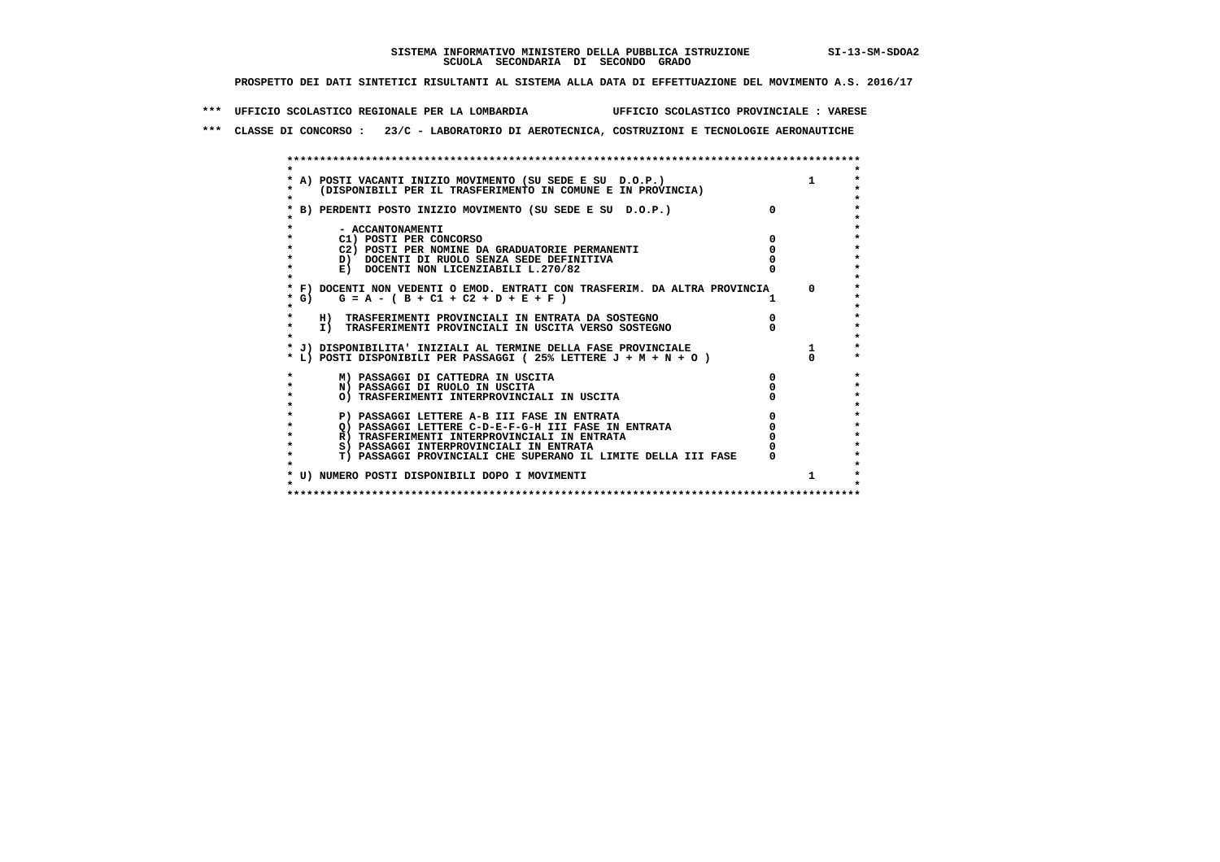SISTEMA INFORMATIVO MINISTERO DELLA PUBBLICA ISTRUZIONE SI-13-SM-SDOA2
SCUOLA SECONDARIA DI SECONDO GRADO

PROSPETTO DEI DATI SINTETICI RISULTANTI AL SISTEMA ALLA DATA DI EFFETTUAZIONE DEL MOVIMENTO A.S. 2016/17

*** UFFICIO SCOLASTICO REGIONALE PER LA LOMBARDIA UFFICIO SCOLASTICO PROVINCIALE : VARESE

*** CLASSE DI CONCORSO : 23/C - LABORATORIO DI AEROTECNICA, COSTRUZIONI E TECNOLOGIE AERONAUTICHE

| Voce | | |
|---|---|---|
| A) POSTI VACANTI INIZIO MOVIMENTO (SU SEDE E SU D.O.P.) (DISPONIBILI PER IL TRASFERIMENTO IN COMUNE E IN PROVINCIA) | | 1 |
| B) PERDENTI POSTO INIZIO MOVIMENTO (SU SEDE E SU D.O.P.) | 0 | |
| - ACCANTONAMENTI | | |
| C1) POSTI PER CONCORSO | 0 | |
| C2) POSTI PER NOMINE DA GRADUATORIE PERMANENTI | 0 | |
| D) DOCENTI DI RUOLO SENZA SEDE DEFINITIVA | 0 | |
| E) DOCENTI NON LICENZIABILI L.270/82 | 0 | |
| F) DOCENTI NON VEDENTI O EMOD. ENTRATI CON TRASFERIM. DA ALTRA PROVINCIA | | 0 |
| G) G = A - ( B + C1 + C2 + D + E + F ) | 1 | |
| H) TRASFERIMENTI PROVINCIALI IN ENTRATA DA SOSTEGNO | 0 | |
| I) TRASFERIMENTI PROVINCIALI IN USCITA VERSO SOSTEGNO | 0 | |
| J) DISPONIBILITA' INIZIALI AL TERMINE DELLA FASE PROVINCIALE | | 1 |
| L) POSTI DISPONIBILI PER PASSAGGI ( 25% LETTERE J + M + N + O ) | | 0 |
| M) PASSAGGI DI CATTEDRA IN USCITA | 0 | |
| N) PASSAGGI DI RUOLO IN USCITA | 0 | |
| O) TRASFERIMENTI INTERPROVINCIALI IN USCITA | 0 | |
| P) PASSAGGI LETTERE A-B III FASE IN ENTRATA | 0 | |
| Q) PASSAGGI LETTERE C-D-E-F-G-H III FASE IN ENTRATA | 0 | |
| R) TRASFERIMENTI INTERPROVINCIALI IN ENTRATA | 0 | |
| S) PASSAGGI INTERPROVINCIALI IN ENTRATA | 0 | |
| T) PASSAGGI PROVINCIALI CHE SUPERANO IL LIMITE DELLA III FASE | 0 | |
| U) NUMERO POSTI DISPONIBILI DOPO I MOVIMENTI | | 1 |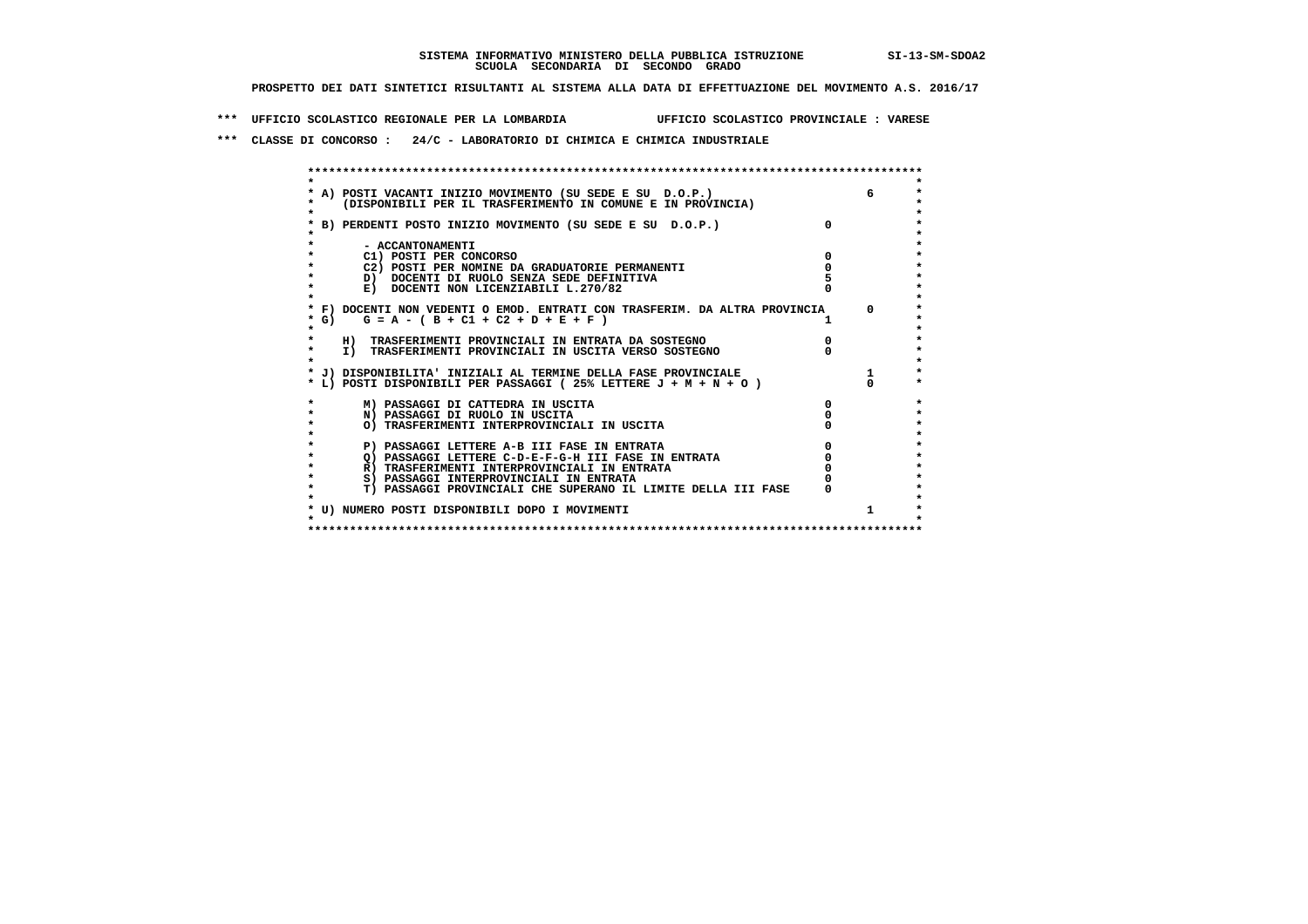**SISTEMA INFORMATIVO MINISTERO DELLA PUBBLICA ISTRUZIONE** SI-13-SM-SDOA2
**SCUOLA SECONDARIA DI SECONDO GRADO**

**PROSPETTO DEI DATI SINTETICI RISULTANTI AL SISTEMA ALLA DATA DI EFFETTUAZIONE DEL MOVIMENTO A.S. 2016/17**

**\*\*\* UFFICIO SCOLASTICO REGIONALE PER LA LOMBARDIA UFFICIO SCOLASTICO PROVINCIALE : VARESE**

**\*\*\* CLASSE DI CONCORSO : 24/C - LABORATORIO DI CHIMICA E CHIMICA INDUSTRIALE**

| Voce | | |
|---|---|---|
| A) POSTI VACANTI INIZIO MOVIMENTO (SU SEDE E SU D.O.P.) (DISPONIBILI PER IL TRASFERIMENTO IN COMUNE E IN PROVINCIA) | | 6 |
| B) PERDENTI POSTO INIZIO MOVIMENTO (SU SEDE E SU D.O.P.) | 0 | |
| - ACCANTONAMENTI | | |
| C1) POSTI PER CONCORSO | 0 | |
| C2) POSTI PER NOMINE DA GRADUATORIE PERMANENTI | 0 | |
| D) DOCENTI DI RUOLO SENZA SEDE DEFINITIVA | 5 | |
| E) DOCENTI NON LICENZIABILI L.270/82 | 0 | |
| F) DOCENTI NON VEDENTI O EMOD. ENTRATI CON TRASFERIM. DA ALTRA PROVINCIA | | 0 |
| G) G = A - ( B + C1 + C2 + D + E + F ) | 1 | |
| H) TRASFERIMENTI PROVINCIALI IN ENTRATA DA SOSTEGNO | 0 | |
| I) TRASFERIMENTI PROVINCIALI IN USCITA VERSO SOSTEGNO | 0 | |
| J) DISPONIBILITA' INIZIALI AL TERMINE DELLA FASE PROVINCIALE | | 1 |
| L) POSTI DISPONIBILI PER PASSAGGI ( 25% LETTERE J + M + N + O ) | | 0 |
| M) PASSAGGI DI CATTEDRA IN USCITA | 0 | |
| N) PASSAGGI DI RUOLO IN USCITA | 0 | |
| O) TRASFERIMENTI INTERPROVINCIALI IN USCITA | 0 | |
| P) PASSAGGI LETTERE A-B III FASE IN ENTRATA | 0 | |
| Q) PASSAGGI LETTERE C-D-E-F-G-H III FASE IN ENTRATA | 0 | |
| R) TRASFERIMENTI INTERPROVINCIALI IN ENTRATA | 0 | |
| S) PASSAGGI INTERPROVINCIALI IN ENTRATA | 0 | |
| T) PASSAGGI PROVINCIALI CHE SUPERANO IL LIMITE DELLA III FASE | 0 | |
| U) NUMERO POSTI DISPONIBILI DOPO I MOVIMENTI | | 1 |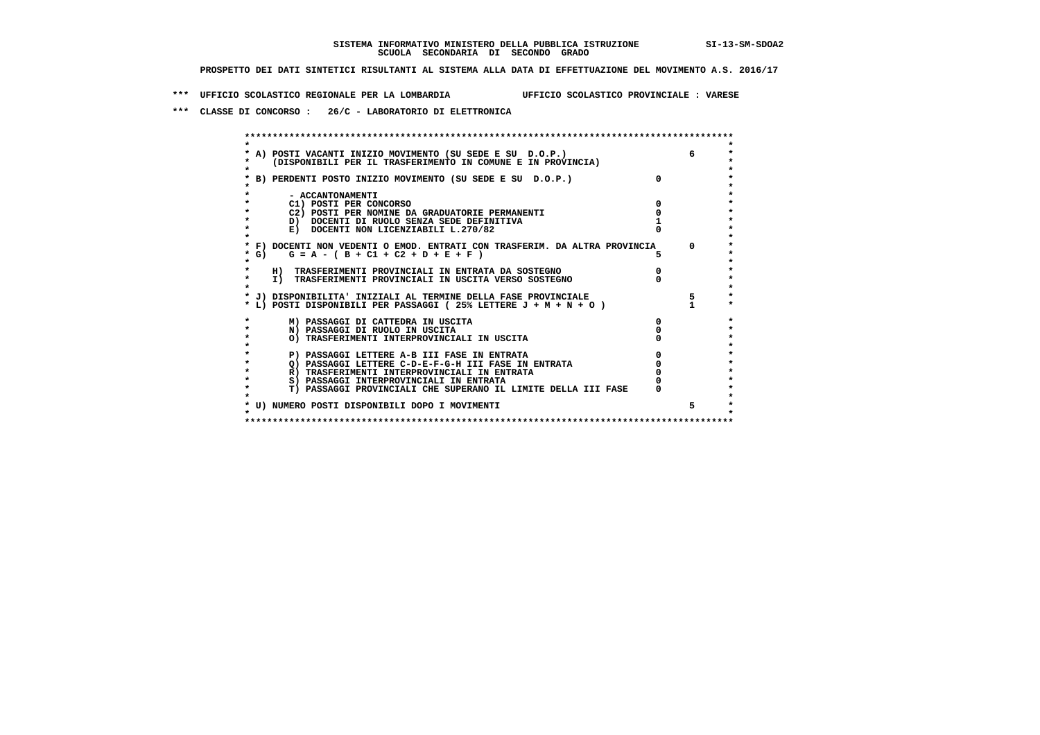**SISTEMA INFORMATIVO MINISTERO DELLA PUBBLICA ISTRUZIONE SI-13-SM-SDOA2**
**SCUOLA SECONDARIA DI SECONDO GRADO**

**PROSPETTO DEI DATI SINTETICI RISULTANTI AL SISTEMA ALLA DATA DI EFFETTUAZIONE DEL MOVIMENTO A.S. 2016/17**

**\*\*\* UFFICIO SCOLASTICO REGIONALE PER LA LOMBARDIA UFFICIO SCOLASTICO PROVINCIALE : VARESE**

**\*\*\* CLASSE DI CONCORSO : 26/C - LABORATORIO DI ELETTRONICA**

| Voce | | |
|---|---|---|
| A) POSTI VACANTI INIZIO MOVIMENTO (SU SEDE E SU D.O.P.) (DISPONIBILI PER IL TRASFERIMENTO IN COMUNE E IN PROVINCIA) | | 6 |
| B) PERDENTI POSTO INIZIO MOVIMENTO (SU SEDE E SU D.O.P.) | 0 | |
| - ACCANTONAMENTI | | |
| C1) POSTI PER CONCORSO | 0 | |
| C2) POSTI PER NOMINE DA GRADUATORIE PERMANENTI | 0 | |
| D) DOCENTI DI RUOLO SENZA SEDE DEFINITIVA | 1 | |
| E) DOCENTI NON LICENZIABILI L.270/82 | 0 | |
| F) DOCENTI NON VEDENTI O EMOD. ENTRATI CON TRASFERIM. DA ALTRA PROVINCIA | | 0 |
| G) G = A - ( B + C1 + C2 + D + E + F ) | 5 | |
| H) TRASFERIMENTI PROVINCIALI IN ENTRATA DA SOSTEGNO | 0 | |
| I) TRASFERIMENTI PROVINCIALI IN USCITA VERSO SOSTEGNO | 0 | |
| J) DISPONIBILITA' INIZIALI AL TERMINE DELLA FASE PROVINCIALE | | 5 |
| L) POSTI DISPONIBILI PER PASSAGGI ( 25% LETTERE J + M + N + O ) | | 1 |
| M) PASSAGGI DI CATTEDRA IN USCITA | 0 | |
| N) PASSAGGI DI RUOLO IN USCITA | 0 | |
| O) TRASFERIMENTI INTERPROVINCIALI IN USCITA | 0 | |
| P) PASSAGGI LETTERE A-B III FASE IN ENTRATA | 0 | |
| Q) PASSAGGI LETTERE C-D-E-F-G-H III FASE IN ENTRATA | 0 | |
| R) TRASFERIMENTI INTERPROVINCIALI IN ENTRATA | 0 | |
| S) PASSAGGI INTERPROVINCIALI IN ENTRATA | 0 | |
| T) PASSAGGI PROVINCIALI CHE SUPERANO IL LIMITE DELLA III FASE | 0 | |
| U) NUMERO POSTI DISPONIBILI DOPO I MOVIMENTI | | 5 |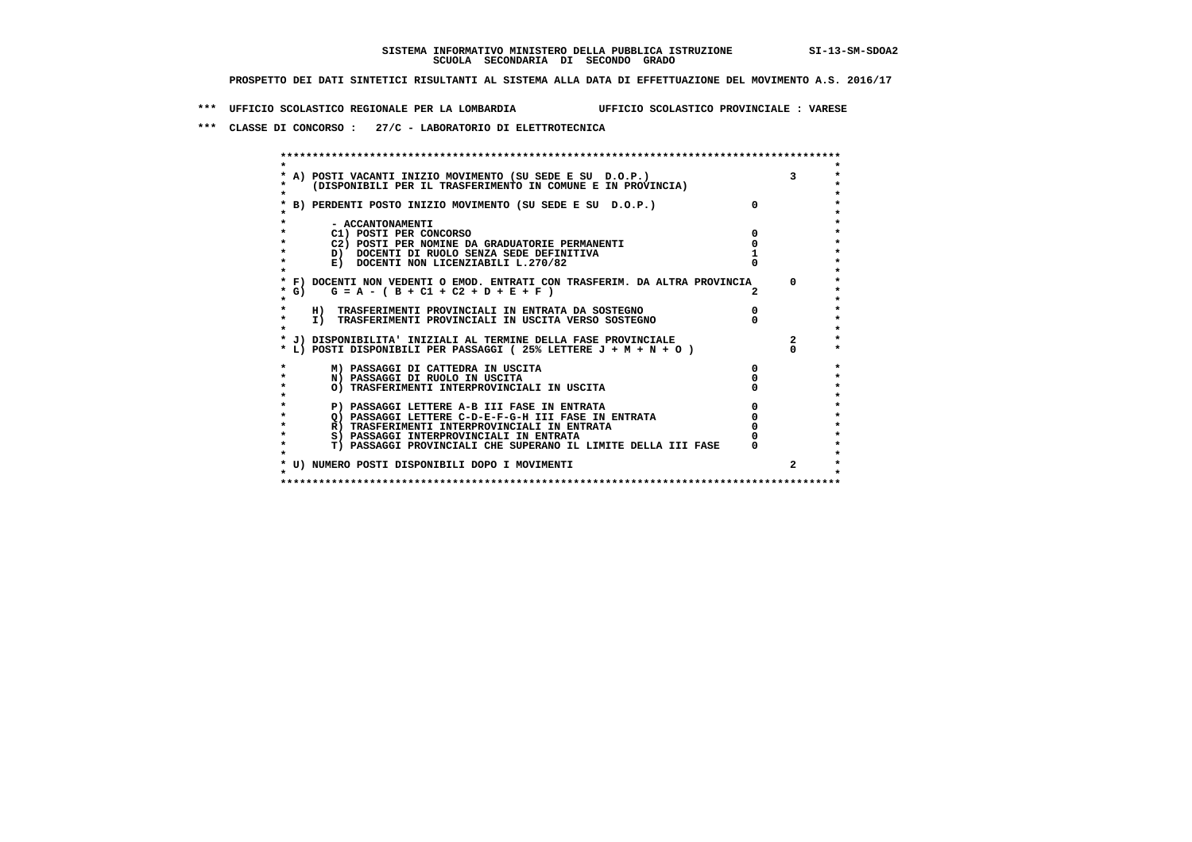SISTEMA INFORMATIVO MINISTERO DELLA PUBBLICA ISTRUZIONE SI-13-SM-SDOA2

SCUOLA SECONDARIA DI SECONDO GRADO

PROSPETTO DEI DATI SINTETICI RISULTANTI AL SISTEMA ALLA DATA DI EFFETTUAZIONE DEL MOVIMENTO A.S. 2016/17

*** UFFICIO SCOLASTICO REGIONALE PER LA LOMBARDIA UFFICIO SCOLASTICO PROVINCIALE : VARESE

*** CLASSE DI CONCORSO : 27/C - LABORATORIO DI ELETTROTECNICA

| Voce | | |
|---|---|---|
| A) POSTI VACANTI INIZIO MOVIMENTO (SU SEDE E SU D.O.P.) (DISPONIBILI PER IL TRASFERIMENTO IN COMUNE E IN PROVINCIA) | | 3 |
| B) PERDENTI POSTO INIZIO MOVIMENTO (SU SEDE E SU D.O.P.) | 0 | |
| - ACCANTONAMENTI | | |
| C1) POSTI PER CONCORSO | 0 | |
| C2) POSTI PER NOMINE DA GRADUATORIE PERMANENTI | 0 | |
| D) DOCENTI DI RUOLO SENZA SEDE DEFINITIVA | 1 | |
| E) DOCENTI NON LICENZIABILI L.270/82 | 0 | |
| F) DOCENTI NON VEDENTI O EMOD. ENTRATI CON TRASFERIM. DA ALTRA PROVINCIA | | 0 |
| G) G = A - ( B + C1 + C2 + D + E + F ) | 2 | |
| H) TRASFERIMENTI PROVINCIALI IN ENTRATA DA SOSTEGNO | 0 | |
| I) TRASFERIMENTI PROVINCIALI IN USCITA VERSO SOSTEGNO | 0 | |
| J) DISPONIBILITA' INIZIALI AL TERMINE DELLA FASE PROVINCIALE | | 2 |
| L) POSTI DISPONIBILI PER PASSAGGI ( 25% LETTERE J + M + N + O ) | | 0 |
| M) PASSAGGI DI CATTEDRA IN USCITA | 0 | |
| N) PASSAGGI DI RUOLO IN USCITA | 0 | |
| O) TRASFERIMENTI INTERPROVINCIALI IN USCITA | 0 | |
| P) PASSAGGI LETTERE A-B III FASE IN ENTRATA | 0 | |
| Q) PASSAGGI LETTERE C-D-E-F-G-H III FASE IN ENTRATA | 0 | |
| R) TRASFERIMENTI INTERPROVINCIALI IN ENTRATA | 0 | |
| S) PASSAGGI INTERPROVINCIALI IN ENTRATA | 0 | |
| T) PASSAGGI PROVINCIALI CHE SUPERANO IL LIMITE DELLA III FASE | 0 | |
| U) NUMERO POSTI DISPONIBILI DOPO I MOVIMENTI | | 2 |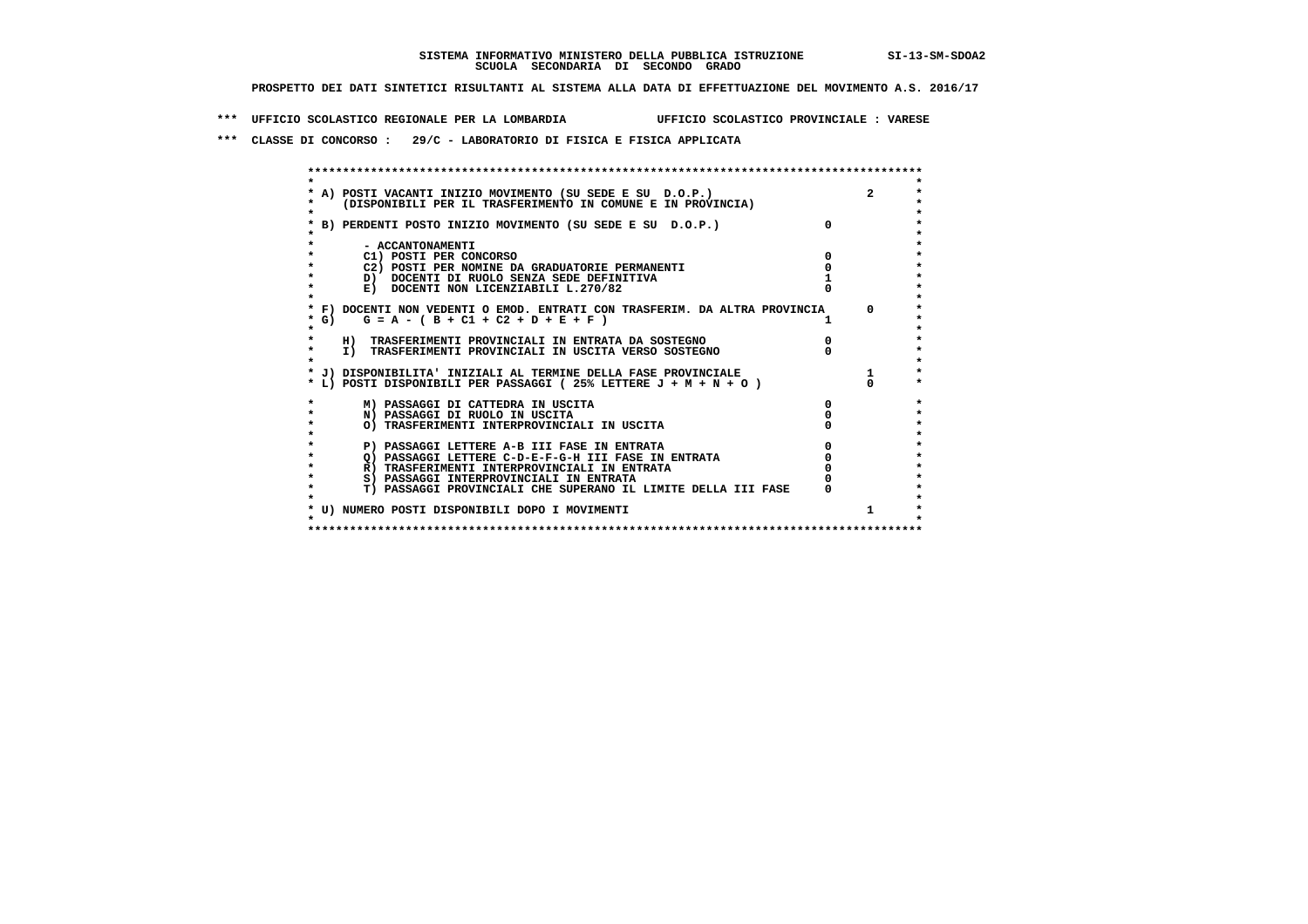SISTEMA INFORMATIVO MINISTERO DELLA PUBBLICA ISTRUZIONE SI-13-SM-SDOA2
SCUOLA SECONDARIA DI SECONDO GRADO

PROSPETTO DEI DATI SINTETICI RISULTANTI AL SISTEMA ALLA DATA DI EFFETTUAZIONE DEL MOVIMENTO A.S. 2016/17

*** UFFICIO SCOLASTICO REGIONALE PER LA LOMBARDIA UFFICIO SCOLASTICO PROVINCIALE : VARESE

*** CLASSE DI CONCORSO : 29/C - LABORATORIO DI FISICA E FISICA APPLICATA

| | | |
|---|---|---|
| A) POSTI VACANTI INIZIO MOVIMENTO (SU SEDE E SU D.O.P.) (DISPONIBILI PER IL TRASFERIMENTO IN COMUNE E IN PROVINCIA) | | 2 |
| B) PERDENTI POSTO INIZIO MOVIMENTO (SU SEDE E SU D.O.P.) | 0 | |
| - ACCANTONAMENTI | | |
| C1) POSTI PER CONCORSO | 0 | |
| C2) POSTI PER NOMINE DA GRADUATORIE PERMANENTI | 0 | |
| D) DOCENTI DI RUOLO SENZA SEDE DEFINITIVA | 1 | |
| E) DOCENTI NON LICENZIABILI L.270/82 | 0 | |
| F) DOCENTI NON VEDENTI O EMOD. ENTRATI CON TRASFERIM. DA ALTRA PROVINCIA | | 0 |
| G) G = A - ( B + C1 + C2 + D + E + F ) | 1 | |
| H) TRASFERIMENTI PROVINCIALI IN ENTRATA DA SOSTEGNO | 0 | |
| I) TRASFERIMENTI PROVINCIALI IN USCITA VERSO SOSTEGNO | 0 | |
| J) DISPONIBILITA' INIZIALI AL TERMINE DELLA FASE PROVINCIALE | | 1 |
| L) POSTI DISPONIBILI PER PASSAGGI ( 25% LETTERE J + M + N + O ) | | 0 |
| M) PASSAGGI DI CATTEDRA IN USCITA | 0 | |
| N) PASSAGGI DI RUOLO IN USCITA | 0 | |
| O) TRASFERIMENTI INTERPROVINCIALI IN USCITA | 0 | |
| P) PASSAGGI LETTERE A-B III FASE IN ENTRATA | 0 | |
| Q) PASSAGGI LETTERE C-D-E-F-G-H III FASE IN ENTRATA | 0 | |
| R) TRASFERIMENTI INTERPROVINCIALI IN ENTRATA | 0 | |
| S) PASSAGGI INTERPROVINCIALI IN ENTRATA | 0 | |
| T) PASSAGGI PROVINCIALI CHE SUPERANO IL LIMITE DELLA III FASE | 0 | |
| U) NUMERO POSTI DISPONIBILI DOPO I MOVIMENTI | | 1 |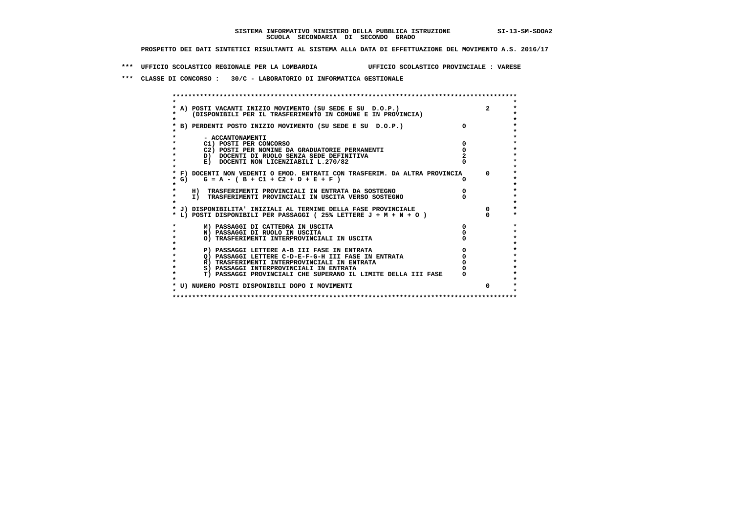SISTEMA INFORMATIVO MINISTERO DELLA PUBBLICA ISTRUZIONE SI-13-SM-SDOA2
SCUOLA SECONDARIA DI SECONDO GRADO

PROSPETTO DEI DATI SINTETICI RISULTANTI AL SISTEMA ALLA DATA DI EFFETTUAZIONE DEL MOVIMENTO A.S. 2016/17

*** UFFICIO SCOLASTICO REGIONALE PER LA LOMBARDIA UFFICIO SCOLASTICO PROVINCIALE : VARESE

*** CLASSE DI CONCORSO : 30/C - LABORATORIO DI INFORMATICA GESTIONALE

| Voce | | |
|---|---|---|
| A) POSTI VACANTI INIZIO MOVIMENTO (SU SEDE E SU D.O.P.) (DISPONIBILI PER IL TRASFERIMENTO IN COMUNE E IN PROVINCIA) | | 2 |
| B) PERDENTI POSTO INIZIO MOVIMENTO (SU SEDE E SU D.O.P.) | 0 | |
| - ACCANTONAMENTI | | |
| C1) POSTI PER CONCORSO | 0 | |
| C2) POSTI PER NOMINE DA GRADUATORIE PERMANENTI | 0 | |
| D) DOCENTI DI RUOLO SENZA SEDE DEFINITIVA | 2 | |
| E) DOCENTI NON LICENZIABILI L.270/82 | 0 | |
| F) DOCENTI NON VEDENTI O EMOD. ENTRATI CON TRASFERIM. DA ALTRA PROVINCIA | | 0 |
| G) G = A - ( B + C1 + C2 + D + E + F ) | 0 | |
| H) TRASFERIMENTI PROVINCIALI IN ENTRATA DA SOSTEGNO | 0 | |
| I) TRASFERIMENTI PROVINCIALI IN USCITA VERSO SOSTEGNO | 0 | |
| J) DISPONIBILITA' INIZIALI AL TERMINE DELLA FASE PROVINCIALE | | 0 |
| L) POSTI DISPONIBILI PER PASSAGGI ( 25% LETTERE J + M + N + O ) | | 0 |
| M) PASSAGGI DI CATTEDRA IN USCITA | 0 | |
| N) PASSAGGI DI RUOLO IN USCITA | 0 | |
| O) TRASFERIMENTI INTERPROVINCIALI IN USCITA | 0 | |
| P) PASSAGGI LETTERE A-B III FASE IN ENTRATA | 0 | |
| Q) PASSAGGI LETTERE C-D-E-F-G-H III FASE IN ENTRATA | 0 | |
| R) TRASFERIMENTI INTERPROVINCIALI IN ENTRATA | 0 | |
| S) PASSAGGI INTERPROVINCIALI IN ENTRATA | 0 | |
| T) PASSAGGI PROVINCIALI CHE SUPERANO IL LIMITE DELLA III FASE | 0 | |
| U) NUMERO POSTI DISPONIBILI DOPO I MOVIMENTI | | 0 |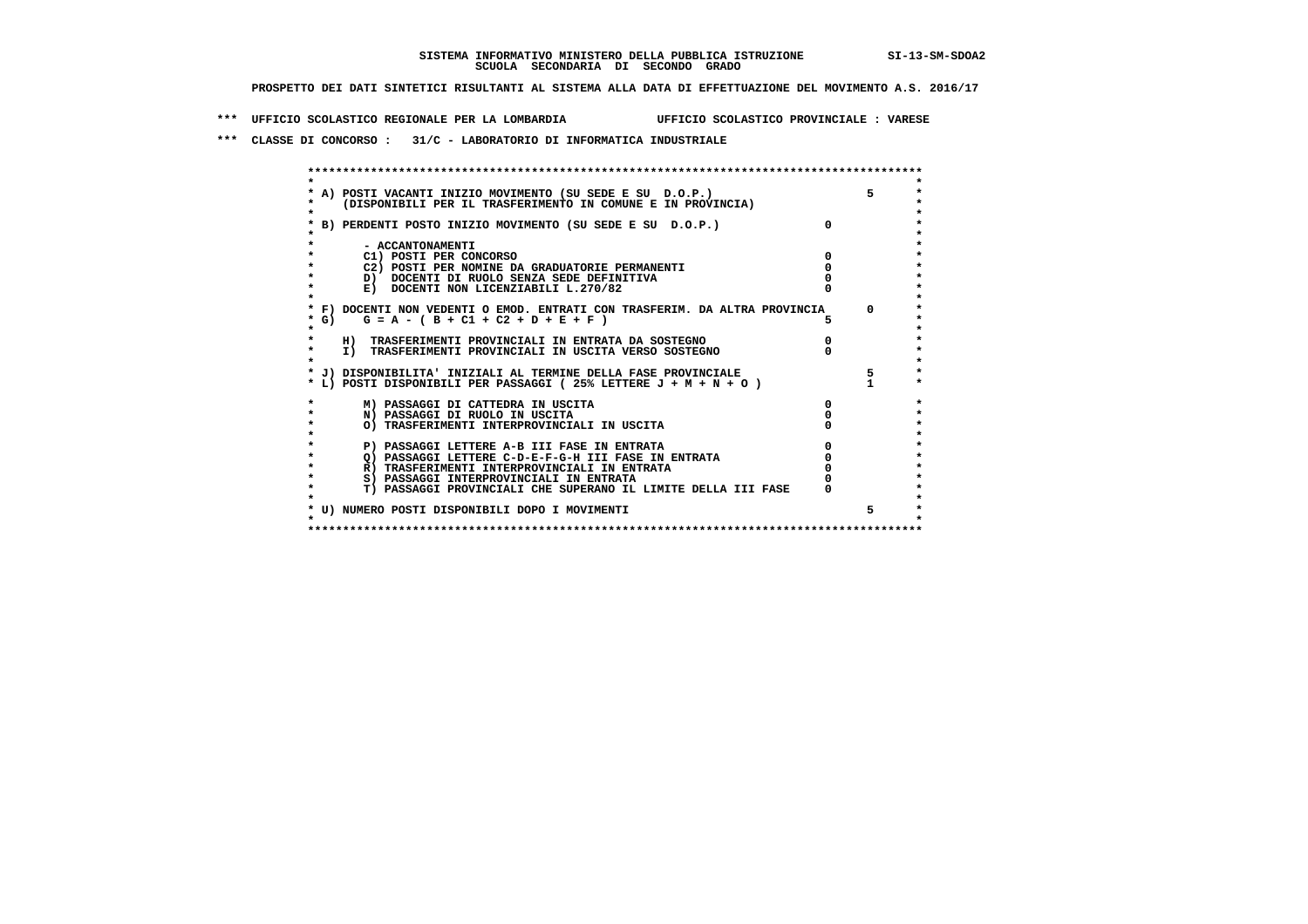**SISTEMA INFORMATIVO MINISTERO DELLA PUBBLICA ISTRUZIONE** SI-13-SM-SDOA2
**SCUOLA SECONDARIA DI SECONDO GRADO**

**PROSPETTO DEI DATI SINTETICI RISULTANTI AL SISTEMA ALLA DATA DI EFFETTUAZIONE DEL MOVIMENTO A.S. 2016/17**

**\*\*\* UFFICIO SCOLASTICO REGIONALE PER LA LOMBARDIA UFFICIO SCOLASTICO PROVINCIALE : VARESE**

**\*\*\* CLASSE DI CONCORSO : 31/C - LABORATORIO DI INFORMATICA INDUSTRIALE**

| Voce | Valore | Totale |
|---|---|---|
| A) POSTI VACANTI INIZIO MOVIMENTO (SU SEDE E SU D.O.P.) (DISPONIBILI PER IL TRASFERIMENTO IN COMUNE E IN PROVINCIA) | | 5 |
| B) PERDENTI POSTO INIZIO MOVIMENTO (SU SEDE E SU D.O.P.) | 0 | |
| - ACCANTONAMENTI | | |
| C1) POSTI PER CONCORSO | 0 | |
| C2) POSTI PER NOMINE DA GRADUATORIE PERMANENTI | 0 | |
| D) DOCENTI DI RUOLO SENZA SEDE DEFINITIVA | 0 | |
| E) DOCENTI NON LICENZIABILI L.270/82 | 0 | |
| F) DOCENTI NON VEDENTI O EMOD. ENTRATI CON TRASFERIM. DA ALTRA PROVINCIA | | 0 |
| G) G = A - ( B + C1 + C2 + D + E + F ) | 5 | |
| H) TRASFERIMENTI PROVINCIALI IN ENTRATA DA SOSTEGNO | 0 | |
| I) TRASFERIMENTI PROVINCIALI IN USCITA VERSO SOSTEGNO | 0 | |
| J) DISPONIBILITA' INIZIALI AL TERMINE DELLA FASE PROVINCIALE | | 5 |
| L) POSTI DISPONIBILI PER PASSAGGI ( 25% LETTERE J + M + N + O ) | | 1 |
| M) PASSAGGI DI CATTEDRA IN USCITA | 0 | |
| N) PASSAGGI DI RUOLO IN USCITA | 0 | |
| O) TRASFERIMENTI INTERPROVINCIALI IN USCITA | 0 | |
| P) PASSAGGI LETTERE A-B III FASE IN ENTRATA | 0 | |
| Q) PASSAGGI LETTERE C-D-E-F-G-H III FASE IN ENTRATA | 0 | |
| R) TRASFERIMENTI INTERPROVINCIALI IN ENTRATA | 0 | |
| S) PASSAGGI INTERPROVINCIALI IN ENTRATA | 0 | |
| T) PASSAGGI PROVINCIALI CHE SUPERANO IL LIMITE DELLA III FASE | 0 | |
| U) NUMERO POSTI DISPONIBILI DOPO I MOVIMENTI | | 5 |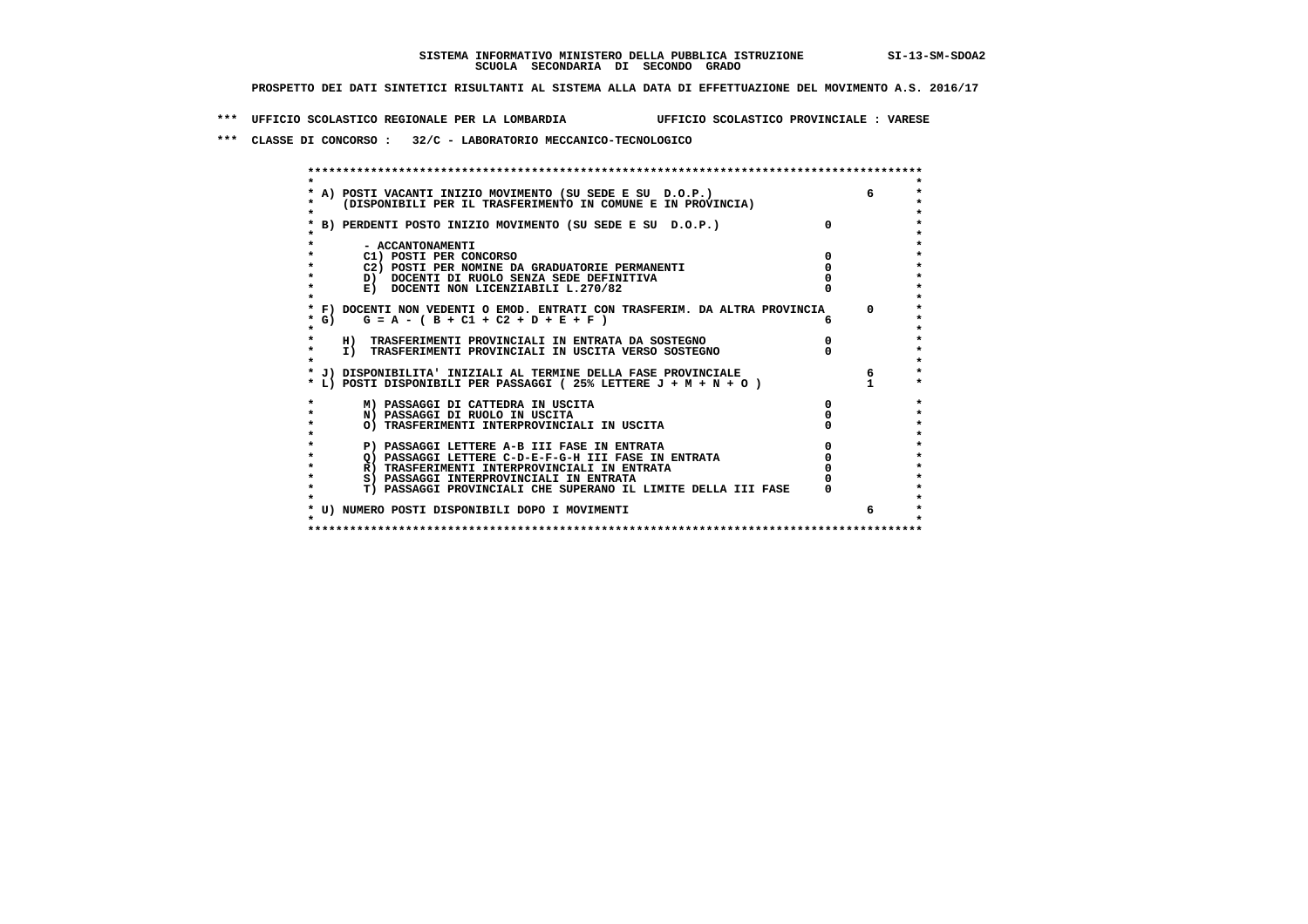**SISTEMA INFORMATIVO MINISTERO DELLA PUBBLICA ISTRUZIONE SI-13-SM-SDOA2**
**SCUOLA SECONDARIA DI SECONDO GRADO**

**PROSPETTO DEI DATI SINTETICI RISULTANTI AL SISTEMA ALLA DATA DI EFFETTUAZIONE DEL MOVIMENTO A.S. 2016/17**

**\*\*\* UFFICIO SCOLASTICO REGIONALE PER LA LOMBARDIA UFFICIO SCOLASTICO PROVINCIALE : VARESE**

**\*\*\* CLASSE DI CONCORSO : 32/C - LABORATORIO MECCANICO-TECNOLOGICO**

| Voce | | |
|---|---|---|
| A) POSTI VACANTI INIZIO MOVIMENTO (SU SEDE E SU D.O.P.) (DISPONIBILI PER IL TRASFERIMENTO IN COMUNE E IN PROVINCIA) | | 6 |
| B) PERDENTI POSTO INIZIO MOVIMENTO (SU SEDE E SU D.O.P.) | 0 | |
| - ACCANTONAMENTI | | |
| C1) POSTI PER CONCORSO | 0 | |
| C2) POSTI PER NOMINE DA GRADUATORIE PERMANENTI | 0 | |
| D) DOCENTI DI RUOLO SENZA SEDE DEFINITIVA | 0 | |
| E) DOCENTI NON LICENZIABILI L.270/82 | 0 | |
| F) DOCENTI NON VEDENTI O EMOD. ENTRATI CON TRASFERIM. DA ALTRA PROVINCIA | | 0 |
| G) G = A - ( B + C1 + C2 + D + E + F ) | 6 | |
| H) TRASFERIMENTI PROVINCIALI IN ENTRATA DA SOSTEGNO | 0 | |
| I) TRASFERIMENTI PROVINCIALI IN USCITA VERSO SOSTEGNO | 0 | |
| J) DISPONIBILITA' INIZIALI AL TERMINE DELLA FASE PROVINCIALE | | 6 |
| L) POSTI DISPONIBILI PER PASSAGGI ( 25% LETTERE J + M + N + O ) | | 1 |
| M) PASSAGGI DI CATTEDRA IN USCITA | 0 | |
| N) PASSAGGI DI RUOLO IN USCITA | 0 | |
| O) TRASFERIMENTI INTERPROVINCIALI IN USCITA | 0 | |
| P) PASSAGGI LETTERE A-B III FASE IN ENTRATA | 0 | |
| Q) PASSAGGI LETTERE C-D-E-F-G-H III FASE IN ENTRATA | 0 | |
| R) TRASFERIMENTI INTERPROVINCIALI IN ENTRATA | 0 | |
| S) PASSAGGI INTERPROVINCIALI IN ENTRATA | 0 | |
| T) PASSAGGI PROVINCIALI CHE SUPERANO IL LIMITE DELLA III FASE | 0 | |
| U) NUMERO POSTI DISPONIBILI DOPO I MOVIMENTI | | 6 |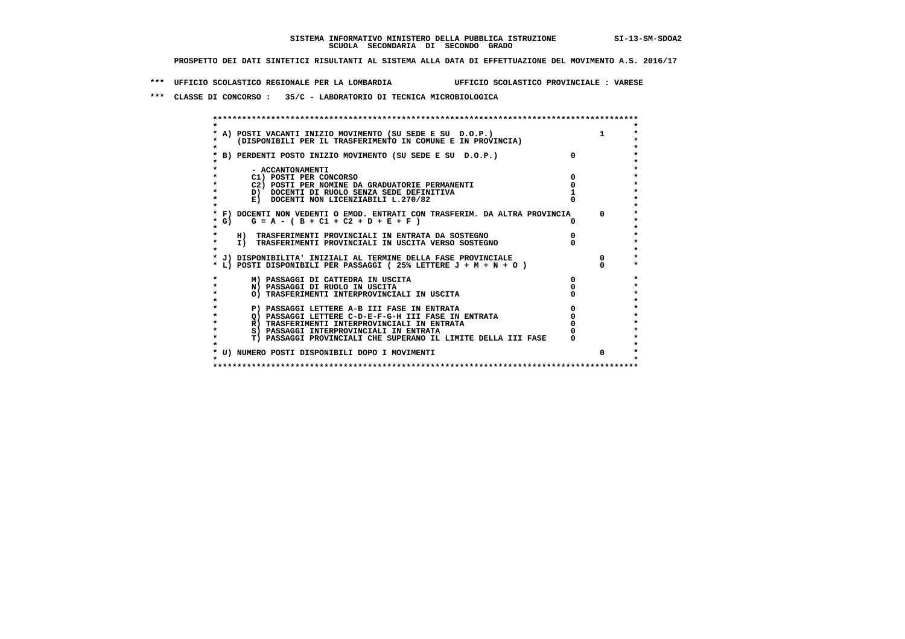SISTEMA INFORMATIVO MINISTERO DELLA PUBBLICA ISTRUZIONE SI-13-SM-SDOA2
SCUOLA SECONDARIA DI SECONDO GRADO

PROSPETTO DEI DATI SINTETICI RISULTANTI AL SISTEMA ALLA DATA DI EFFETTUAZIONE DEL MOVIMENTO A.S. 2016/17

*** UFFICIO SCOLASTICO REGIONALE PER LA LOMBARDIA UFFICIO SCOLASTICO PROVINCIALE : VARESE

*** CLASSE DI CONCORSO : 35/C - LABORATORIO DI TECNICA MICROBIOLOGICA

| | | |
|---|---|---|
| A) POSTI VACANTI INIZIO MOVIMENTO (SU SEDE E SU D.O.P.) (DISPONIBILI PER IL TRASFERIMENTO IN COMUNE E IN PROVINCIA) | | 1 |
| B) PERDENTI POSTO INIZIO MOVIMENTO (SU SEDE E SU D.O.P.) | 0 | |
| - ACCANTONAMENTI | | |
| C1) POSTI PER CONCORSO | 0 | |
| C2) POSTI PER NOMINE DA GRADUATORIE PERMANENTI | 0 | |
| D) DOCENTI DI RUOLO SENZA SEDE DEFINITIVA | 1 | |
| E) DOCENTI NON LICENZIABILI L.270/82 | 0 | |
| F) DOCENTI NON VEDENTI O EMOD. ENTRATI CON TRASFERIM. DA ALTRA PROVINCIA | | 0 |
| G) G = A - ( B + C1 + C2 + D + E + F ) | 0 | |
| H) TRASFERIMENTI PROVINCIALI IN ENTRATA DA SOSTEGNO | 0 | |
| I) TRASFERIMENTI PROVINCIALI IN USCITA VERSO SOSTEGNO | 0 | |
| J) DISPONIBILITA' INIZIALI AL TERMINE DELLA FASE PROVINCIALE | | 0 |
| L) POSTI DISPONIBILI PER PASSAGGI ( 25% LETTERE J + M + N + O ) | | 0 |
| M) PASSAGGI DI CATTEDRA IN USCITA | 0 | |
| N) PASSAGGI DI RUOLO IN USCITA | 0 | |
| O) TRASFERIMENTI INTERPROVINCIALI IN USCITA | 0 | |
| P) PASSAGGI LETTERE A-B III FASE IN ENTRATA | 0 | |
| Q) PASSAGGI LETTERE C-D-E-F-G-H III FASE IN ENTRATA | 0 | |
| R) TRASFERIMENTI INTERPROVINCIALI IN ENTRATA | 0 | |
| S) PASSAGGI INTERPROVINCIALI IN ENTRATA | 0 | |
| T) PASSAGGI PROVINCIALI CHE SUPERANO IL LIMITE DELLA III FASE | 0 | |
| U) NUMERO POSTI DISPONIBILI DOPO I MOVIMENTI | | 0 |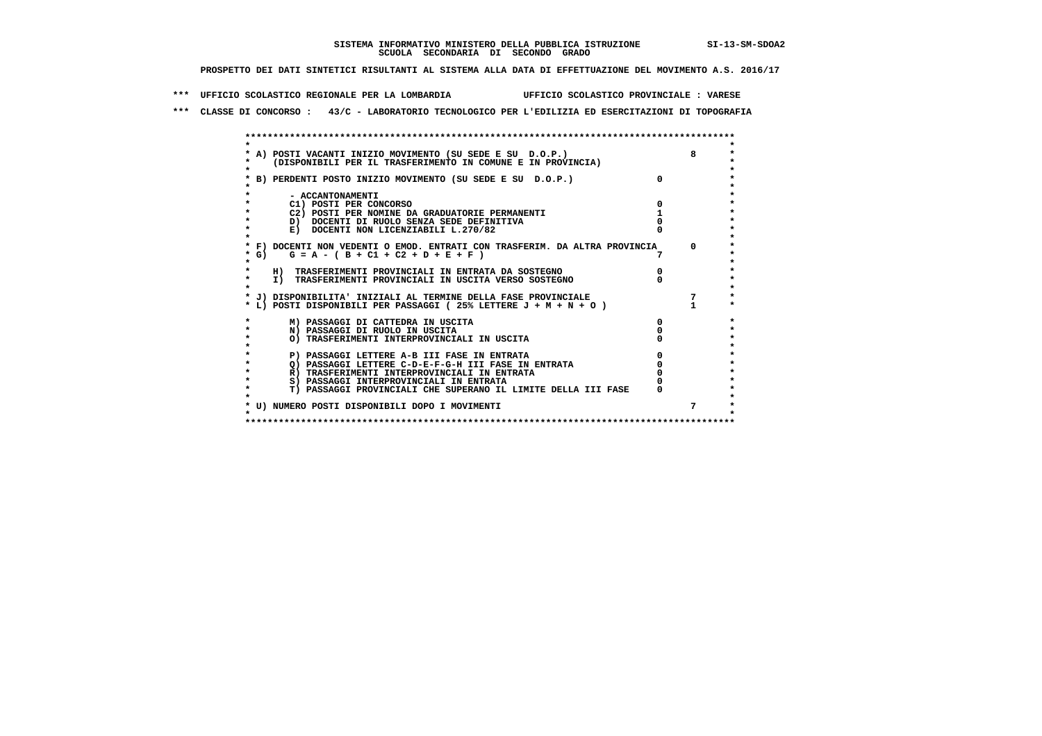SISTEMA INFORMATIVO MINISTERO DELLA PUBBLICA ISTRUZIONE SI-13-SM-SDOA2
SCUOLA SECONDARIA DI SECONDO GRADO

PROSPETTO DEI DATI SINTETICI RISULTANTI AL SISTEMA ALLA DATA DI EFFETTUAZIONE DEL MOVIMENTO A.S. 2016/17

*** UFFICIO SCOLASTICO REGIONALE PER LA LOMBARDIA UFFICIO SCOLASTICO PROVINCIALE : VARESE

*** CLASSE DI CONCORSO : 43/C - LABORATORIO TECNOLOGICO PER L'EDILIZIA ED ESERCITAZIONI DI TOPOGRAFIA

| Voce | | |
|---|---|---|
| A) POSTI VACANTI INIZIO MOVIMENTO (SU SEDE E SU D.O.P.) (DISPONIBILI PER IL TRASFERIMENTO IN COMUNE E IN PROVINCIA) | | 8 |
| B) PERDENTI POSTO INIZIO MOVIMENTO (SU SEDE E SU D.O.P.) | 0 | |
| - ACCANTONAMENTI | | |
| C1) POSTI PER CONCORSO | 0 | |
| C2) POSTI PER NOMINE DA GRADUATORIE PERMANENTI | 1 | |
| D) DOCENTI DI RUOLO SENZA SEDE DEFINITIVA | 0 | |
| E) DOCENTI NON LICENZIABILI L.270/82 | 0 | |
| F) DOCENTI NON VEDENTI O EMOD. ENTRATI CON TRASFERIM. DA ALTRA PROVINCIA | | 0 |
| G) G = A - ( B + C1 + C2 + D + E + F ) | 7 | |
| H) TRASFERIMENTI PROVINCIALI IN ENTRATA DA SOSTEGNO | 0 | |
| I) TRASFERIMENTI PROVINCIALI IN USCITA VERSO SOSTEGNO | 0 | |
| J) DISPONIBILITA' INIZIALI AL TERMINE DELLA FASE PROVINCIALE | | 7 |
| L) POSTI DISPONIBILI PER PASSAGGI ( 25% LETTERE J + M + N + O ) | | 1 |
| M) PASSAGGI DI CATTEDRA IN USCITA | 0 | |
| N) PASSAGGI DI RUOLO IN USCITA | 0 | |
| O) TRASFERIMENTI INTERPROVINCIALI IN USCITA | 0 | |
| P) PASSAGGI LETTERE A-B III FASE IN ENTRATA | 0 | |
| Q) PASSAGGI LETTERE C-D-E-F-G-H III FASE IN ENTRATA | 0 | |
| R) TRASFERIMENTI INTERPROVINCIALI IN ENTRATA | 0 | |
| S) PASSAGGI INTERPROVINCIALI IN ENTRATA | 0 | |
| T) PASSAGGI PROVINCIALI CHE SUPERANO IL LIMITE DELLA III FASE | 0 | |
| U) NUMERO POSTI DISPONIBILI DOPO I MOVIMENTI | | 7 |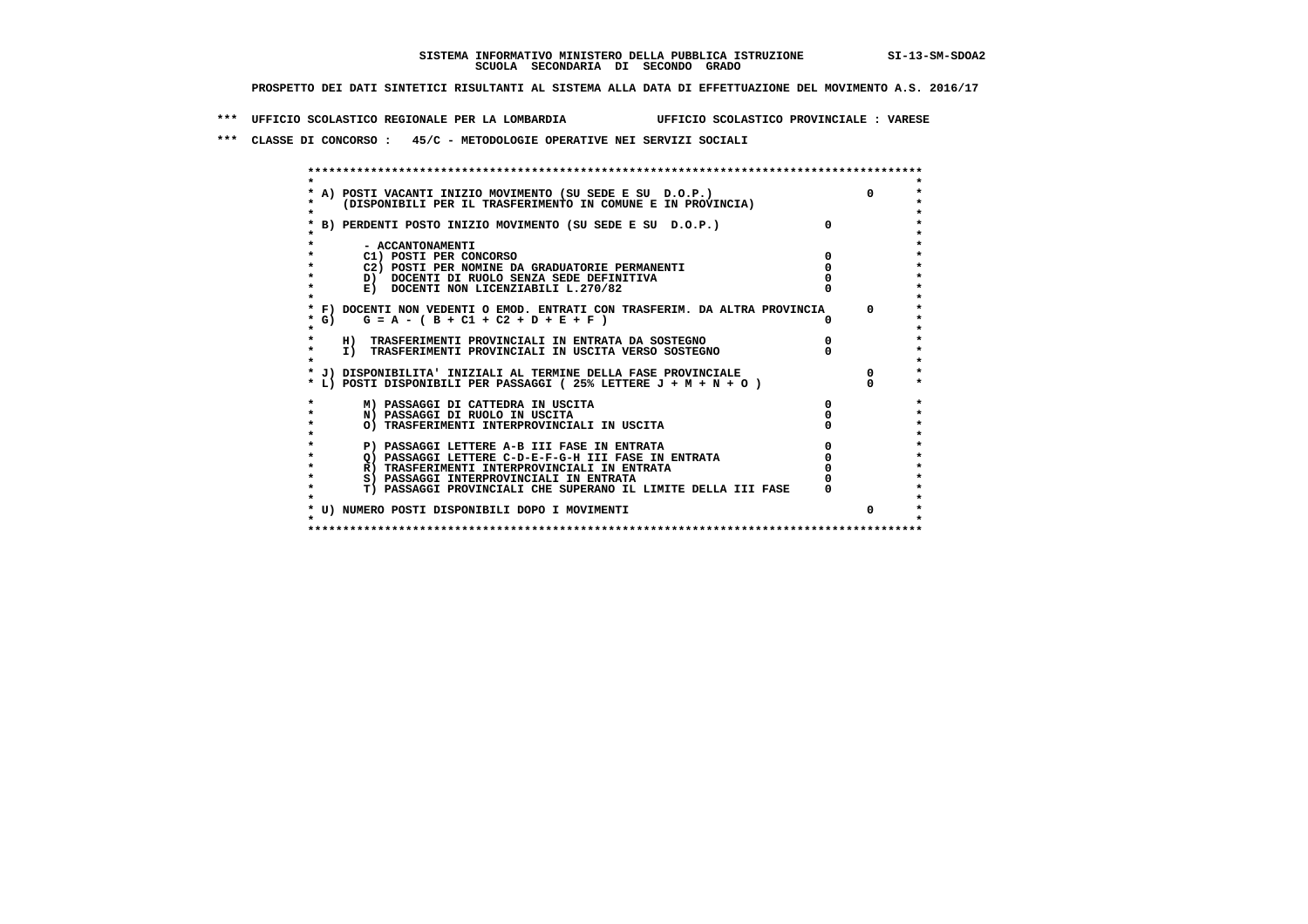SISTEMA INFORMATIVO MINISTERO DELLA PUBBLICA ISTRUZIONE SI-13-SM-SDOA2
SCUOLA SECONDARIA DI SECONDO GRADO

PROSPETTO DEI DATI SINTETICI RISULTANTI AL SISTEMA ALLA DATA DI EFFETTUAZIONE DEL MOVIMENTO A.S. 2016/17

*** UFFICIO SCOLASTICO REGIONALE PER LA LOMBARDIA UFFICIO SCOLASTICO PROVINCIALE : VARESE

*** CLASSE DI CONCORSO : 45/C - METODOLOGIE OPERATIVE NEI SERVIZI SOCIALI

| Voce | | |
|---|---|---|
| A) POSTI VACANTI INIZIO MOVIMENTO (SU SEDE E SU D.O.P.) (DISPONIBILI PER IL TRASFERIMENTO IN COMUNE E IN PROVINCIA) | | 0 |
| B) PERDENTI POSTO INIZIO MOVIMENTO (SU SEDE E SU D.O.P.) | 0 | |
| - ACCANTONAMENTI | | |
| C1) POSTI PER CONCORSO | 0 | |
| C2) POSTI PER NOMINE DA GRADUATORIE PERMANENTI | 0 | |
| D) DOCENTI DI RUOLO SENZA SEDE DEFINITIVA | 0 | |
| E) DOCENTI NON LICENZIABILI L.270/82 | 0 | |
| F) DOCENTI NON VEDENTI O EMOD. ENTRATI CON TRASFERIM. DA ALTRA PROVINCIA | | 0 |
| G) G = A - ( B + C1 + C2 + D + E + F ) | 0 | |
| H) TRASFERIMENTI PROVINCIALI IN ENTRATA DA SOSTEGNO | 0 | |
| I) TRASFERIMENTI PROVINCIALI IN USCITA VERSO SOSTEGNO | 0 | |
| J) DISPONIBILITA' INIZIALI AL TERMINE DELLA FASE PROVINCIALE | | 0 |
| L) POSTI DISPONIBILI PER PASSAGGI ( 25% LETTERE J + M + N + O ) | | 0 |
| M) PASSAGGI DI CATTEDRA IN USCITA | 0 | |
| N) PASSAGGI DI RUOLO IN USCITA | 0 | |
| O) TRASFERIMENTI INTERPROVINCIALI IN USCITA | 0 | |
| P) PASSAGGI LETTERE A-B III FASE IN ENTRATA | 0 | |
| Q) PASSAGGI LETTERE C-D-E-F-G-H III FASE IN ENTRATA | 0 | |
| R) TRASFERIMENTI INTERPROVINCIALI IN ENTRATA | 0 | |
| S) PASSAGGI INTERPROVINCIALI IN ENTRATA | 0 | |
| T) PASSAGGI PROVINCIALI CHE SUPERANO IL LIMITE DELLA III FASE | 0 | |
| U) NUMERO POSTI DISPONIBILI DOPO I MOVIMENTI | | 0 |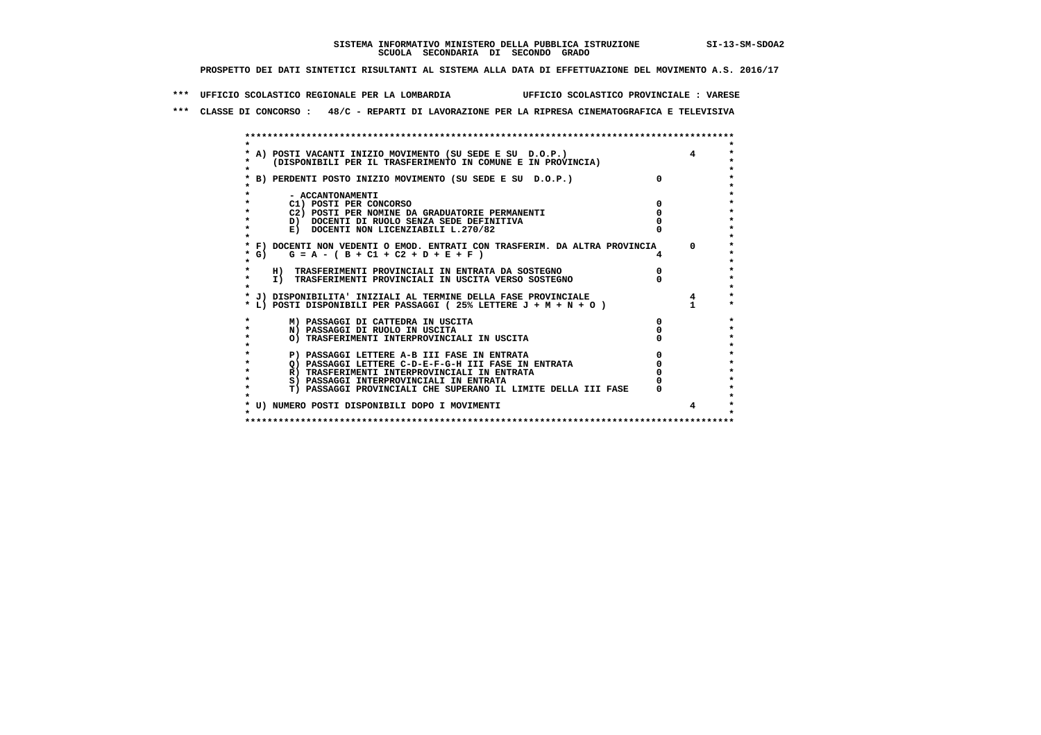**SISTEMA INFORMATIVO MINISTERO DELLA PUBBLICA ISTRUZIONE SI-13-SM-SDOA2**
**SCUOLA SECONDARIA DI SECONDO GRADO**

**PROSPETTO DEI DATI SINTETICI RISULTANTI AL SISTEMA ALLA DATA DI EFFETTUAZIONE DEL MOVIMENTO A.S. 2016/17**

**\*\*\* UFFICIO SCOLASTICO REGIONALE PER LA LOMBARDIA UFFICIO SCOLASTICO PROVINCIALE : VARESE**

**\*\*\* CLASSE DI CONCORSO : 48/C - REPARTI DI LAVORAZIONE PER LA RIPRESA CINEMATOGRAFICA E TELEVISIVA**

| Voce | | |
|---|---|---|
| A) POSTI VACANTI INIZIO MOVIMENTO (SU SEDE E SU D.O.P.) (DISPONIBILI PER IL TRASFERIMENTO IN COMUNE E IN PROVINCIA) | | 4 |
| B) PERDENTI POSTO INIZIO MOVIMENTO (SU SEDE E SU D.O.P.) | 0 | |
| - ACCANTONAMENTI | | |
| C1) POSTI PER CONCORSO | 0 | |
| C2) POSTI PER NOMINE DA GRADUATORIE PERMANENTI | 0 | |
| D) DOCENTI DI RUOLO SENZA SEDE DEFINITIVA | 0 | |
| E) DOCENTI NON LICENZIABILI L.270/82 | 0 | |
| F) DOCENTI NON VEDENTI O EMOD. ENTRATI CON TRASFERIM. DA ALTRA PROVINCIA | | 0 |
| G) G = A - ( B + C1 + C2 + D + E + F ) | 4 | |
| H) TRASFERIMENTI PROVINCIALI IN ENTRATA DA SOSTEGNO | 0 | |
| I) TRASFERIMENTI PROVINCIALI IN USCITA VERSO SOSTEGNO | 0 | |
| J) DISPONIBILITA' INIZIALI AL TERMINE DELLA FASE PROVINCIALE | | 4 |
| L) POSTI DISPONIBILI PER PASSAGGI ( 25% LETTERE J + M + N + O ) | | 1 |
| M) PASSAGGI DI CATTEDRA IN USCITA | 0 | |
| N) PASSAGGI DI RUOLO IN USCITA | 0 | |
| O) TRASFERIMENTI INTERPROVINCIALI IN USCITA | 0 | |
| P) PASSAGGI LETTERE A-B III FASE IN ENTRATA | 0 | |
| Q) PASSAGGI LETTERE C-D-E-F-G-H III FASE IN ENTRATA | 0 | |
| R) TRASFERIMENTI INTERPROVINCIALI IN ENTRATA | 0 | |
| S) PASSAGGI INTERPROVINCIALI IN ENTRATA | 0 | |
| T) PASSAGGI PROVINCIALI CHE SUPERANO IL LIMITE DELLA III FASE | 0 | |
| U) NUMERO POSTI DISPONIBILI DOPO I MOVIMENTI | | 4 |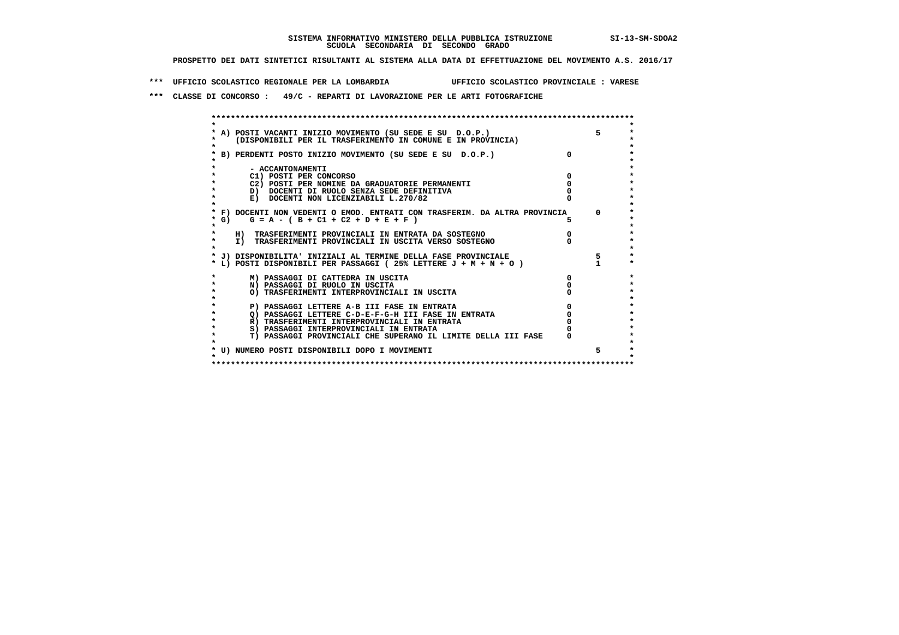**SISTEMA INFORMATIVO MINISTERO DELLA PUBBLICA ISTRUZIONE SI-13-SM-SDOA2**
**SCUOLA SECONDARIA DI SECONDO GRADO**

**PROSPETTO DEI DATI SINTETICI RISULTANTI AL SISTEMA ALLA DATA DI EFFETTUAZIONE DEL MOVIMENTO A.S. 2016/17**

**\*\*\* UFFICIO SCOLASTICO REGIONALE PER LA LOMBARDIA UFFICIO SCOLASTICO PROVINCIALE : VARESE**

**\*\*\* CLASSE DI CONCORSO : 49/C - REPARTI DI LAVORAZIONE PER LE ARTI FOTOGRAFICHE**

| Voce | | |
|---|---|---|
| A) POSTI VACANTI INIZIO MOVIMENTO (SU SEDE E SU D.O.P.) (DISPONIBILI PER IL TRASFERIMENTO IN COMUNE E IN PROVINCIA) | | 5 |
| B) PERDENTI POSTO INIZIO MOVIMENTO (SU SEDE E SU D.O.P.) | 0 | |
| - ACCANTONAMENTI | | |
| C1) POSTI PER CONCORSO | 0 | |
| C2) POSTI PER NOMINE DA GRADUATORIE PERMANENTI | 0 | |
| D) DOCENTI DI RUOLO SENZA SEDE DEFINITIVA | 0 | |
| E) DOCENTI NON LICENZIABILI L.270/82 | 0 | |
| F) DOCENTI NON VEDENTI O EMOD. ENTRATI CON TRASFERIM. DA ALTRA PROVINCIA | | 0 |
| G) G = A - ( B + C1 + C2 + D + E + F ) | 5 | |
| H) TRASFERIMENTI PROVINCIALI IN ENTRATA DA SOSTEGNO | 0 | |
| I) TRASFERIMENTI PROVINCIALI IN USCITA VERSO SOSTEGNO | 0 | |
| J) DISPONIBILITA' INIZIALI AL TERMINE DELLA FASE PROVINCIALE | | 5 |
| L) POSTI DISPONIBILI PER PASSAGGI ( 25% LETTERE J + M + N + O ) | | 1 |
| M) PASSAGGI DI CATTEDRA IN USCITA | 0 | |
| N) PASSAGGI DI RUOLO IN USCITA | 0 | |
| O) TRASFERIMENTI INTERPROVINCIALI IN USCITA | 0 | |
| P) PASSAGGI LETTERE A-B III FASE IN ENTRATA | 0 | |
| Q) PASSAGGI LETTERE C-D-E-F-G-H III FASE IN ENTRATA | 0 | |
| R) TRASFERIMENTI INTERPROVINCIALI IN ENTRATA | 0 | |
| S) PASSAGGI INTERPROVINCIALI IN ENTRATA | 0 | |
| T) PASSAGGI PROVINCIALI CHE SUPERANO IL LIMITE DELLA III FASE | 0 | |
| U) NUMERO POSTI DISPONIBILI DOPO I MOVIMENTI | | 5 |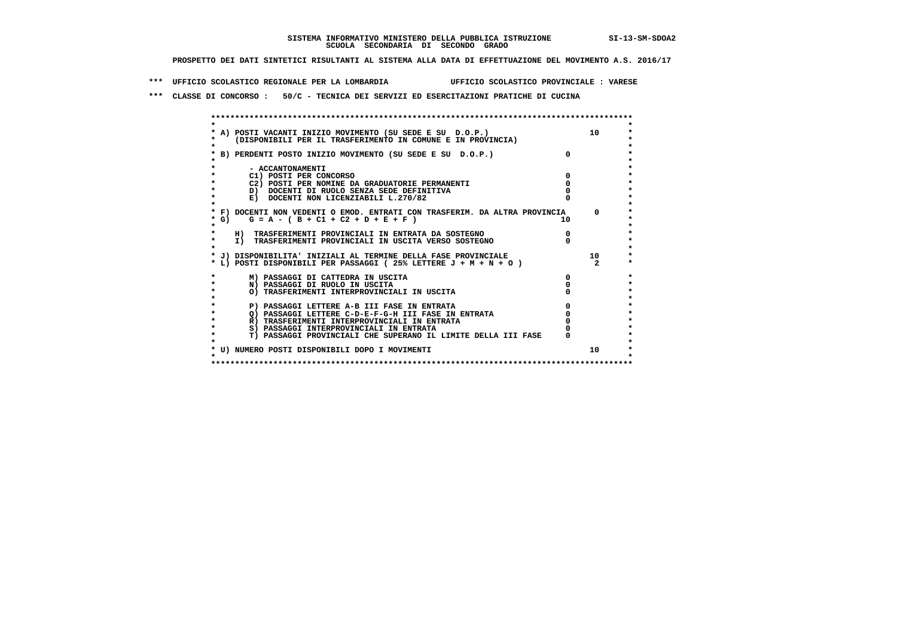**SISTEMA INFORMATIVO MINISTERO DELLA PUBBLICA ISTRUZIONE SI-13-SM-SDOA2**
**SCUOLA SECONDARIA DI SECONDO GRADO**

**PROSPETTO DEI DATI SINTETICI RISULTANTI AL SISTEMA ALLA DATA DI EFFETTUAZIONE DEL MOVIMENTO A.S. 2016/17**

**\*\*\* UFFICIO SCOLASTICO REGIONALE PER LA LOMBARDIA UFFICIO SCOLASTICO PROVINCIALE : VARESE**

**\*\*\* CLASSE DI CONCORSO : 50/C - TECNICA DEI SERVIZI ED ESERCITAZIONI PRATICHE DI CUCINA**

| Voce | | |
|---|---|---|
| A) POSTI VACANTI INIZIO MOVIMENTO (SU SEDE E SU D.O.P.) (DISPONIBILI PER IL TRASFERIMENTO IN COMUNE E IN PROVINCIA) | | 10 |
| B) PERDENTI POSTO INIZIO MOVIMENTO (SU SEDE E SU D.O.P.) | 0 | |
| - ACCANTONAMENTI | | |
| C1) POSTI PER CONCORSO | 0 | |
| C2) POSTI PER NOMINE DA GRADUATORIE PERMANENTI | 0 | |
| D) DOCENTI DI RUOLO SENZA SEDE DEFINITIVA | 0 | |
| E) DOCENTI NON LICENZIABILI L.270/82 | 0 | |
| F) DOCENTI NON VEDENTI O EMOD. ENTRATI CON TRASFERIM. DA ALTRA PROVINCIA | | 0 |
| G) G = A - ( B + C1 + C2 + D + E + F ) | 10 | |
| H) TRASFERIMENTI PROVINCIALI IN ENTRATA DA SOSTEGNO | 0 | |
| I) TRASFERIMENTI PROVINCIALI IN USCITA VERSO SOSTEGNO | 0 | |
| J) DISPONIBILITA' INIZIALI AL TERMINE DELLA FASE PROVINCIALE | | 10 |
| L) POSTI DISPONIBILI PER PASSAGGI ( 25% LETTERE J + M + N + O ) | | 2 |
| M) PASSAGGI DI CATTEDRA IN USCITA | 0 | |
| N) PASSAGGI DI RUOLO IN USCITA | 0 | |
| O) TRASFERIMENTI INTERPROVINCIALI IN USCITA | 0 | |
| P) PASSAGGI LETTERE A-B III FASE IN ENTRATA | 0 | |
| Q) PASSAGGI LETTERE C-D-E-F-G-H III FASE IN ENTRATA | 0 | |
| R) TRASFERIMENTI INTERPROVINCIALI IN ENTRATA | 0 | |
| S) PASSAGGI INTERPROVINCIALI IN ENTRATA | 0 | |
| T) PASSAGGI PROVINCIALI CHE SUPERANO IL LIMITE DELLA III FASE | 0 | |
| U) NUMERO POSTI DISPONIBILI DOPO I MOVIMENTI | | 10 |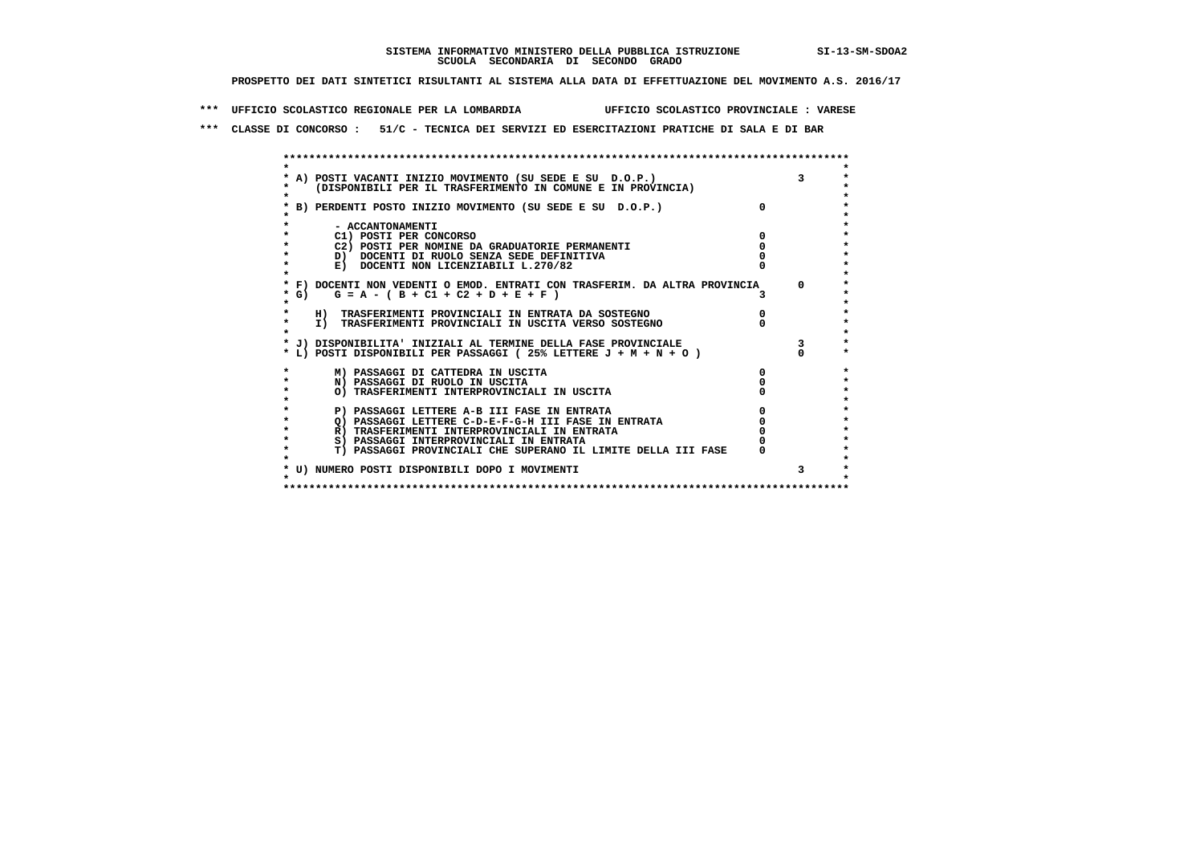**SISTEMA INFORMATIVO MINISTERO DELLA PUBBLICA ISTRUZIONE** SI-13-SM-SDOA2
**SCUOLA SECONDARIA DI SECONDO GRADO**

**PROSPETTO DEI DATI SINTETICI RISULTANTI AL SISTEMA ALLA DATA DI EFFETTUAZIONE DEL MOVIMENTO A.S. 2016/17**

**\*\*\* UFFICIO SCOLASTICO REGIONALE PER LA LOMBARDIA UFFICIO SCOLASTICO PROVINCIALE : VARESE**

**\*\*\* CLASSE DI CONCORSO : 51/C - TECNICA DEI SERVIZI ED ESERCITAZIONI PRATICHE DI SALA E DI BAR**

| Voce | | |
|---|---|---|
| A) POSTI VACANTI INIZIO MOVIMENTO (SU SEDE E SU D.O.P.) (DISPONIBILI PER IL TRASFERIMENTO IN COMUNE E IN PROVINCIA) | | 3 |
| B) PERDENTI POSTO INIZIO MOVIMENTO (SU SEDE E SU D.O.P.) | 0 | |
| - ACCANTONAMENTI | | |
| C1) POSTI PER CONCORSO | 0 | |
| C2) POSTI PER NOMINE DA GRADUATORIE PERMANENTI | 0 | |
| D) DOCENTI DI RUOLO SENZA SEDE DEFINITIVA | 0 | |
| E) DOCENTI NON LICENZIABILI L.270/82 | 0 | |
| F) DOCENTI NON VEDENTI O EMOD. ENTRATI CON TRASFERIM. DA ALTRA PROVINCIA | | 0 |
| G) G = A - ( B + C1 + C2 + D + E + F ) | 3 | |
| H) TRASFERIMENTI PROVINCIALI IN ENTRATA DA SOSTEGNO | 0 | |
| I) TRASFERIMENTI PROVINCIALI IN USCITA VERSO SOSTEGNO | 0 | |
| J) DISPONIBILITA' INIZIALI AL TERMINE DELLA FASE PROVINCIALE | | 3 |
| L) POSTI DISPONIBILI PER PASSAGGI ( 25% LETTERE J + M + N + O ) | | 0 |
| M) PASSAGGI DI CATTEDRA IN USCITA | 0 | |
| N) PASSAGGI DI RUOLO IN USCITA | 0 | |
| O) TRASFERIMENTI INTERPROVINCIALI IN USCITA | 0 | |
| P) PASSAGGI LETTERE A-B III FASE IN ENTRATA | 0 | |
| Q) PASSAGGI LETTERE C-D-E-F-G-H III FASE IN ENTRATA | 0 | |
| R) TRASFERIMENTI INTERPROVINCIALI IN ENTRATA | 0 | |
| S) PASSAGGI INTERPROVINCIALI IN ENTRATA | 0 | |
| T) PASSAGGI PROVINCIALI CHE SUPERANO IL LIMITE DELLA III FASE | 0 | |
| U) NUMERO POSTI DISPONIBILI DOPO I MOVIMENTI | | 3 |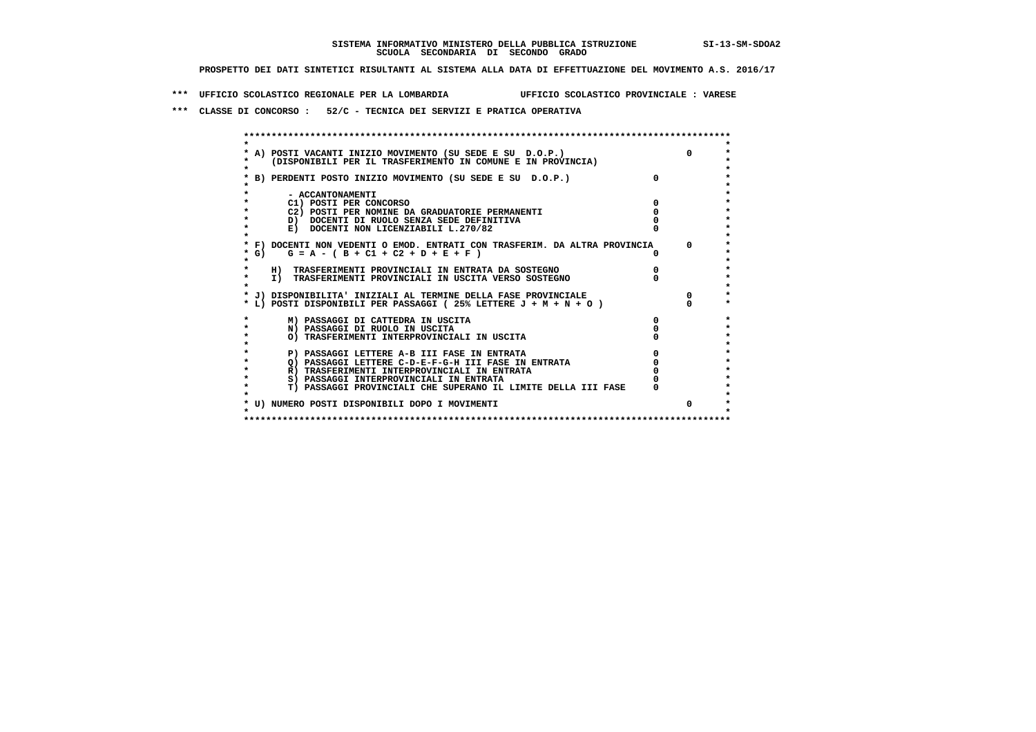SISTEMA INFORMATIVO MINISTERO DELLA PUBBLICA ISTRUZIONE SI-13-SM-SDOA2
SCUOLA SECONDARIA DI SECONDO GRADO

PROSPETTO DEI DATI SINTETICI RISULTANTI AL SISTEMA ALLA DATA DI EFFETTUAZIONE DEL MOVIMENTO A.S. 2016/17

*** UFFICIO SCOLASTICO REGIONALE PER LA LOMBARDIA UFFICIO SCOLASTICO PROVINCIALE : VARESE

*** CLASSE DI CONCORSO : 52/C - TECNICA DEI SERVIZI E PRATICA OPERATIVA

| | | |
|---|---|---|
| A) POSTI VACANTI INIZIO MOVIMENTO (SU SEDE E SU D.O.P.) (DISPONIBILI PER IL TRASFERIMENTO IN COMUNE E IN PROVINCIA) | | 0 |
| B) PERDENTI POSTO INIZIO MOVIMENTO (SU SEDE E SU D.O.P.) | 0 | |
| - ACCANTONAMENTI | | |
| C1) POSTI PER CONCORSO | 0 | |
| C2) POSTI PER NOMINE DA GRADUATORIE PERMANENTI | 0 | |
| D) DOCENTI DI RUOLO SENZA SEDE DEFINITIVA | 0 | |
| E) DOCENTI NON LICENZIABILI L.270/82 | 0 | |
| F) DOCENTI NON VEDENTI O EMOD. ENTRATI CON TRASFERIM. DA ALTRA PROVINCIA | | 0 |
| G) G = A - ( B + C1 + C2 + D + E + F ) | 0 | |
| H) TRASFERIMENTI PROVINCIALI IN ENTRATA DA SOSTEGNO | 0 | |
| I) TRASFERIMENTI PROVINCIALI IN USCITA VERSO SOSTEGNO | 0 | |
| J) DISPONIBILITA' INIZIALI AL TERMINE DELLA FASE PROVINCIALE | | 0 |
| L) POSTI DISPONIBILI PER PASSAGGI ( 25% LETTERE J + M + N + O ) | | 0 |
| M) PASSAGGI DI CATTEDRA IN USCITA | 0 | |
| N) PASSAGGI DI RUOLO IN USCITA | 0 | |
| O) TRASFERIMENTI INTERPROVINCIALI IN USCITA | 0 | |
| P) PASSAGGI LETTERE A-B III FASE IN ENTRATA | 0 | |
| Q) PASSAGGI LETTERE C-D-E-F-G-H III FASE IN ENTRATA | 0 | |
| R) TRASFERIMENTI INTERPROVINCIALI IN ENTRATA | 0 | |
| S) PASSAGGI INTERPROVINCIALI IN ENTRATA | 0 | |
| T) PASSAGGI PROVINCIALI CHE SUPERANO IL LIMITE DELLA III FASE | 0 | |
| U) NUMERO POSTI DISPONIBILI DOPO I MOVIMENTI | | 0 |